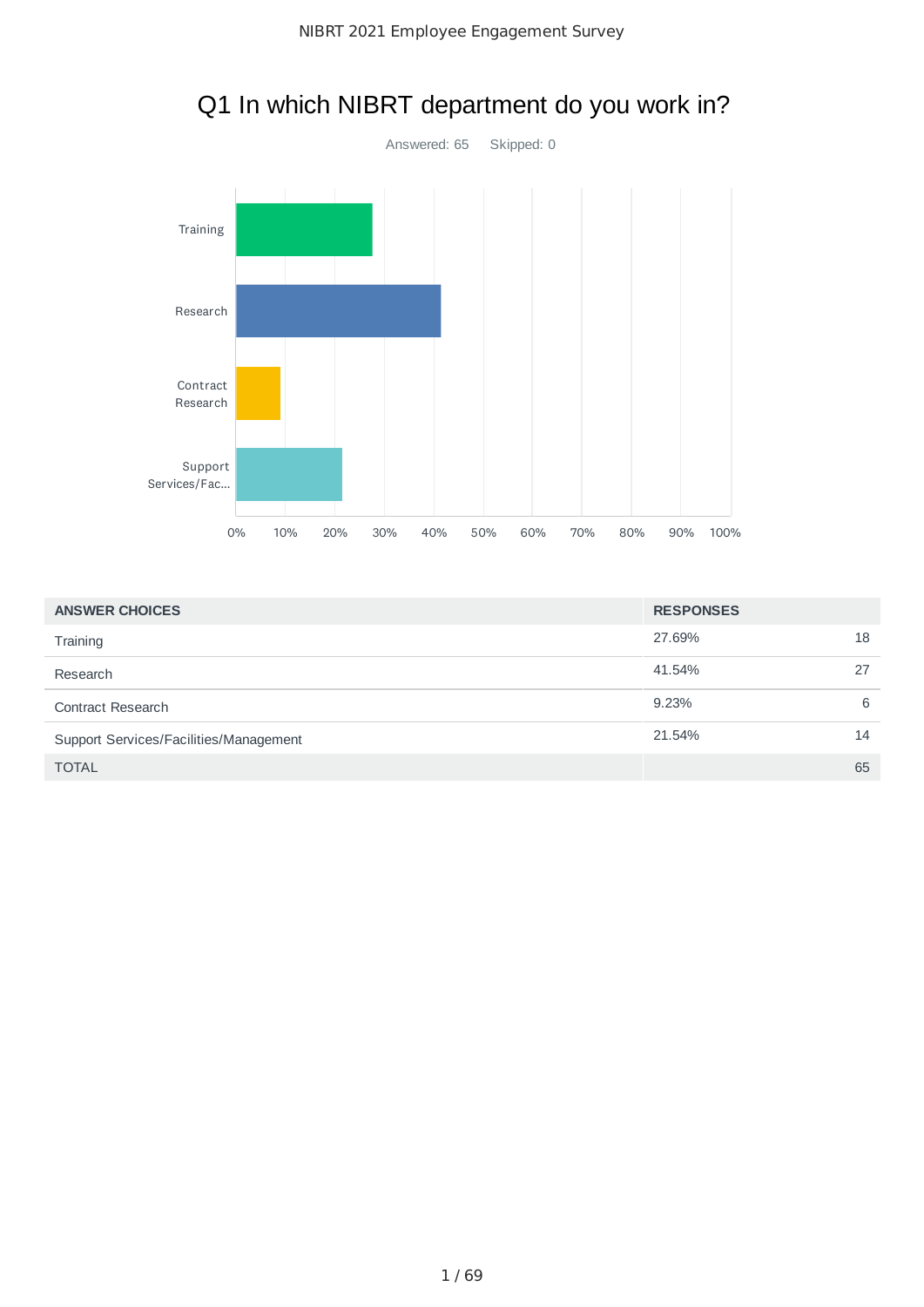# Q1 In which NIBRT department do you work in?

Answered: 65 Skipped: 0

| ANSWER CHOICES | RESPONSES | |
|---|---|---|
| Training | 27.69% | 18 |
| Research | 41.54% | 27 |
| Contract Research | 9.23% | 6 |
| Support Services/Facilities/Management | 21.54% | 14 |
| TOTAL | | 65 |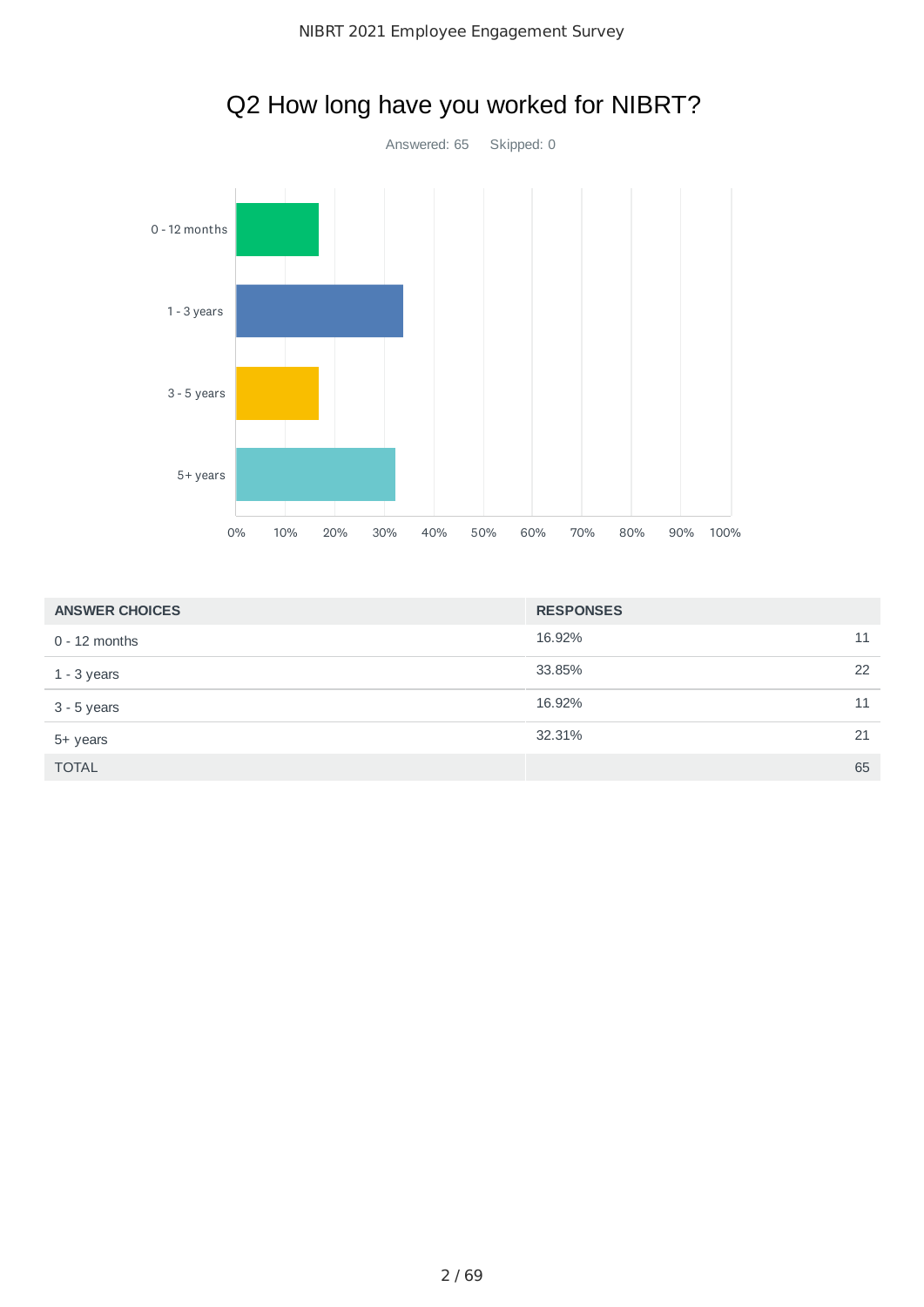# Q2 How long have you worked for NIBRT?

Answered: 65 Skipped: 0

| ANSWER CHOICES | RESPONSES | |
|---|---|---|
| 0 - 12 months | 16.92% | 11 |
| 1 - 3 years | 33.85% | 22 |
| 3 - 5 years | 16.92% | 11 |
| 5+ years | 32.31% | 21 |
| TOTAL | | 65 |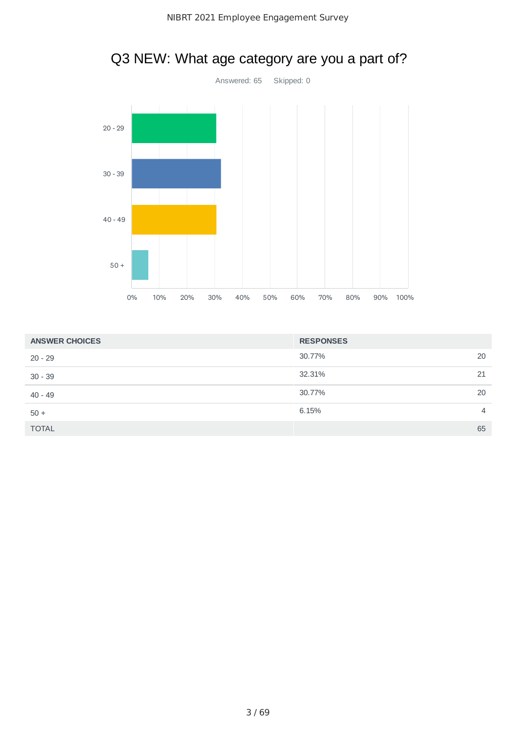# Q3 NEW: What age category are you a part of?

Answered: 65 Skipped: 0

| ANSWER CHOICES | RESPONSES | |
|---|---|---|
| 20 - 29 | 30.77% | 20 |
| 30 - 39 | 32.31% | 21 |
| 40 - 49 | 30.77% | 20 |
| 50 + | 6.15% | 4 |
| TOTAL | | 65 |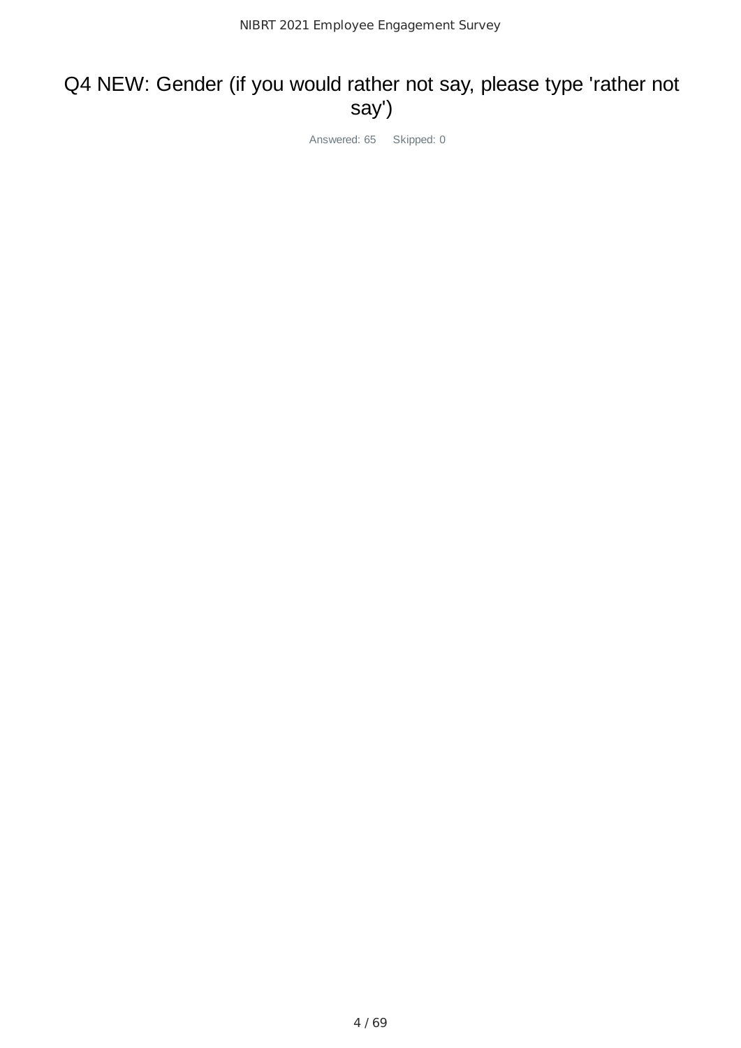# Q4 NEW: Gender (if you would rather not say, please type 'rather not say')

Answered: 65 Skipped: 0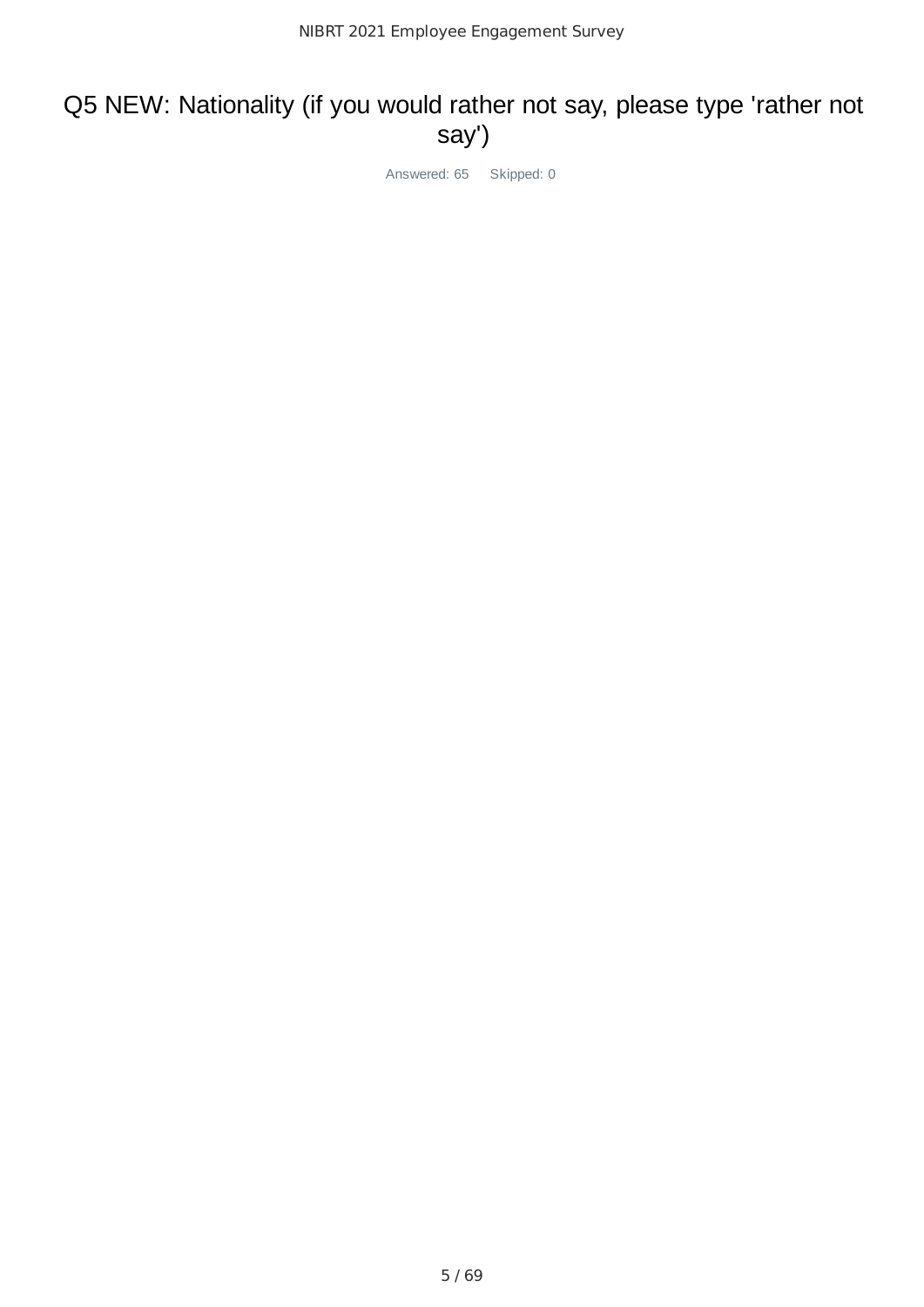# Q5 NEW: Nationality (if you would rather not say, please type 'rather not say')

Answered: 65 Skipped: 0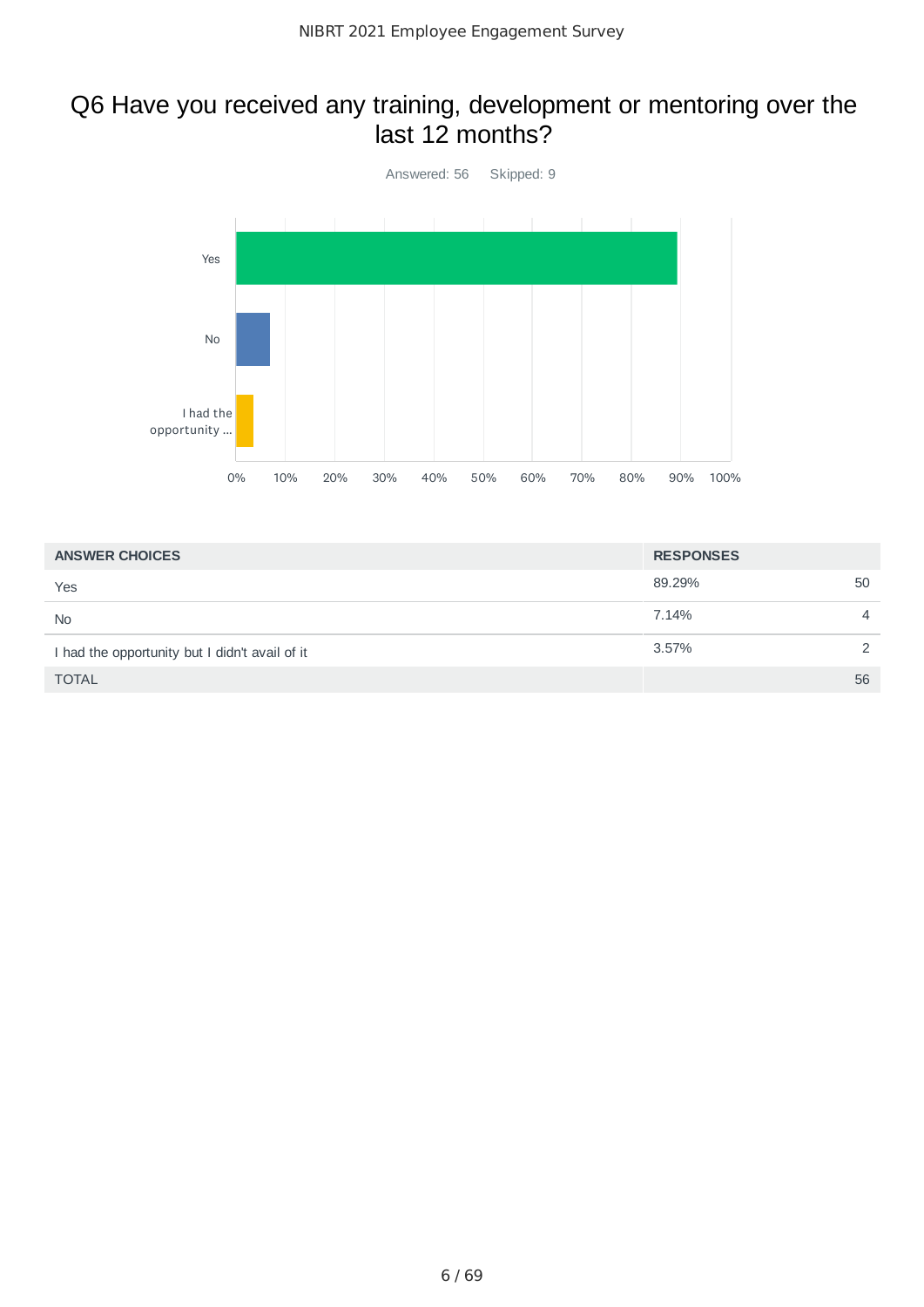## Q6 Have you received any training, development or mentoring over the last 12 months?

Answered: 56 Skipped: 9

| ANSWER CHOICES | RESPONSES | |
|---|---|---|
| Yes | 89.29% | 50 |
| No | 7.14% | 4 |
| I had the opportunity but I didn't avail of it | 3.57% | 2 |
| TOTAL | | 56 |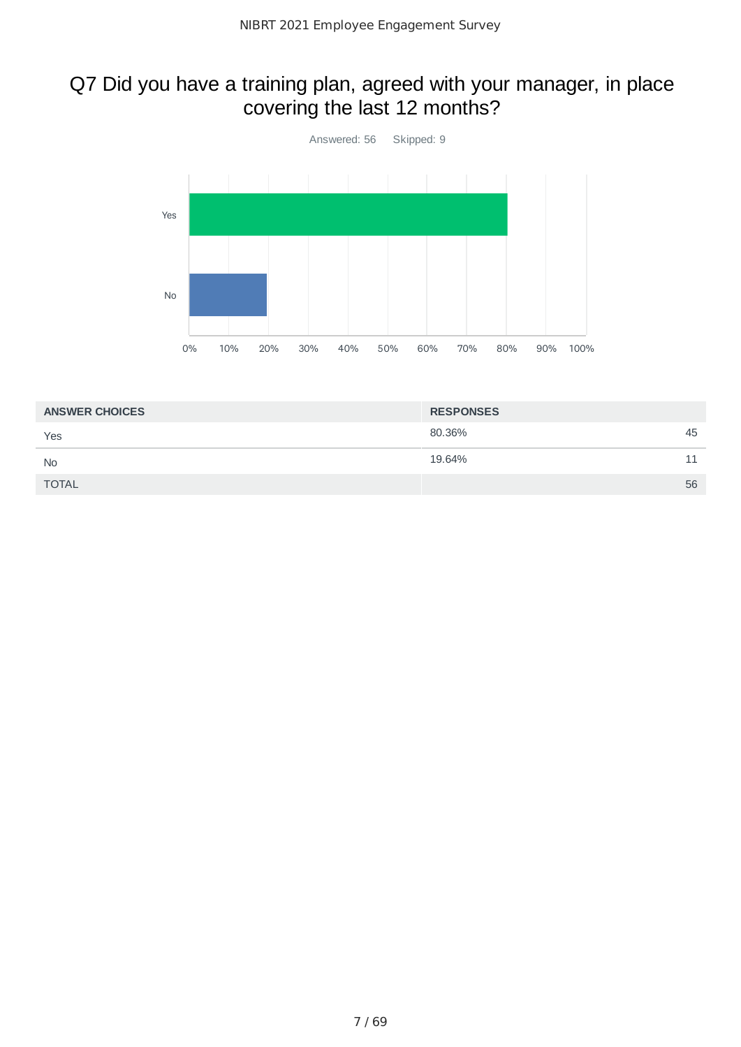## Q7 Did you have a training plan, agreed with your manager, in place covering the last 12 months?

Answered: 56 Skipped: 9

| ANSWER CHOICES | RESPONSES | |
|---|---|---|
| Yes | 80.36% | 45 |
| No | 19.64% | 11 |
| TOTAL | | 56 |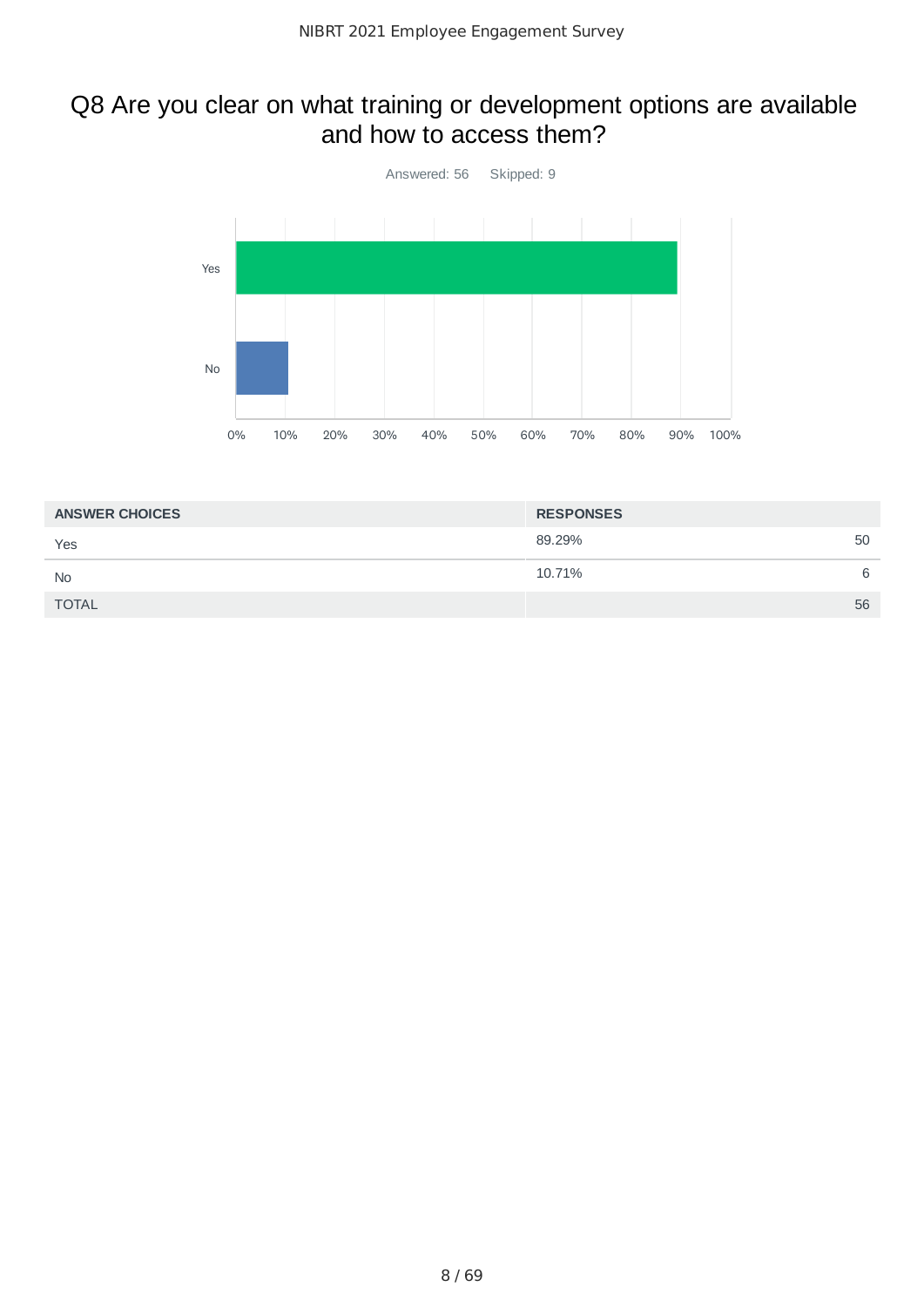# Q8 Are you clear on what training or development options are available and how to access them?

Answered: 56    Skipped: 9

| ANSWER CHOICES | RESPONSES | |
|---|---|---|
| Yes | 89.29% | 50 |
| No | 10.71% | 6 |
| TOTAL | | 56 |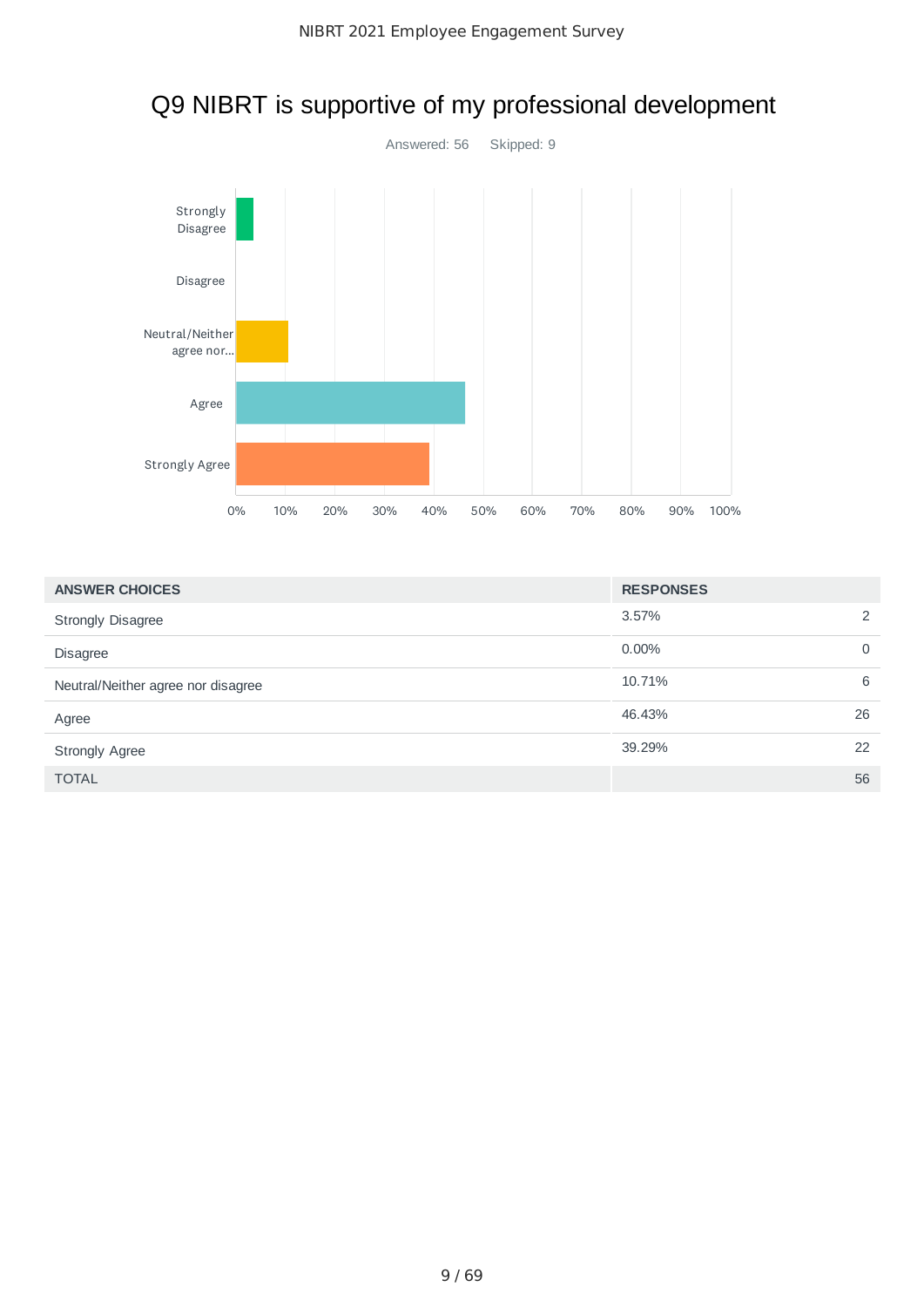# Q9 NIBRT is supportive of my professional development

Answered: 56 Skipped: 9

| ANSWER CHOICES | RESPONSES | |
|---|---|---|
| Strongly Disagree | 3.57% | 2 |
| Disagree | 0.00% | 0 |
| Neutral/Neither agree nor disagree | 10.71% | 6 |
| Agree | 46.43% | 26 |
| Strongly Agree | 39.29% | 22 |
| TOTAL | | 56 |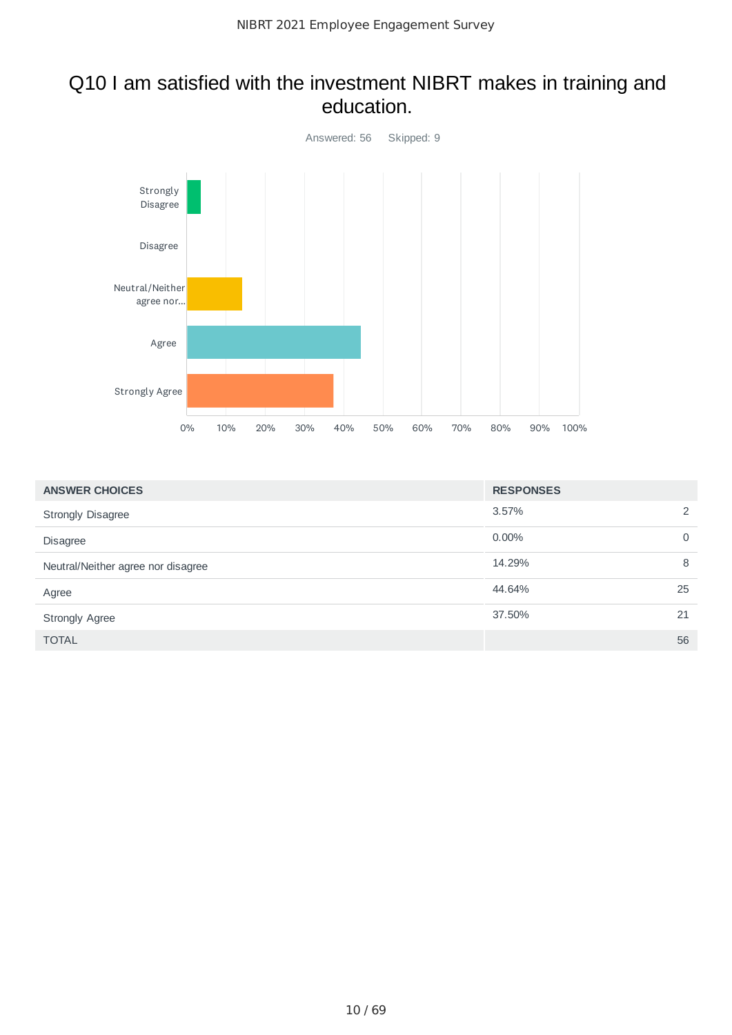## Q10 I am satisfied with the investment NIBRT makes in training and education.

Answered: 56 Skipped: 9

| ANSWER CHOICES | RESPONSES | |
|---|---|---|
| Strongly Disagree | 3.57% | 2 |
| Disagree | 0.00% | 0 |
| Neutral/Neither agree nor disagree | 14.29% | 8 |
| Agree | 44.64% | 25 |
| Strongly Agree | 37.50% | 21 |
| TOTAL | | 56 |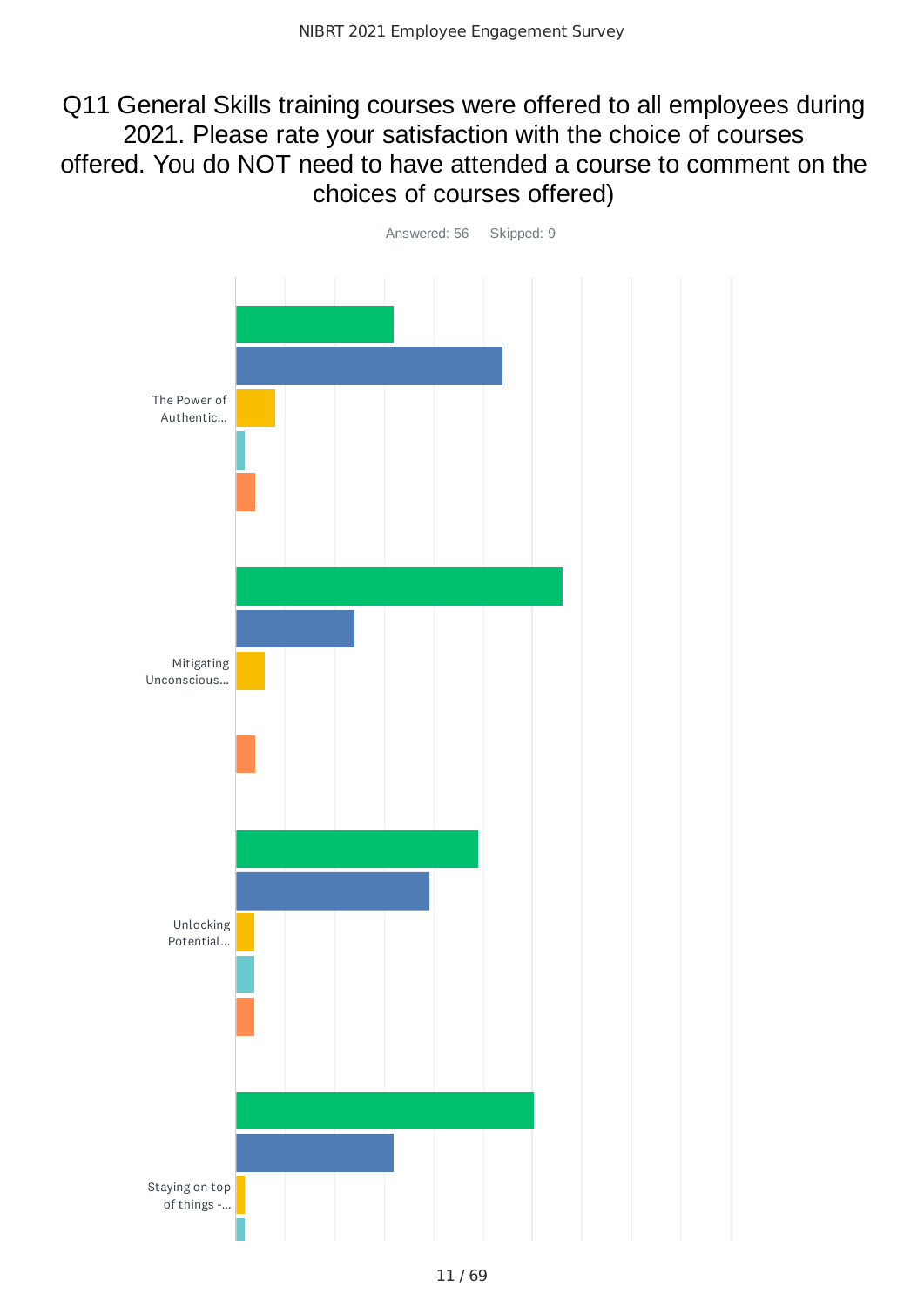# Q11 General Skills training courses were offered to all employees during 2021. Please rate your satisfaction with the choice of courses offered. You do NOT need to have attended a course to comment on the choices of courses offered)

Answered: 56 Skipped: 9

The Power of Authentic...

Mitigating Unconscious...

Unlocking Potential...

Staying on top of things -...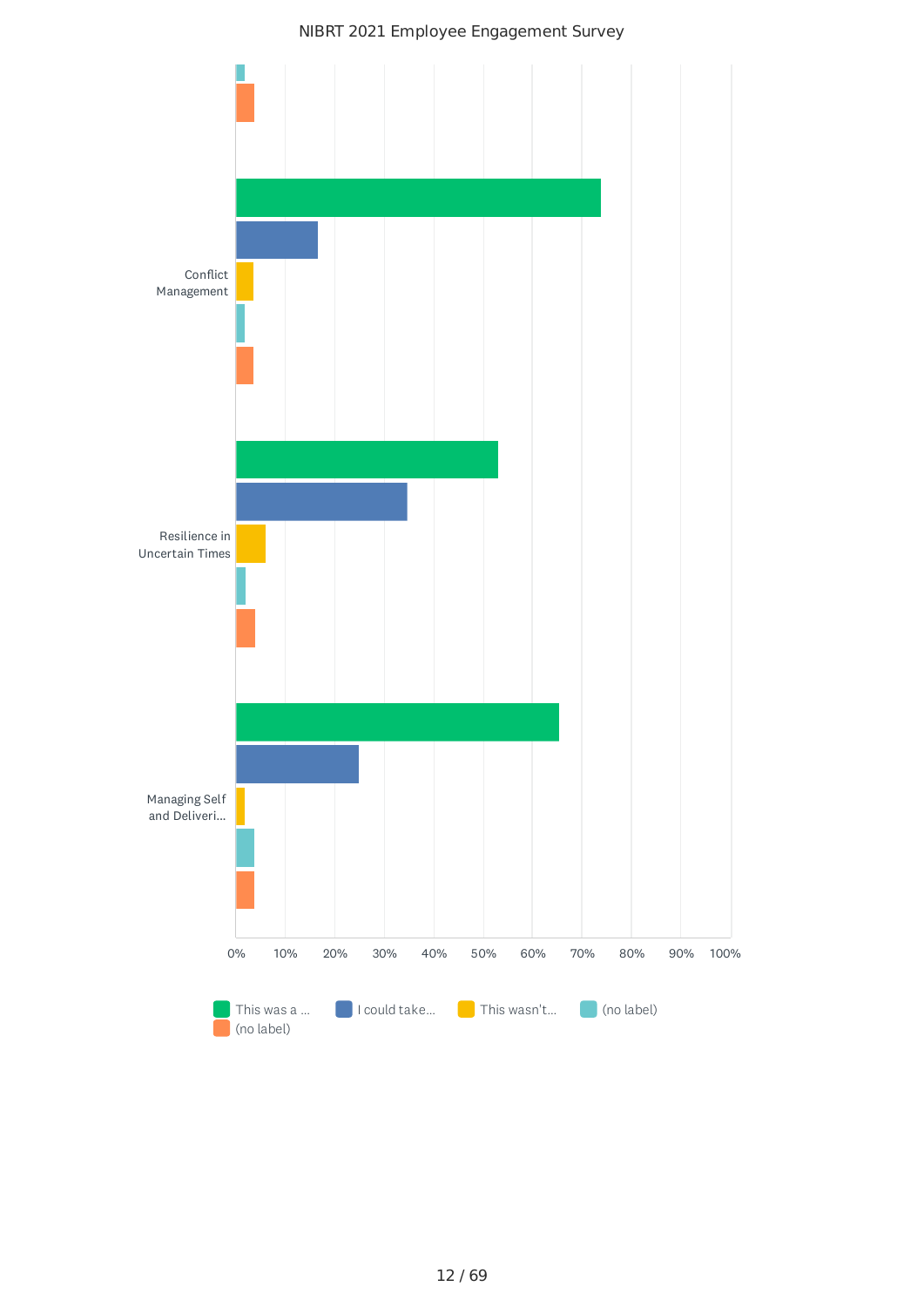NIBRT 2021 Employee Engagement Survey

Conflict Management

Resilience in Uncertain Times

Managing Self and Deliveri...

0% 10% 20% 30% 40% 50% 60% 70% 80% 90% 100%

This was a ... | I could take... | This wasn't... | (no label) | (no label)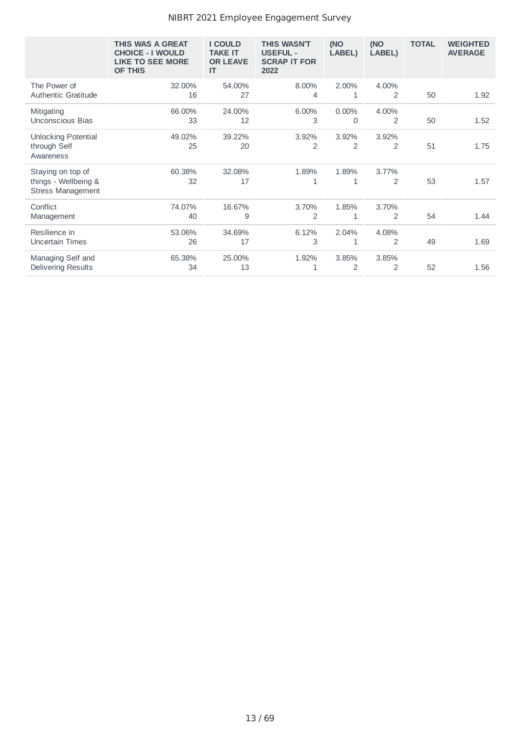| | THIS WAS A GREAT CHOICE - I WOULD LIKE TO SEE MORE OF THIS | I COULD TAKE IT OR LEAVE IT | THIS WASN'T USEFUL - SCRAP IT FOR 2022 | (NO LABEL) | (NO LABEL) | TOTAL | WEIGHTED AVERAGE |
|---|---|---|---|---|---|---|---|
| The Power of Authentic Gratitude | 32.00% 16 | 54.00% 27 | 8.00% 4 | 2.00% 1 | 4.00% 2 | 50 | 1.92 |
| Mitigating Unconscious Bias | 66.00% 33 | 24.00% 12 | 6.00% 3 | 0.00% 0 | 4.00% 2 | 50 | 1.52 |
| Unlocking Potential through Self Awareness | 49.02% 25 | 39.22% 20 | 3.92% 2 | 3.92% 2 | 3.92% 2 | 51 | 1.75 |
| Staying on top of things - Wellbeing & Stress Management | 60.38% 32 | 32.08% 17 | 1.89% 1 | 1.89% 1 | 3.77% 2 | 53 | 1.57 |
| Conflict Management | 74.07% 40 | 16.67% 9 | 3.70% 2 | 1.85% 1 | 3.70% 2 | 54 | 1.44 |
| Resilience in Uncertain Times | 53.06% 26 | 34.69% 17 | 6.12% 3 | 2.04% 1 | 4.08% 2 | 49 | 1.69 |
| Managing Self and Delivering Results | 65.38% 34 | 25.00% 13 | 1.92% 1 | 3.85% 2 | 3.85% 2 | 52 | 1.56 |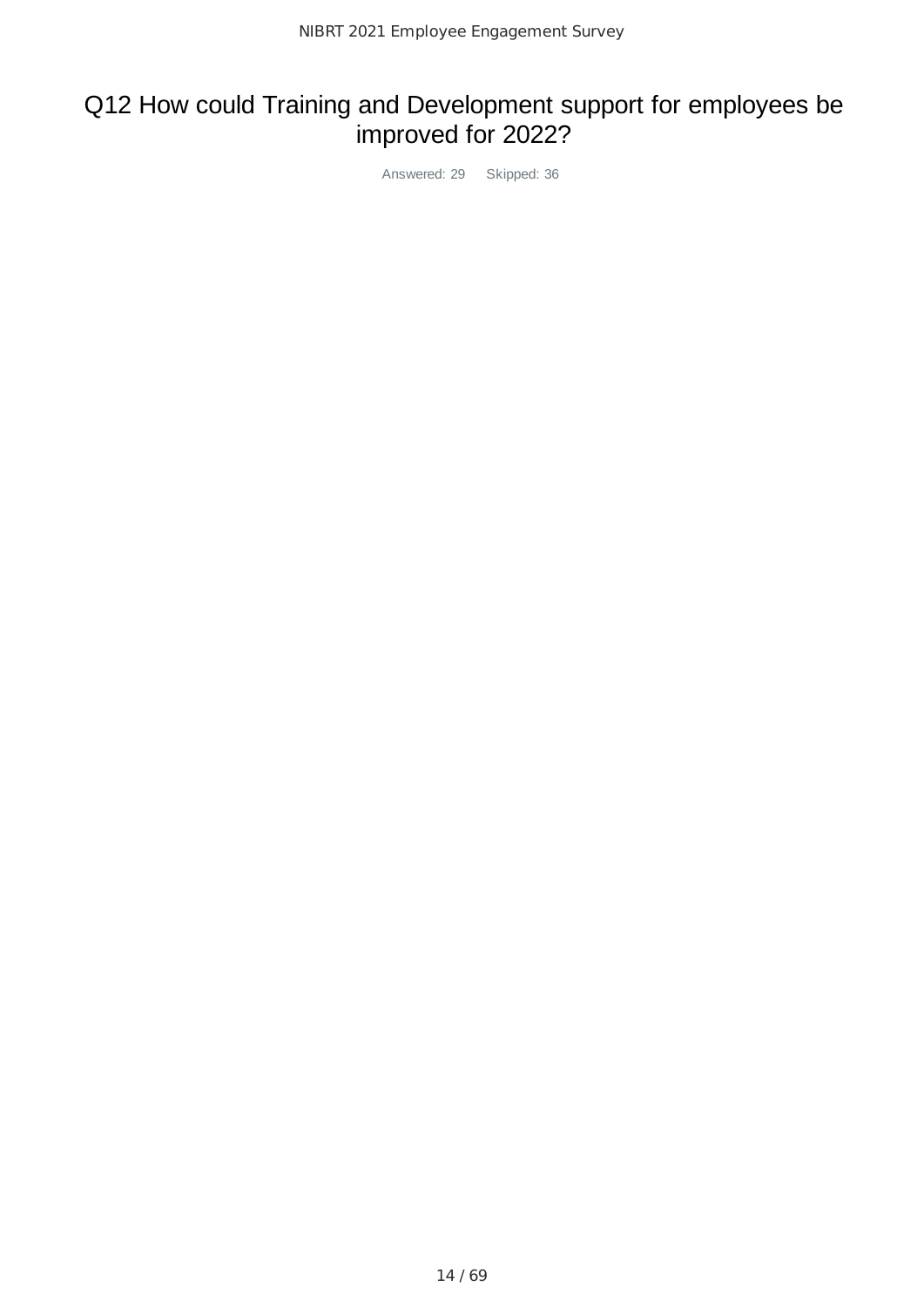# Q12 How could Training and Development support for employees be improved for 2022?

Answered: 29 Skipped: 36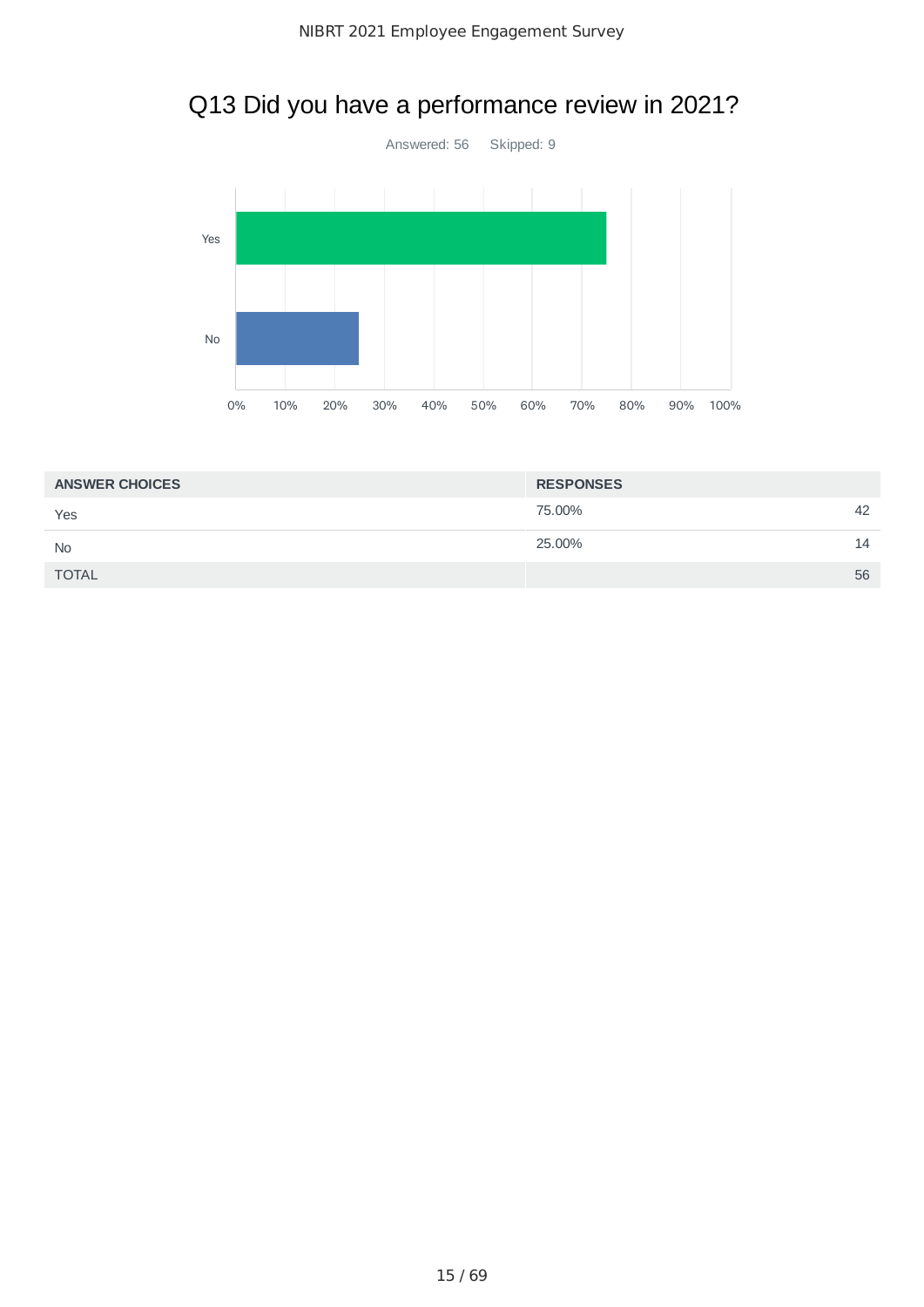# Q13 Did you have a performance review in 2021?

Answered: 56 Skipped: 9

| ANSWER CHOICES | RESPONSES | |
|---|---|---|
| Yes | 75.00% | 42 |
| No | 25.00% | 14 |
| TOTAL | | 56 |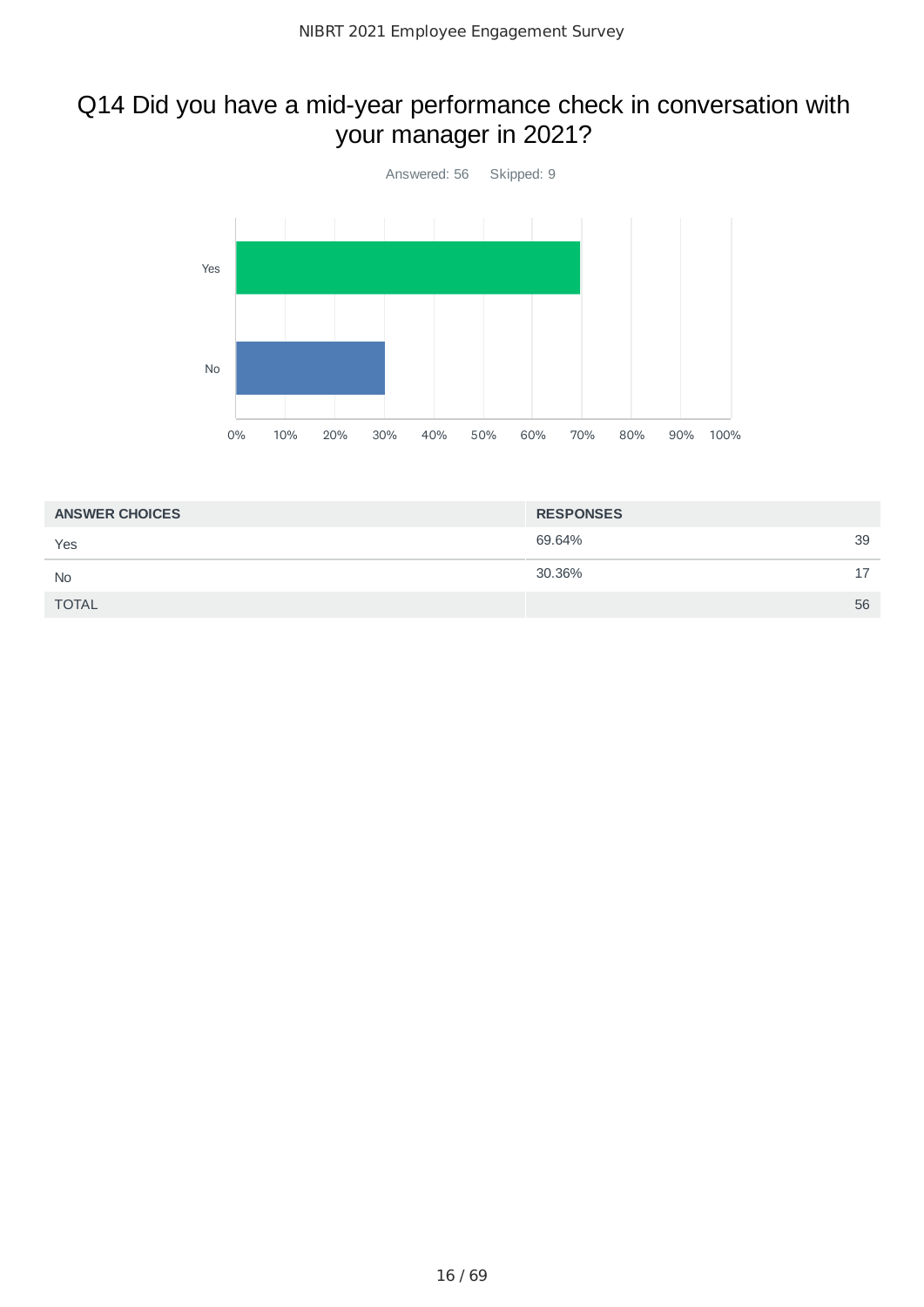## Q14 Did you have a mid-year performance check in conversation with your manager in 2021?

Answered: 56    Skipped: 9

| ANSWER CHOICES | RESPONSES | |
|---|---|---|
| Yes | 69.64% | 39 |
| No | 30.36% | 17 |
| TOTAL | | 56 |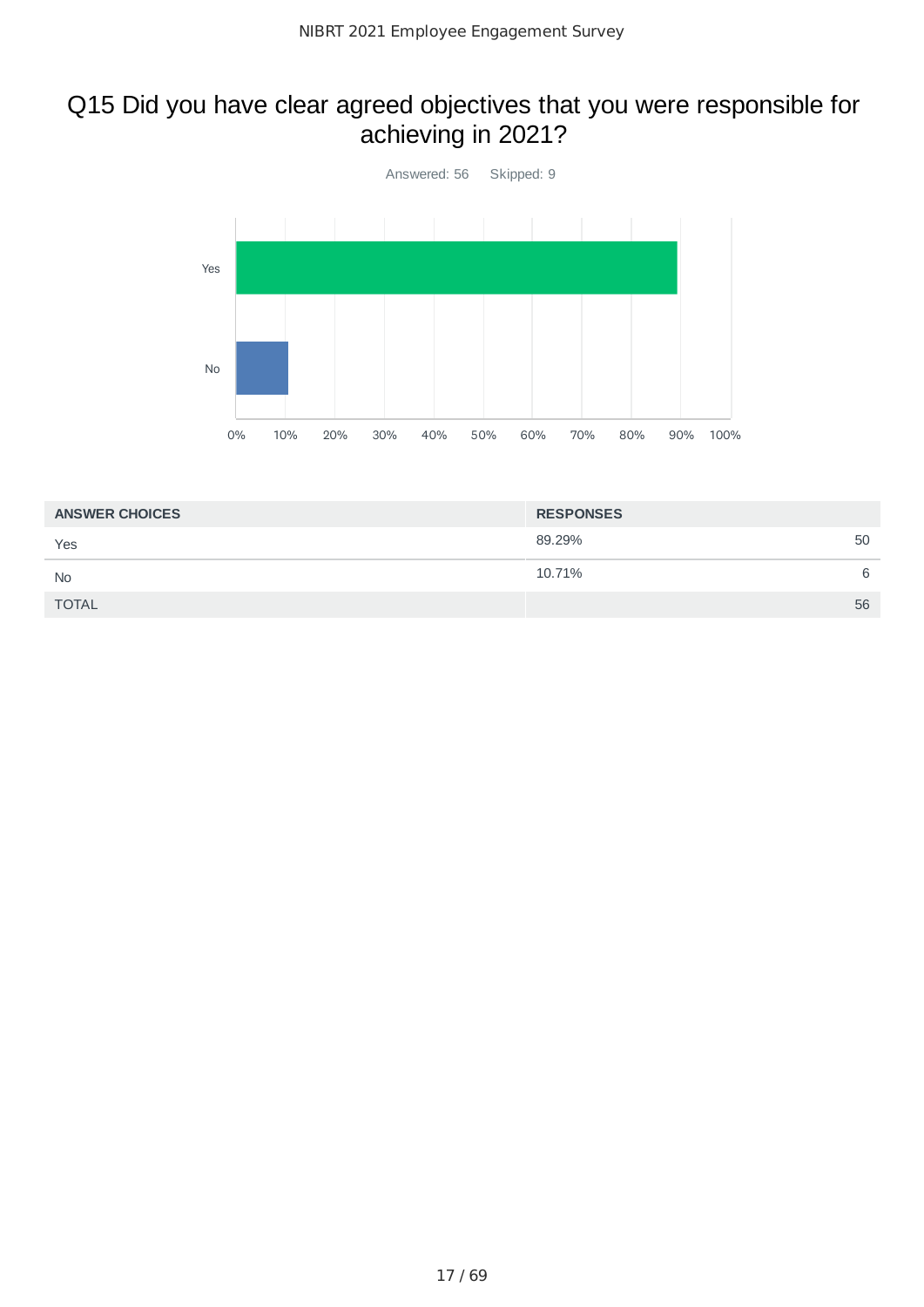# Q15 Did you have clear agreed objectives that you were responsible for achieving in 2021?

Answered: 56 Skipped: 9

| ANSWER CHOICES | RESPONSES | |
|---|---|---|
| Yes | 89.29% | 50 |
| No | 10.71% | 6 |
| TOTAL | | 56 |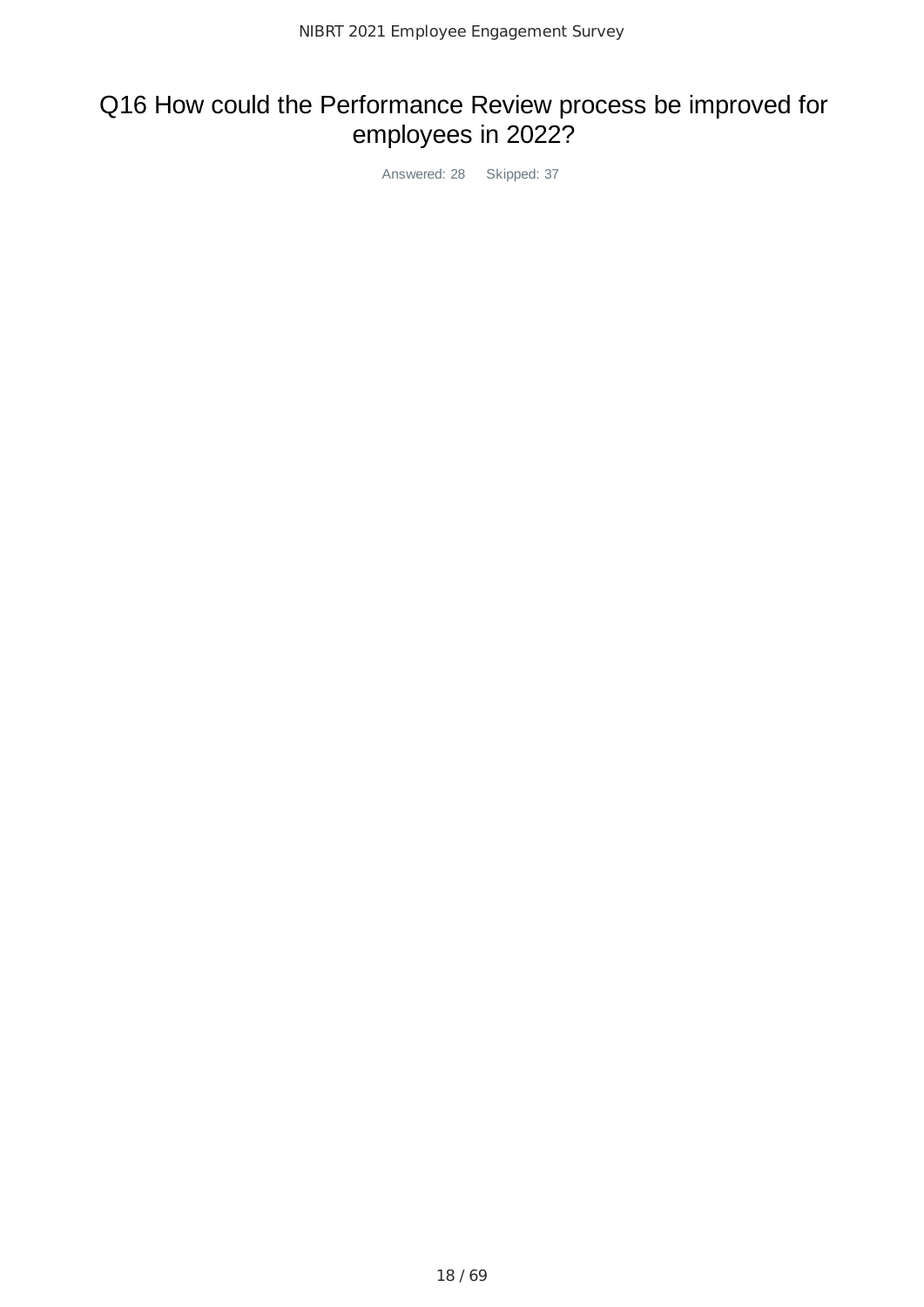# Q16 How could the Performance Review process be improved for employees in 2022?

Answered: 28 Skipped: 37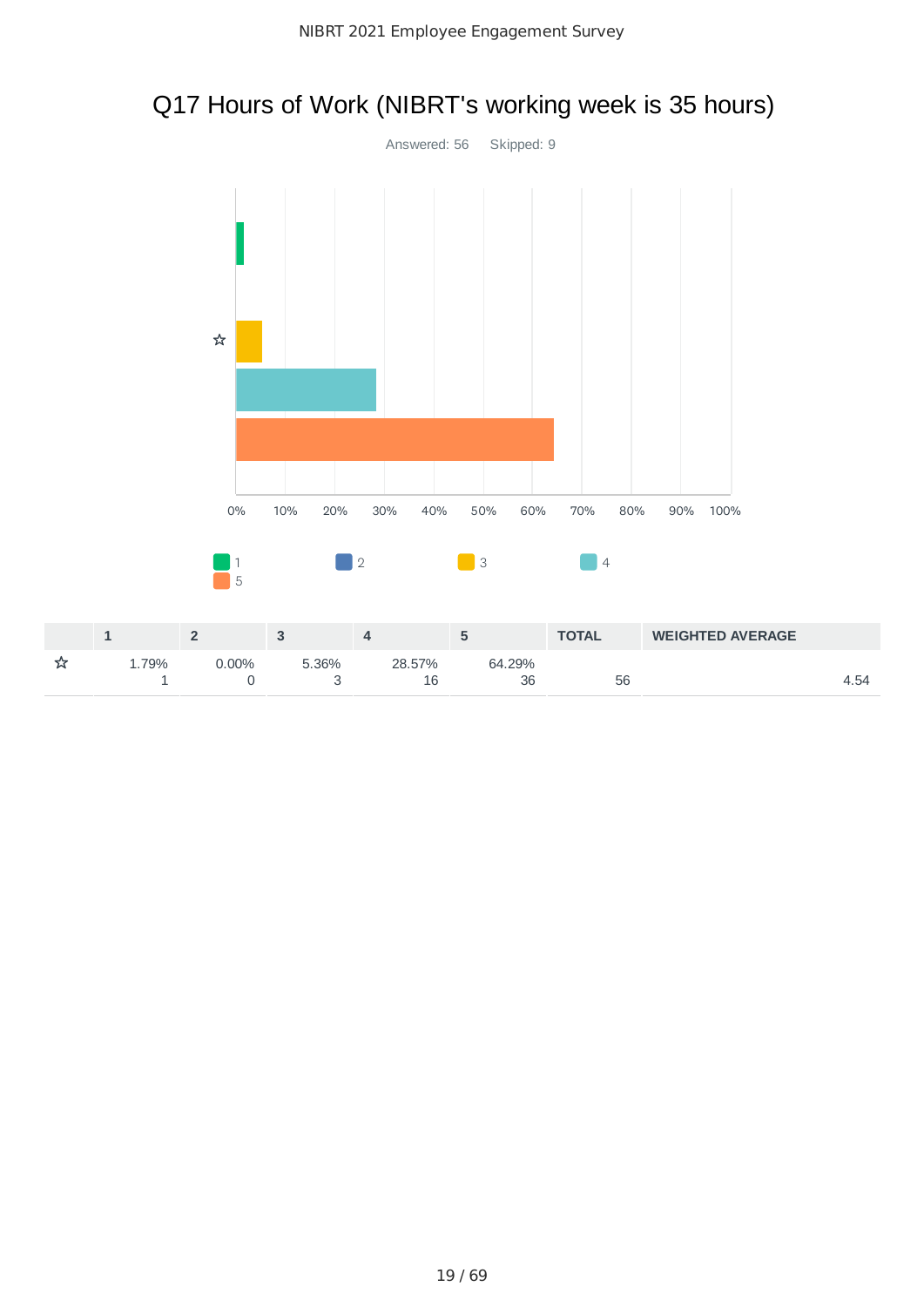# Q17 Hours of Work (NIBRT's working week is 35 hours)

Answered: 56 Skipped: 9

| | 1 | 2 | 3 | 4 | 5 | TOTAL | WEIGHTED AVERAGE |
|---|---|---|---|---|---|---|---|
| ☆ | 1.79%<br>1 | 0.00%<br>0 | 5.36%<br>3 | 28.57%<br>16 | 64.29%<br>36 | 56 | 4.54 |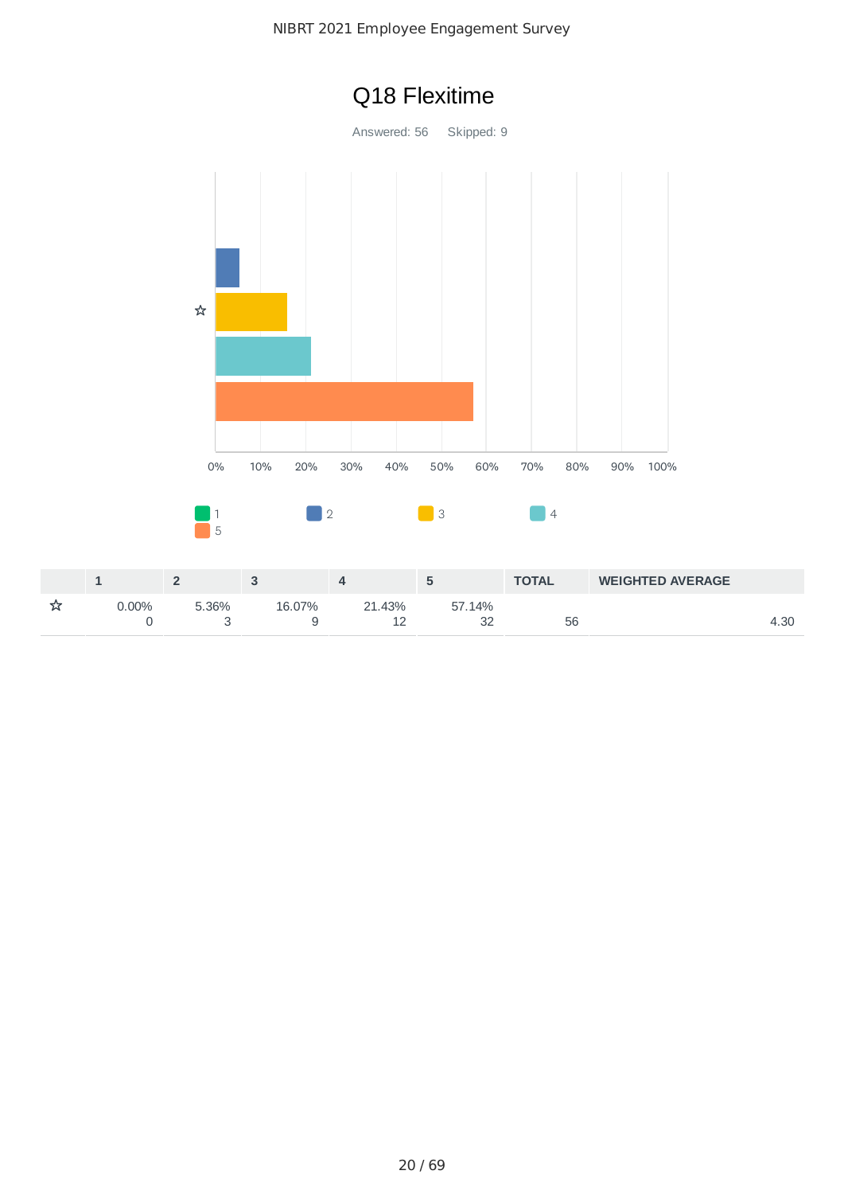# Q18 Flexitime

Answered: 56 Skipped: 9

| | 1 | 2 | 3 | 4 | 5 | TOTAL | WEIGHTED AVERAGE |
|---|---|---|---|---|---|---|---|
| ☆ | 0.00%<br>0 | 5.36%<br>3 | 16.07%<br>9 | 21.43%<br>12 | 57.14%<br>32 | 56 | 4.30 |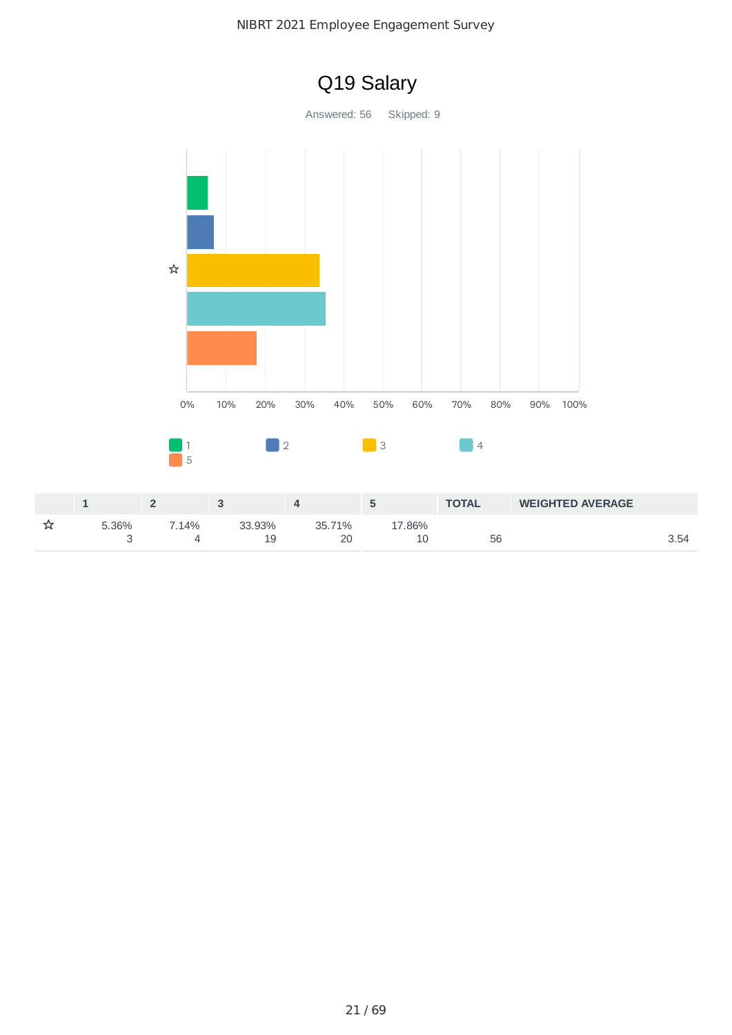# Q19 Salary

Answered: 56 Skipped: 9

| | 1 | 2 | 3 | 4 | 5 | TOTAL | WEIGHTED AVERAGE |
|---|---|---|---|---|---|---|---|
| ☆ | 5.36%<br>3 | 7.14%<br>4 | 33.93%<br>19 | 35.71%<br>20 | 17.86%<br>10 | 56 | 3.54 |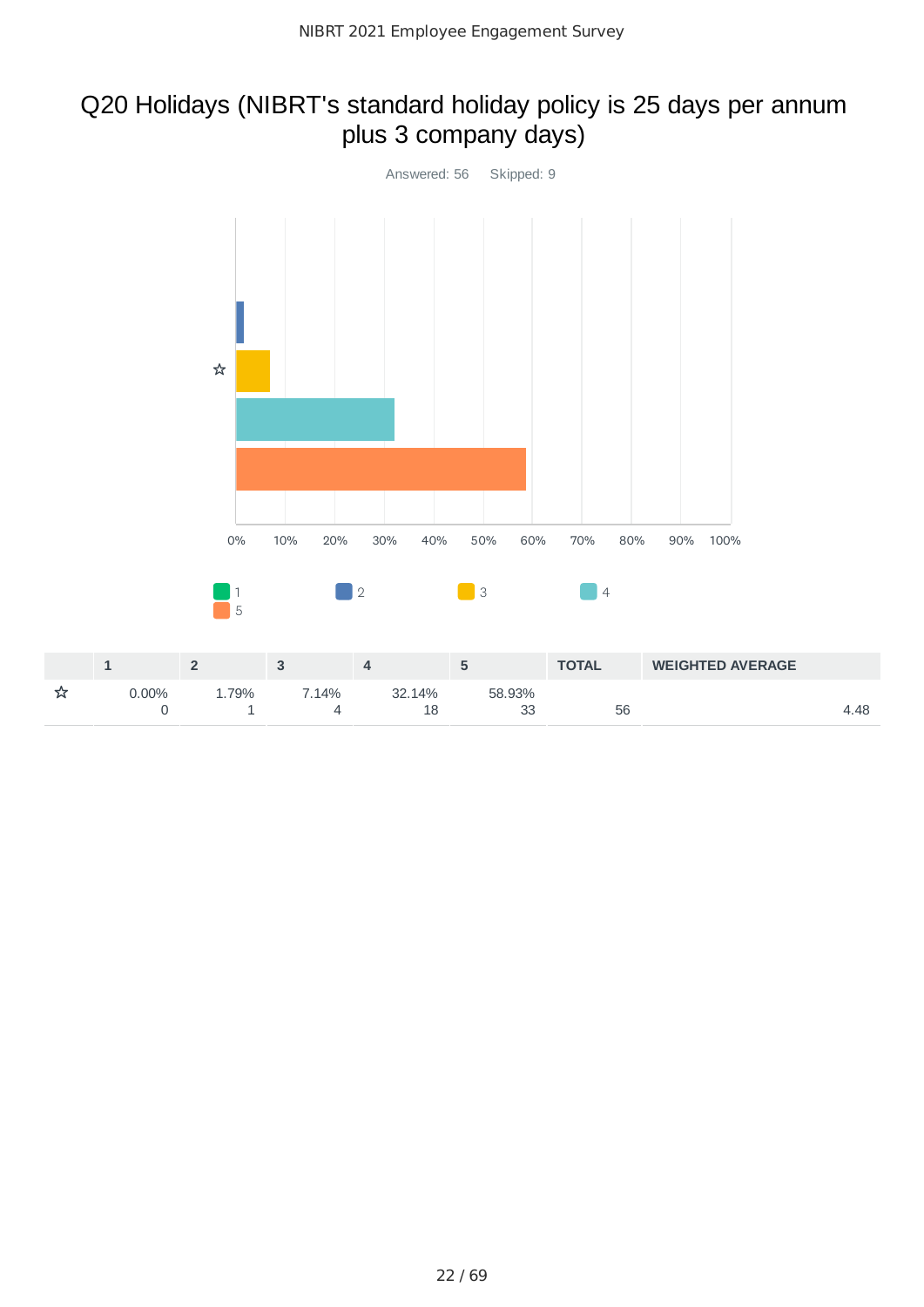# Q20 Holidays (NIBRT's standard holiday policy is 25 days per annum plus 3 company days)

Answered: 56    Skipped: 9

|   | 1 | 2 | 3 | 4 | 5 | TOTAL | WEIGHTED AVERAGE |
|---|---|---|---|---|---|---|---|
| ☆ | 0.00%<br>0 | 1.79%<br>1 | 7.14%<br>4 | 32.14%<br>18 | 58.93%<br>33 | 56 | 4.48 |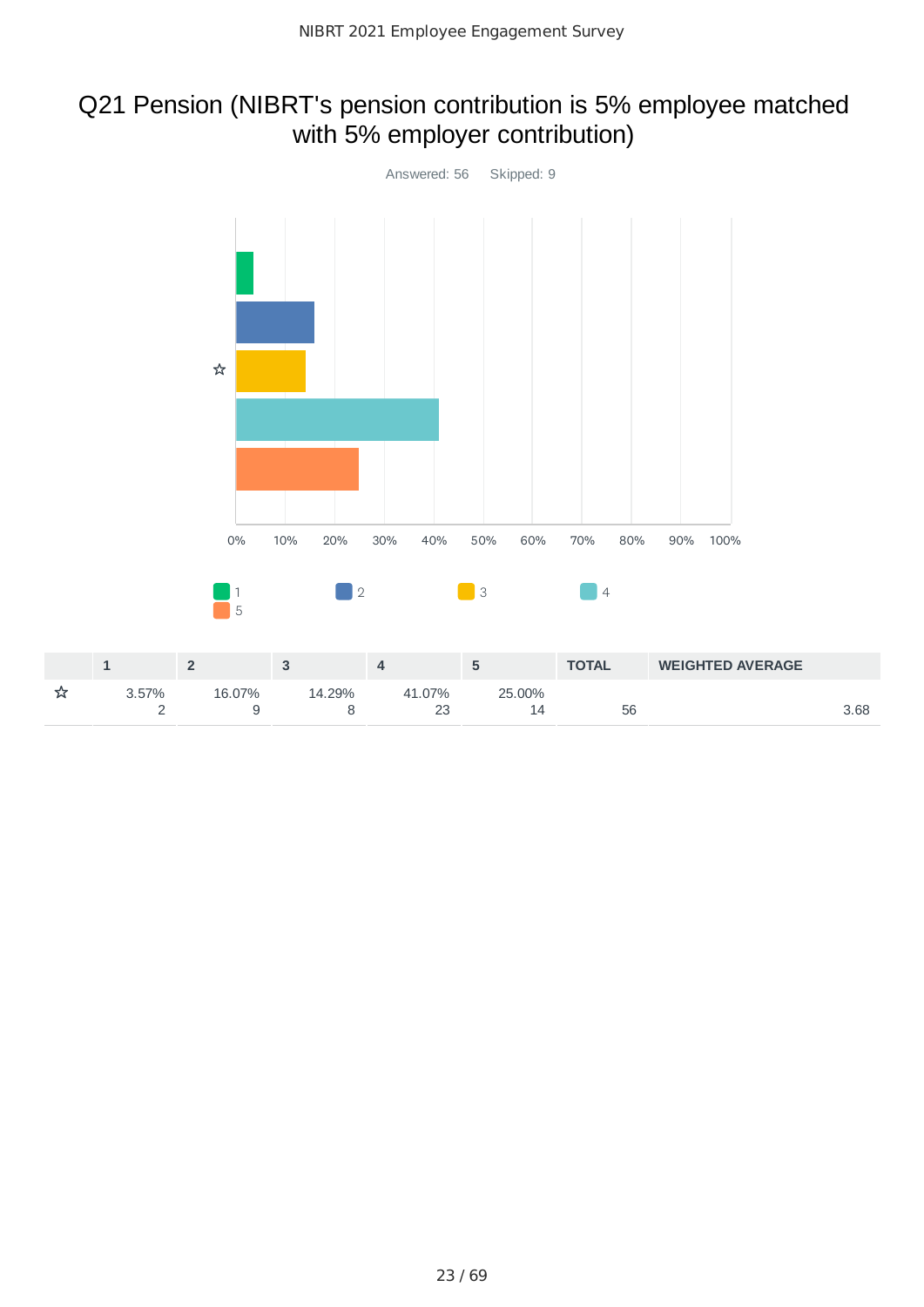# Q21 Pension (NIBRT's pension contribution is 5% employee matched with 5% employer contribution)

Answered: 56 Skipped: 9

|  | 1 | 2 | 3 | 4 | 5 | TOTAL | WEIGHTED AVERAGE |
|---|---|---|---|---|---|---|---|
| ☆ | 3.57%<br>2 | 16.07%<br>9 | 14.29%<br>8 | 41.07%<br>23 | 25.00%<br>14 | 56 | 3.68 |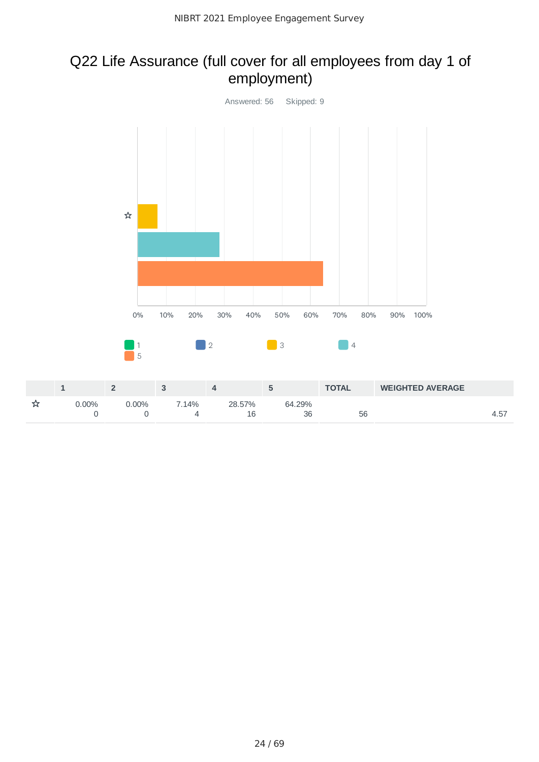# Q22 Life Assurance (full cover for all employees from day 1 of employment)

Answered: 56 Skipped: 9

| | 1 | 2 | 3 | 4 | 5 | TOTAL | WEIGHTED AVERAGE |
|---|---|---|---|---|---|---|---|
| ☆ | 0.00%<br>0 | 0.00%<br>0 | 7.14%<br>4 | 28.57%<br>16 | 64.29%<br>36 | 56 | 4.57 |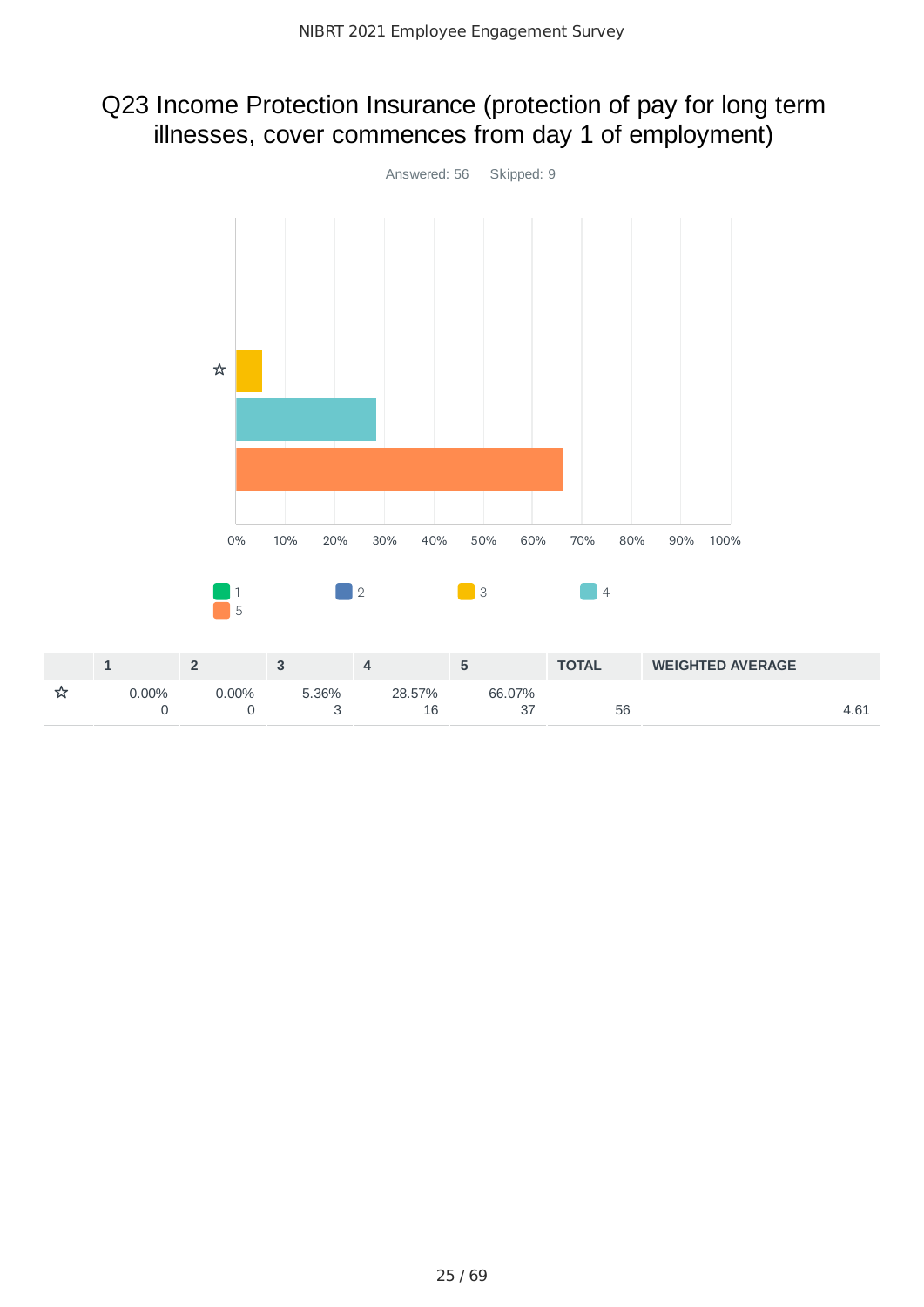# Q23 Income Protection Insurance (protection of pay for long term illnesses, cover commences from day 1 of employment)

Answered: 56    Skipped: 9

|   | 1 | 2 | 3 | 4 | 5 | TOTAL | WEIGHTED AVERAGE |
|---|---|---|---|---|---|---|---|
| ☆ | 0.00%<br>0 | 0.00%<br>0 | 5.36%<br>3 | 28.57%<br>16 | 66.07%<br>37 | 56 | 4.61 |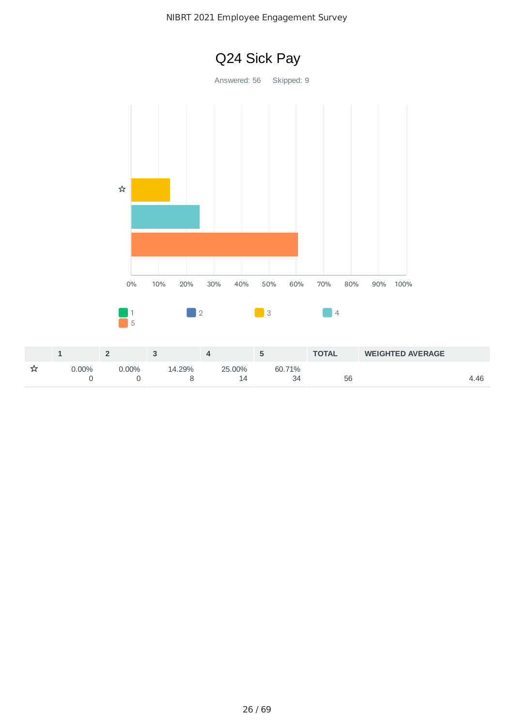# Q24 Sick Pay

Answered: 56 Skipped: 9

|   | 1 | 2 | 3 | 4 | 5 | TOTAL | WEIGHTED AVERAGE |
|---|---|---|---|---|---|---|---|
| ☆ | 0.00%<br>0 | 0.00%<br>0 | 14.29%<br>8 | 25.00%<br>14 | 60.71%<br>34 | 56 | 4.46 |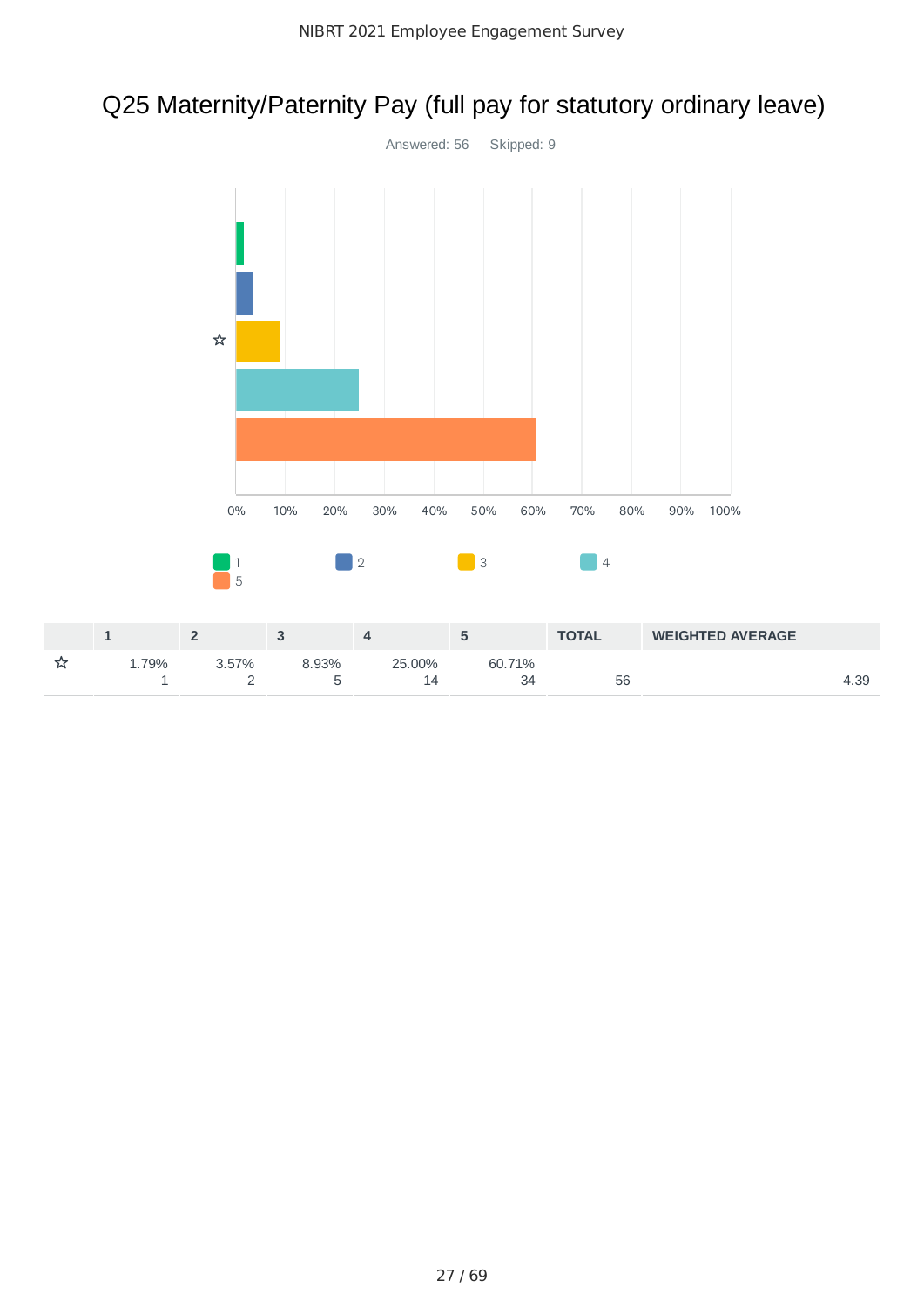# Q25 Maternity/Paternity Pay (full pay for statutory ordinary leave)

Answered: 56 Skipped: 9

| | 1 | 2 | 3 | 4 | 5 | TOTAL | WEIGHTED AVERAGE |
|---|---|---|---|---|---|---|---|
| ☆ | 1.79%<br>1 | 3.57%<br>2 | 8.93%<br>5 | 25.00%<br>14 | 60.71%<br>34 | 56 | 4.39 |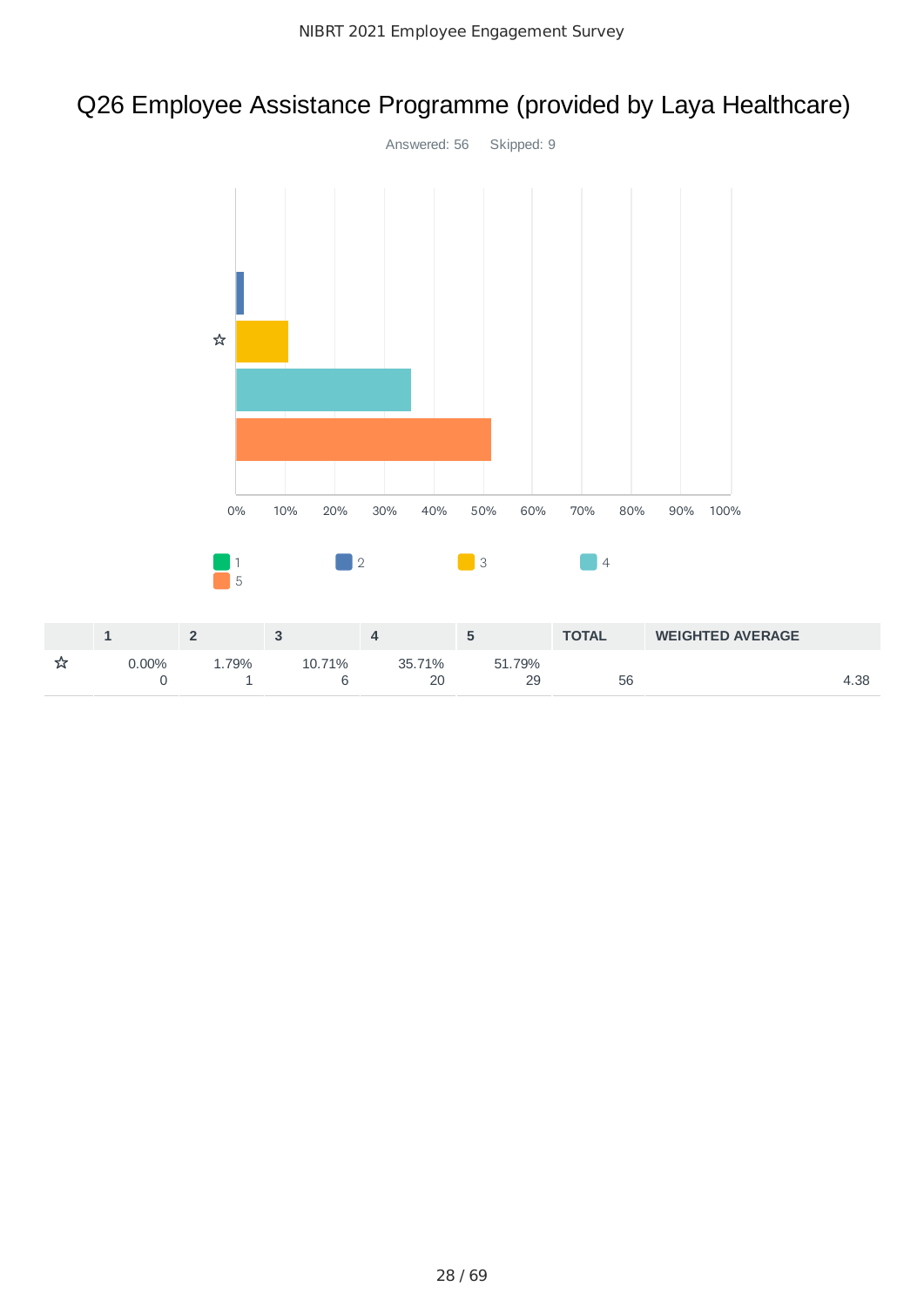# Q26 Employee Assistance Programme (provided by Laya Healthcare)

Answered: 56 Skipped: 9

| | 1 | 2 | 3 | 4 | 5 | TOTAL | WEIGHTED AVERAGE |
|---|---|---|---|---|---|---|---|
| ☆ | 0.00%<br>0 | 1.79%<br>1 | 10.71%<br>6 | 35.71%<br>20 | 51.79%<br>29 | 56 | 4.38 |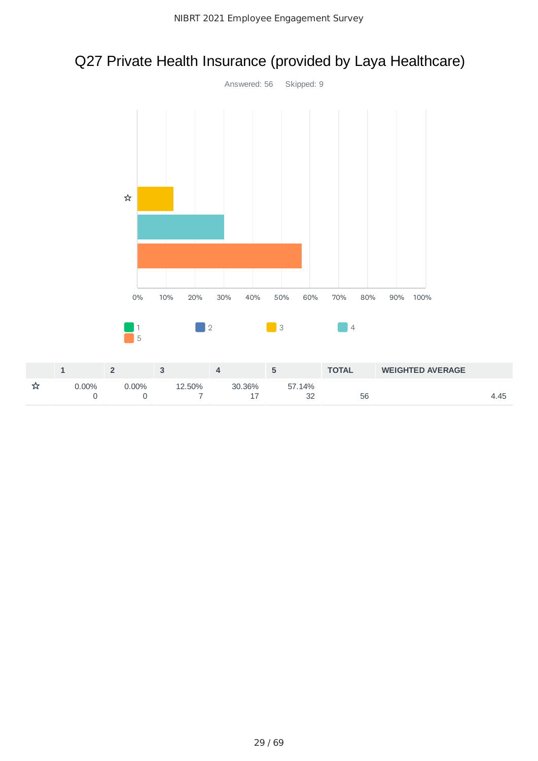# Q27 Private Health Insurance (provided by Laya Healthcare)

Answered: 56 Skipped: 9

|   | 1 | 2 | 3 | 4 | 5 | TOTAL | WEIGHTED AVERAGE |
|---|---|---|---|---|---|---|---|
| ☆ | 0.00%<br>0 | 0.00%<br>0 | 12.50%<br>7 | 30.36%<br>17 | 57.14%<br>32 | 56 | 4.45 |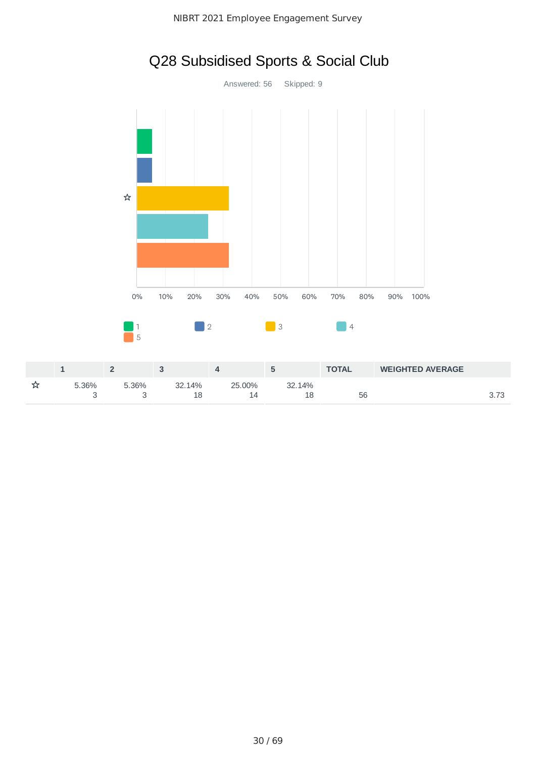# Q28 Subsidised Sports & Social Club

Answered: 56  Skipped: 9

|  | 1 | 2 | 3 | 4 | 5 | TOTAL | WEIGHTED AVERAGE |
|---|---|---|---|---|---|---|---|
| ☆ | 5.36%<br>3 | 5.36%<br>3 | 32.14%<br>18 | 25.00%<br>14 | 32.14%<br>18 | 56 | 3.73 |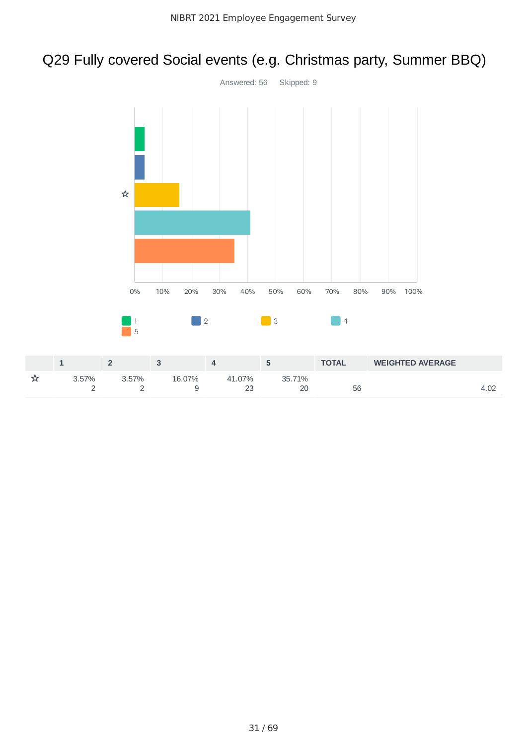# Q29 Fully covered Social events (e.g. Christmas party, Summer BBQ)

Answered: 56 Skipped: 9

|  | 1 | 2 | 3 | 4 | 5 | TOTAL | WEIGHTED AVERAGE |
|---|---|---|---|---|---|---|---|
| ☆ | 3.57%<br>2 | 3.57%<br>2 | 16.07%<br>9 | 41.07%<br>23 | 35.71%<br>20 | 56 | 4.02 |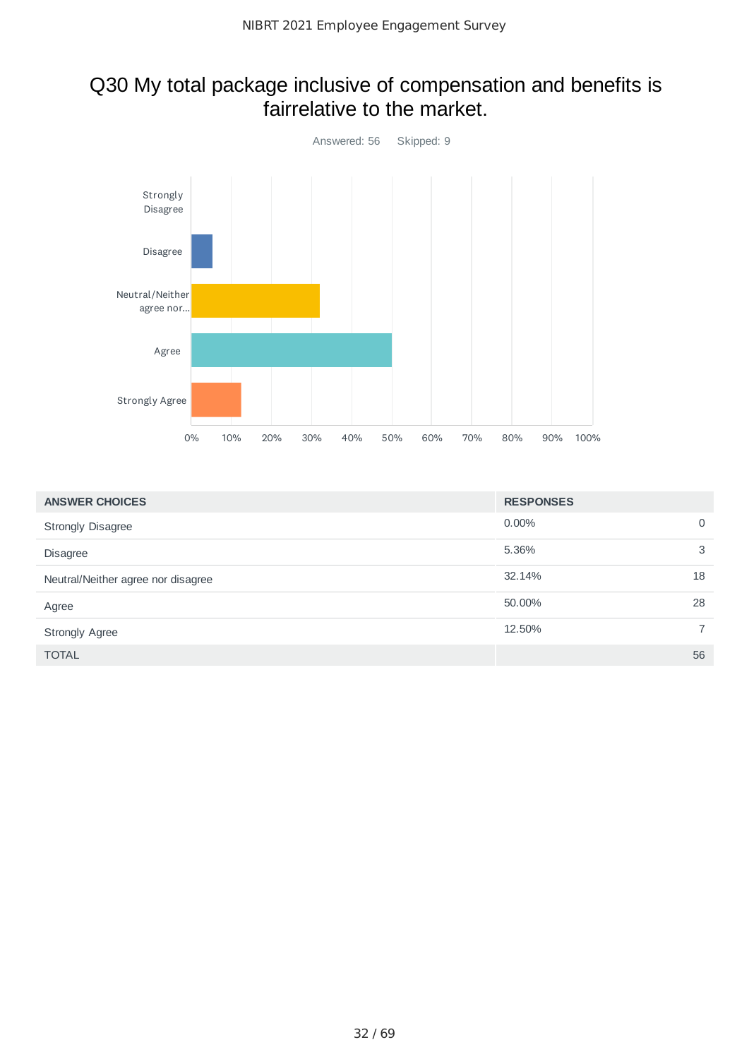# Q30 My total package inclusive of compensation and benefits is fairrelative to the market.

Answered: 56  Skipped: 9

| ANSWER CHOICES | RESPONSES | |
|---|---|---|
| Strongly Disagree | 0.00% | 0 |
| Disagree | 5.36% | 3 |
| Neutral/Neither agree nor disagree | 32.14% | 18 |
| Agree | 50.00% | 28 |
| Strongly Agree | 12.50% | 7 |
| TOTAL | | 56 |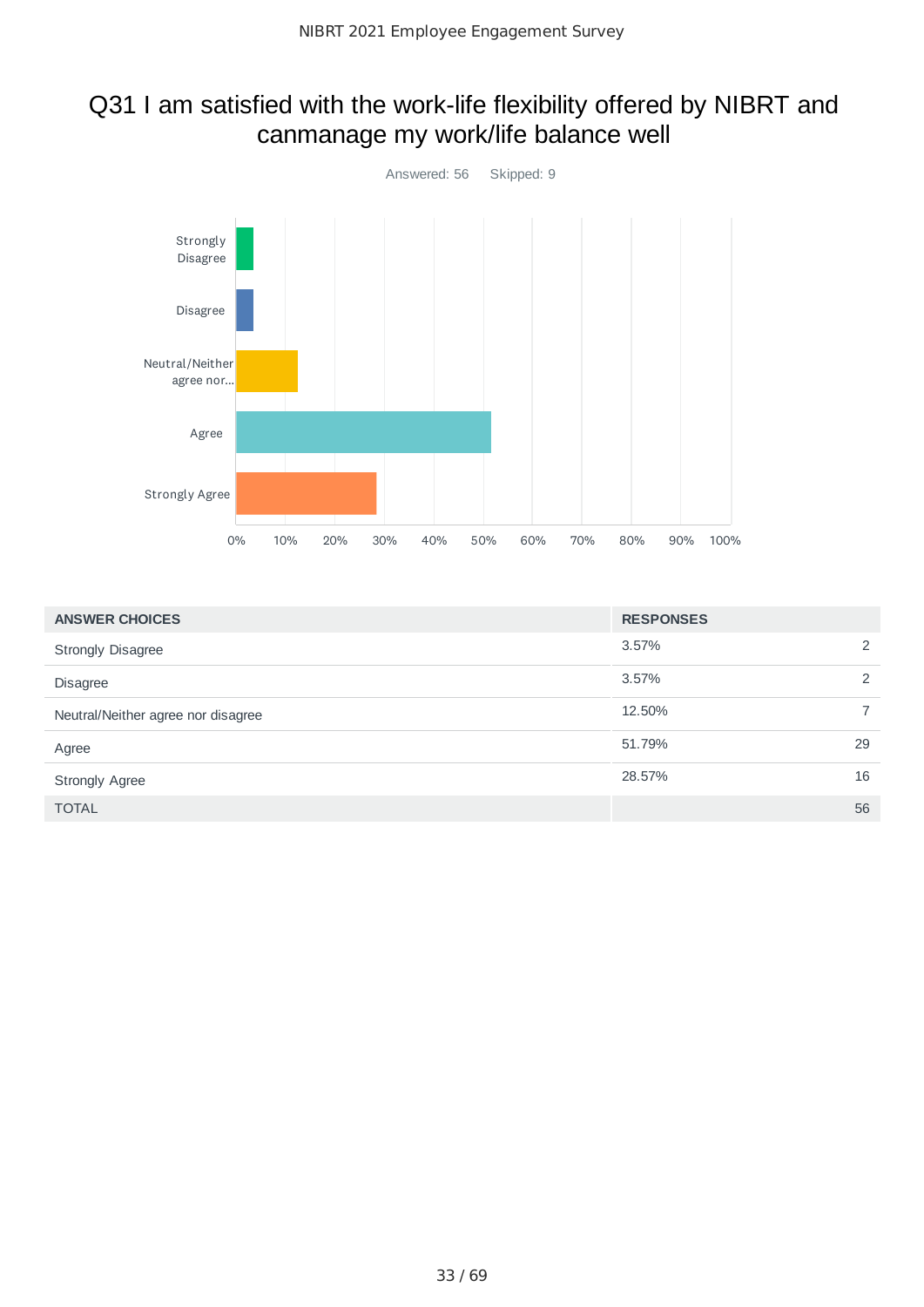# Q31 I am satisfied with the work-life flexibility offered by NIBRT and canmanage my work/life balance well

Answered: 56    Skipped: 9

| ANSWER CHOICES | RESPONSES | |
|---|---|---|
| Strongly Disagree | 3.57% | 2 |
| Disagree | 3.57% | 2 |
| Neutral/Neither agree nor disagree | 12.50% | 7 |
| Agree | 51.79% | 29 |
| Strongly Agree | 28.57% | 16 |
| TOTAL | | 56 |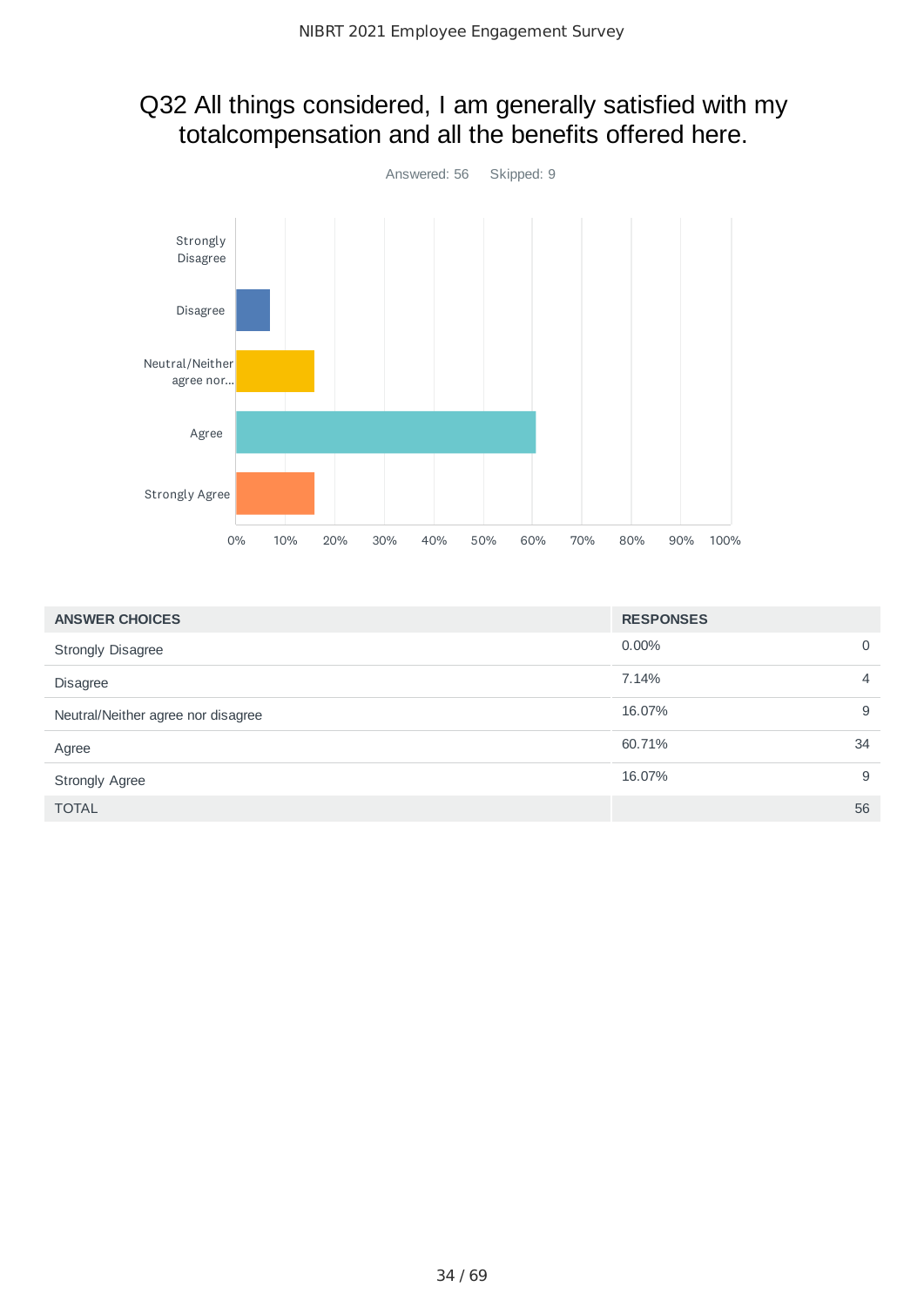# Q32 All things considered, I am generally satisfied with my totalcompensation and all the benefits offered here.

Answered: 56 Skipped: 9

| ANSWER CHOICES | RESPONSES | |
|---|---|---|
| Strongly Disagree | 0.00% | 0 |
| Disagree | 7.14% | 4 |
| Neutral/Neither agree nor disagree | 16.07% | 9 |
| Agree | 60.71% | 34 |
| Strongly Agree | 16.07% | 9 |
| TOTAL | | 56 |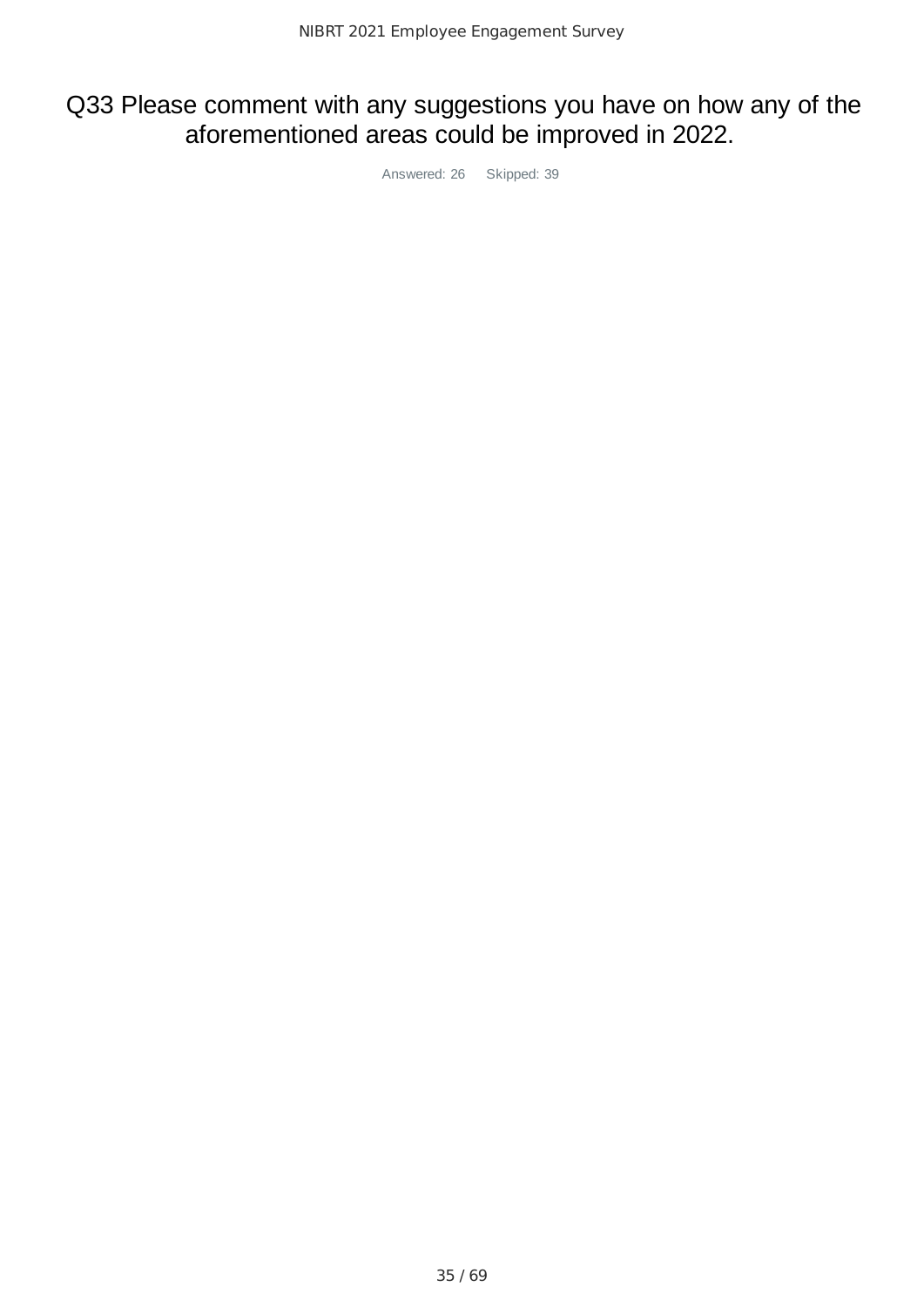# Q33 Please comment with any suggestions you have on how any of the aforementioned areas could be improved in 2022.

Answered: 26    Skipped: 39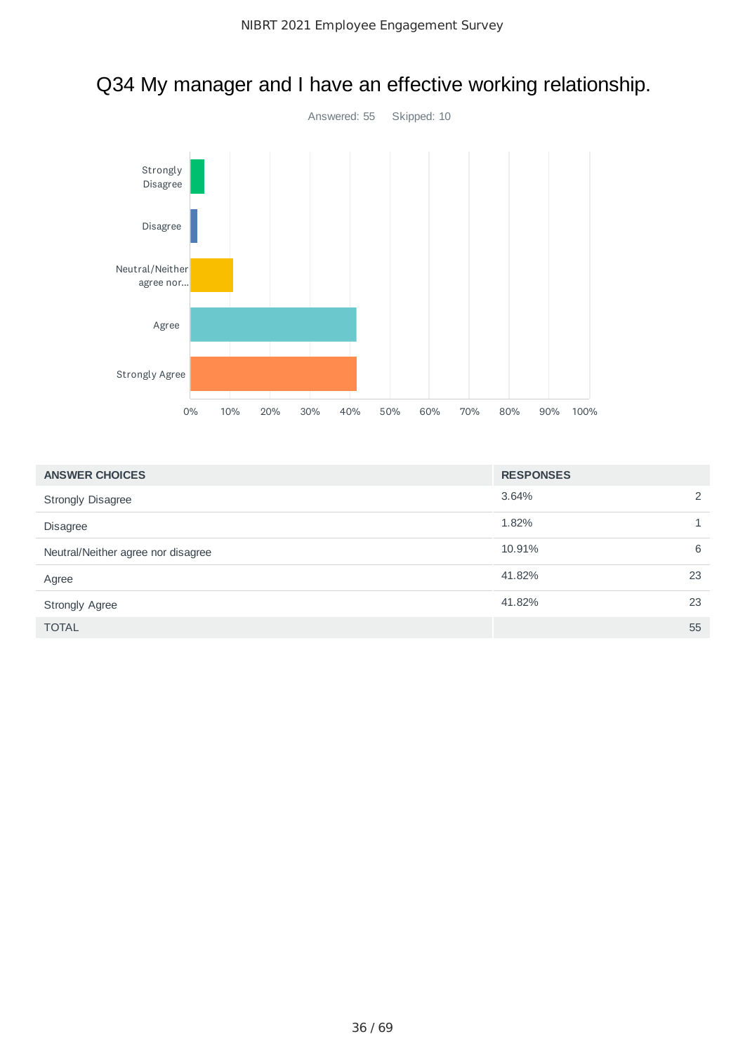# Q34 My manager and I have an effective working relationship.

Answered: 55 Skipped: 10

| ANSWER CHOICES | RESPONSES | |
|---|---|---|
| Strongly Disagree | 3.64% | 2 |
| Disagree | 1.82% | 1 |
| Neutral/Neither agree nor disagree | 10.91% | 6 |
| Agree | 41.82% | 23 |
| Strongly Agree | 41.82% | 23 |
| TOTAL | | 55 |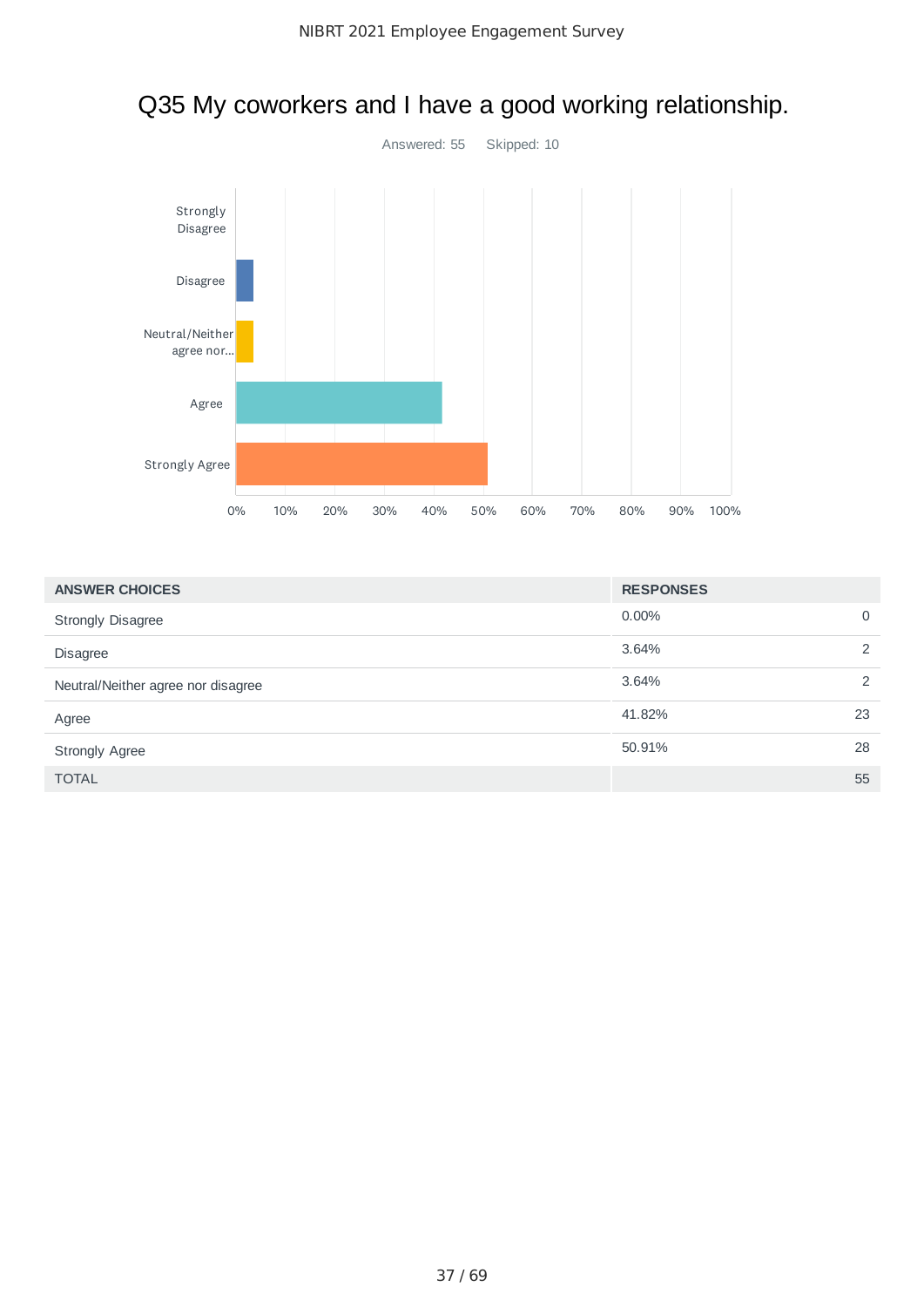# Q35 My coworkers and I have a good working relationship.

Answered: 55 Skipped: 10

| ANSWER CHOICES | RESPONSES | |
| --- | --- | --- |
| Strongly Disagree | 0.00% | 0 |
| Disagree | 3.64% | 2 |
| Neutral/Neither agree nor disagree | 3.64% | 2 |
| Agree | 41.82% | 23 |
| Strongly Agree | 50.91% | 28 |
| TOTAL | | 55 |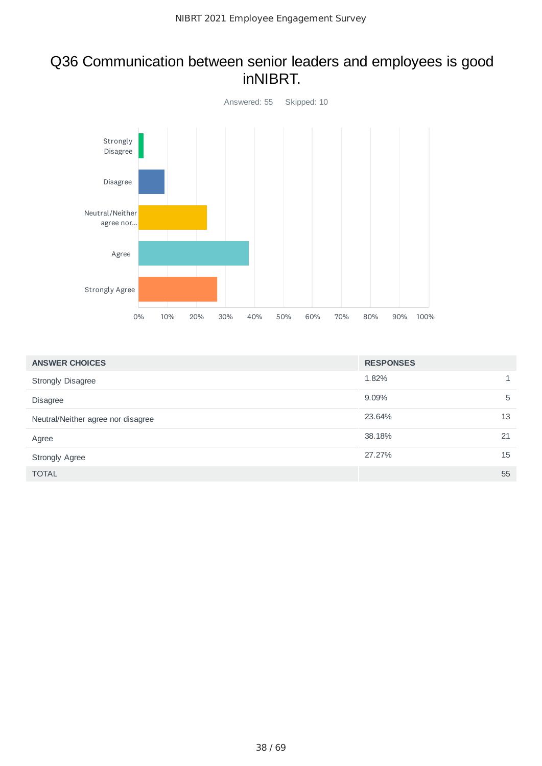# Q36 Communication between senior leaders and employees is good inNIBRT.

Answered: 55 Skipped: 10

| ANSWER CHOICES | RESPONSES | |
|---|---|---|
| Strongly Disagree | 1.82% | 1 |
| Disagree | 9.09% | 5 |
| Neutral/Neither agree nor disagree | 23.64% | 13 |
| Agree | 38.18% | 21 |
| Strongly Agree | 27.27% | 15 |
| TOTAL | | 55 |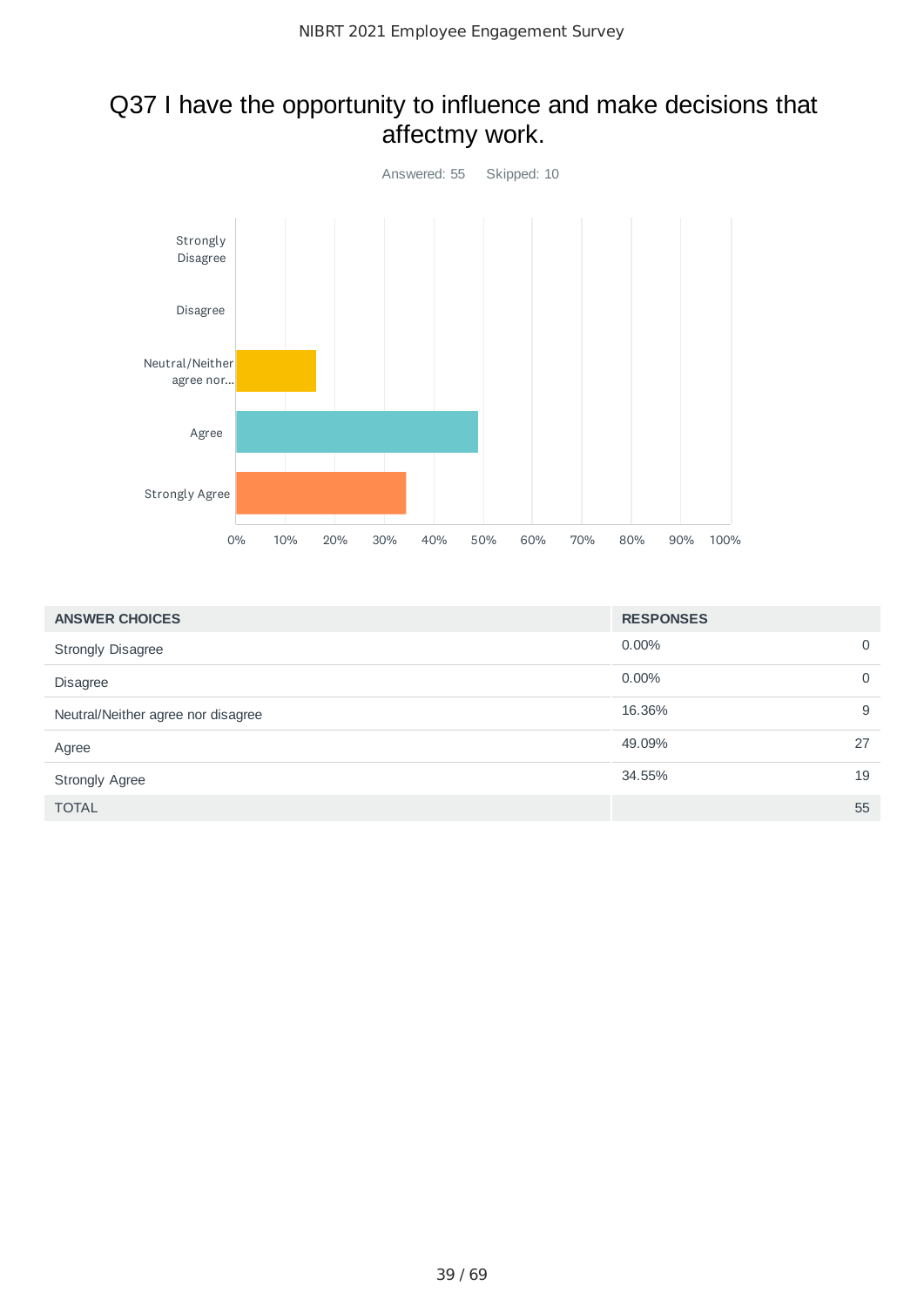# Q37 I have the opportunity to influence and make decisions that affectmy work.

Answered: 55 Skipped: 10

| ANSWER CHOICES | RESPONSES | |
|---|---|---|
| Strongly Disagree | 0.00% | 0 |
| Disagree | 0.00% | 0 |
| Neutral/Neither agree nor disagree | 16.36% | 9 |
| Agree | 49.09% | 27 |
| Strongly Agree | 34.55% | 19 |
| TOTAL | | 55 |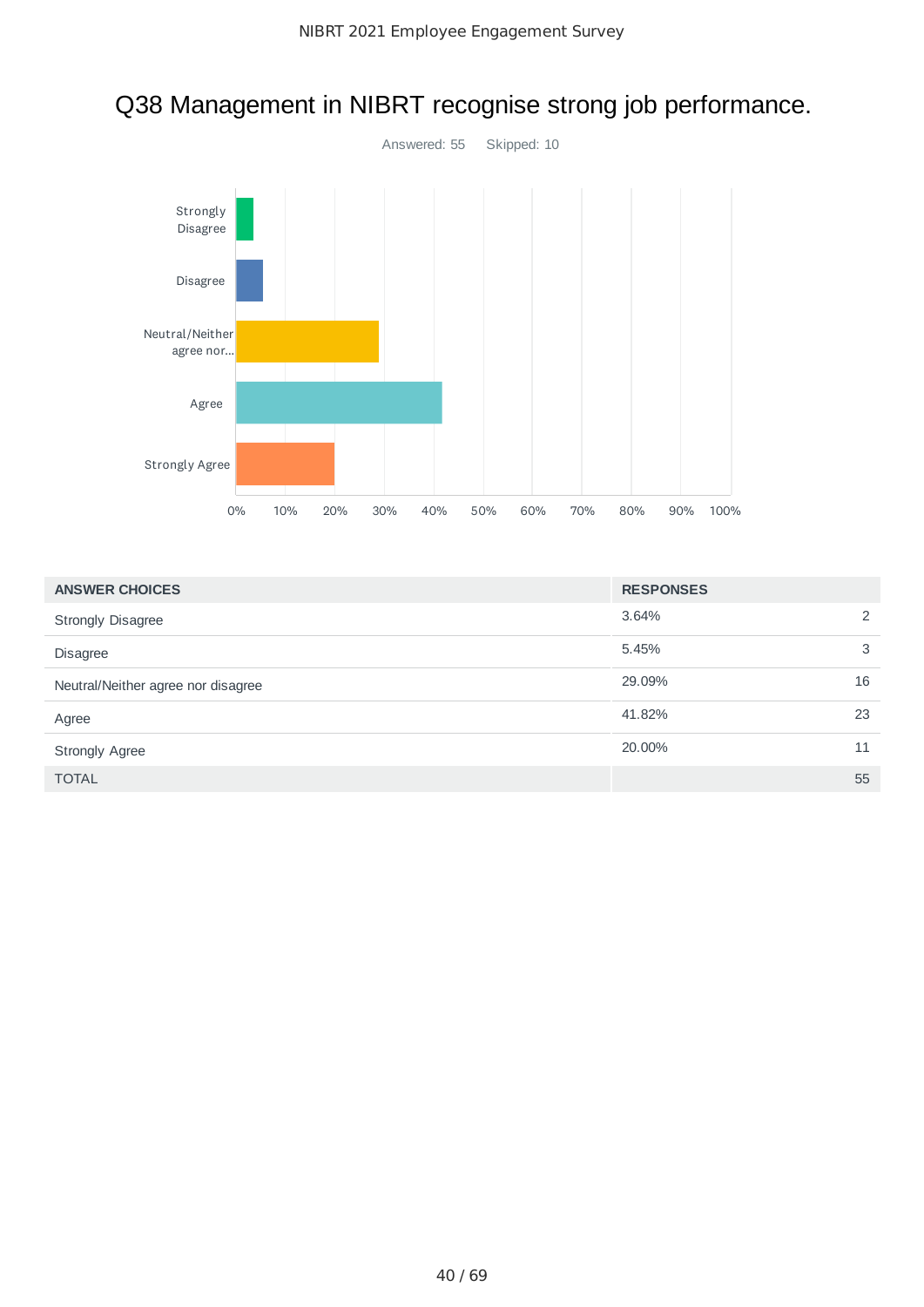# Q38 Management in NIBRT recognise strong job performance.

Answered: 55 Skipped: 10

| ANSWER CHOICES | RESPONSES | |
|---|---|---|
| Strongly Disagree | 3.64% | 2 |
| Disagree | 5.45% | 3 |
| Neutral/Neither agree nor disagree | 29.09% | 16 |
| Agree | 41.82% | 23 |
| Strongly Agree | 20.00% | 11 |
| TOTAL | | 55 |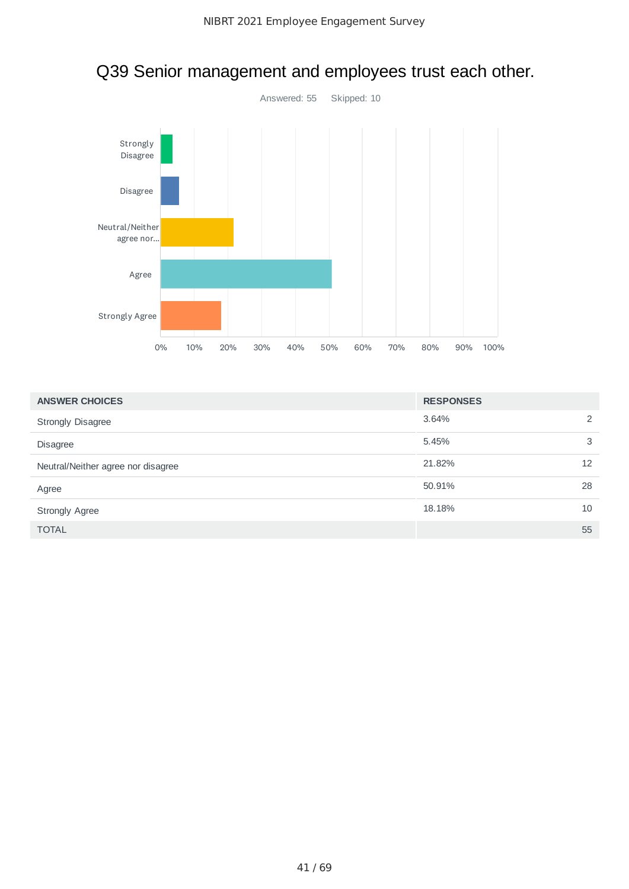# Q39 Senior management and employees trust each other.

Answered: 55    Skipped: 10

| ANSWER CHOICES | RESPONSES | |
|---|---|---|
| Strongly Disagree | 3.64% | 2 |
| Disagree | 5.45% | 3 |
| Neutral/Neither agree nor disagree | 21.82% | 12 |
| Agree | 50.91% | 28 |
| Strongly Agree | 18.18% | 10 |
| TOTAL | | 55 |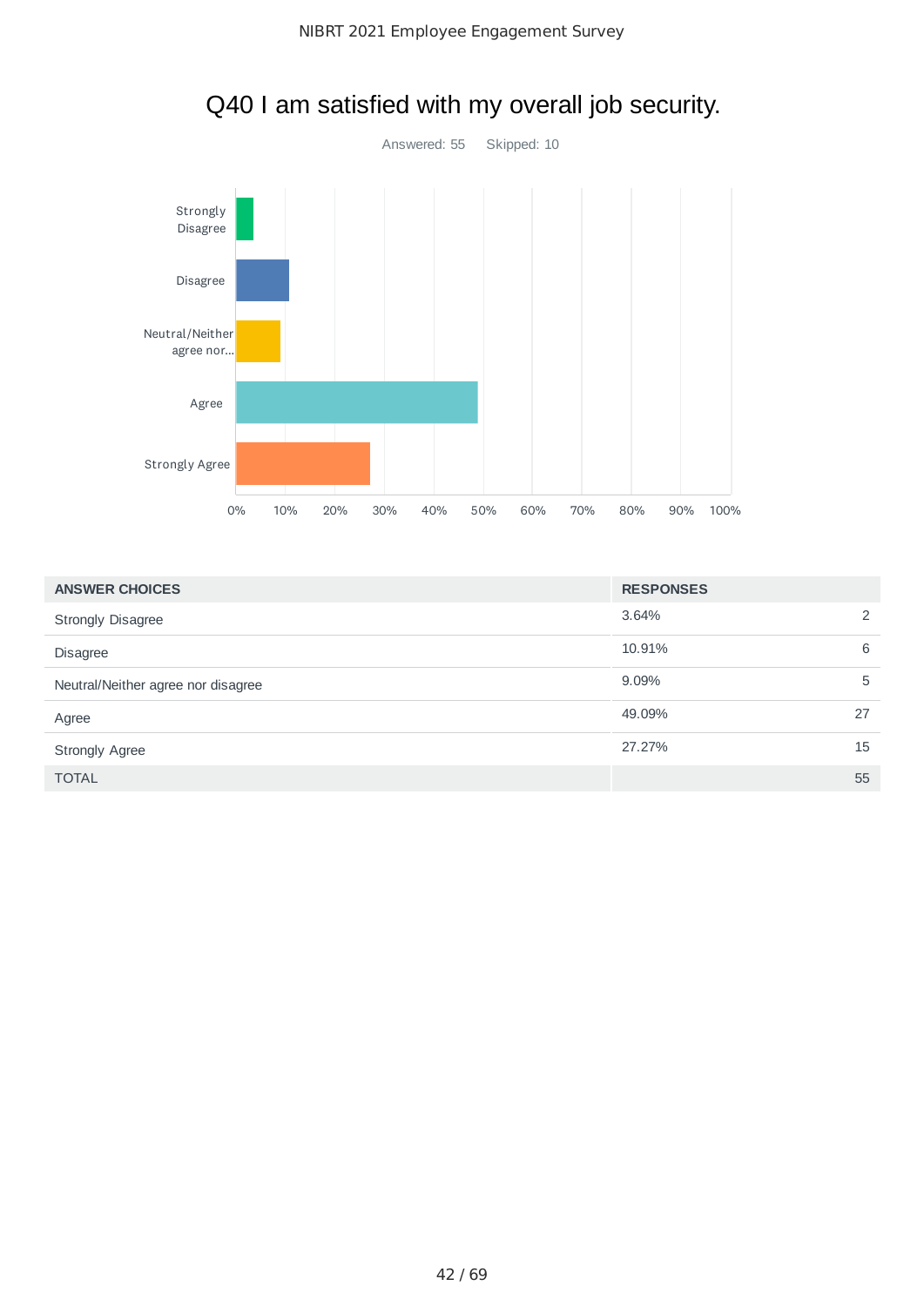# Q40 I am satisfied with my overall job security.

Answered: 55 Skipped: 10

| ANSWER CHOICES | RESPONSES | |
|---|---|---|
| Strongly Disagree | 3.64% | 2 |
| Disagree | 10.91% | 6 |
| Neutral/Neither agree nor disagree | 9.09% | 5 |
| Agree | 49.09% | 27 |
| Strongly Agree | 27.27% | 15 |
| TOTAL | | 55 |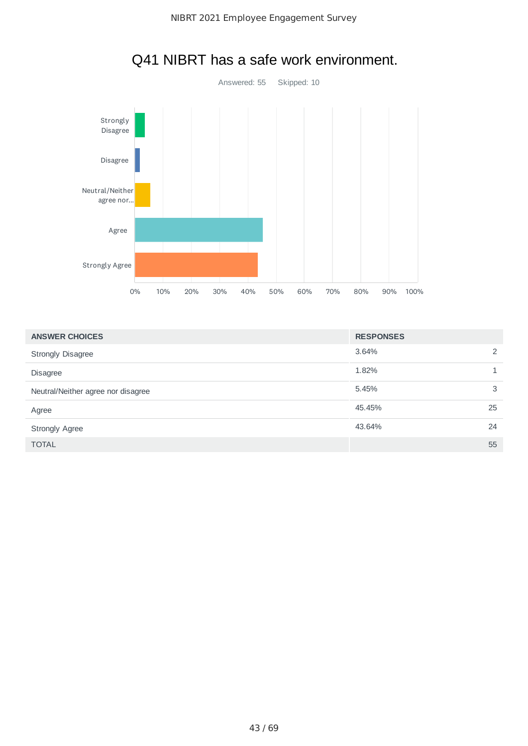# Q41 NIBRT has a safe work environment.

Answered: 55 Skipped: 10

| ANSWER CHOICES | RESPONSES | |
|---|---|---|
| Strongly Disagree | 3.64% | 2 |
| Disagree | 1.82% | 1 |
| Neutral/Neither agree nor disagree | 5.45% | 3 |
| Agree | 45.45% | 25 |
| Strongly Agree | 43.64% | 24 |
| TOTAL | | 55 |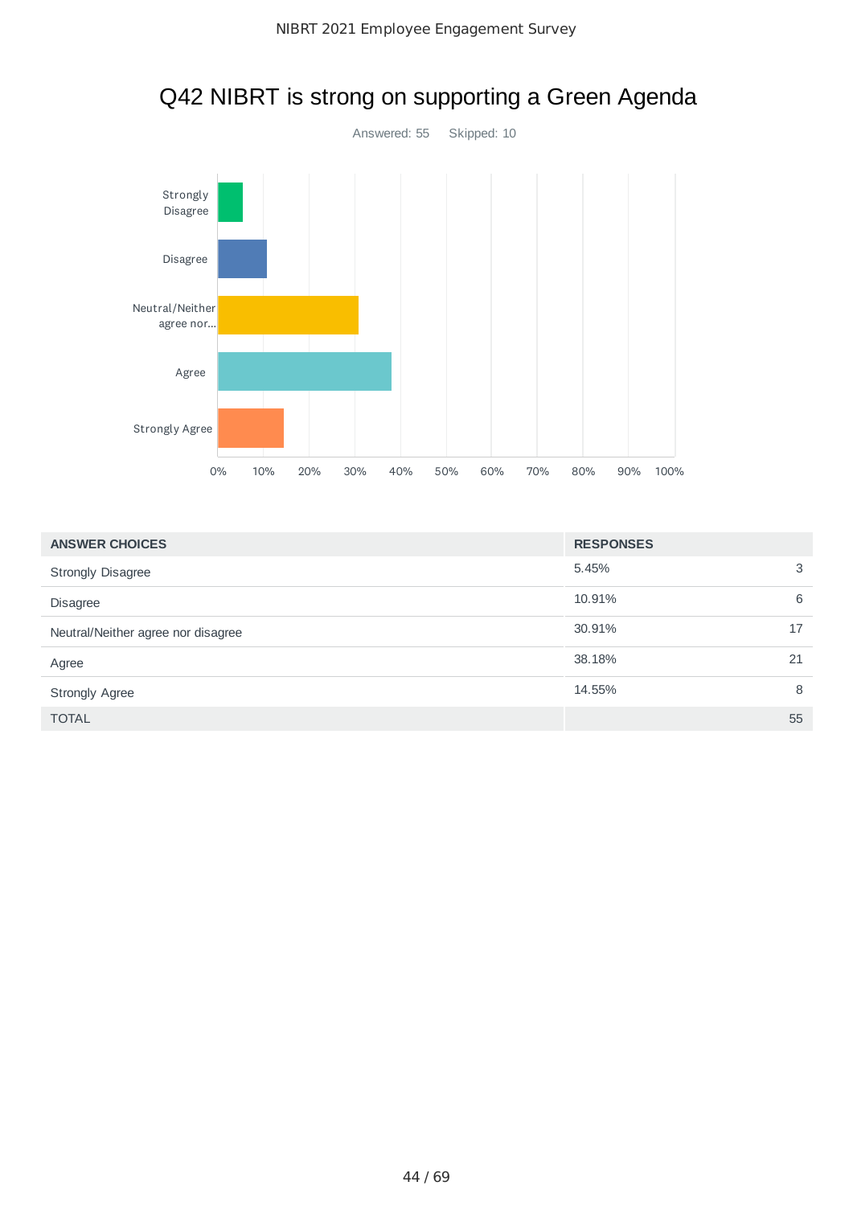# Q42 NIBRT is strong on supporting a Green Agenda

Answered: 55    Skipped: 10

| ANSWER CHOICES | RESPONSES | |
|---|---|---|
| Strongly Disagree | 5.45% | 3 |
| Disagree | 10.91% | 6 |
| Neutral/Neither agree nor disagree | 30.91% | 17 |
| Agree | 38.18% | 21 |
| Strongly Agree | 14.55% | 8 |
| TOTAL | | 55 |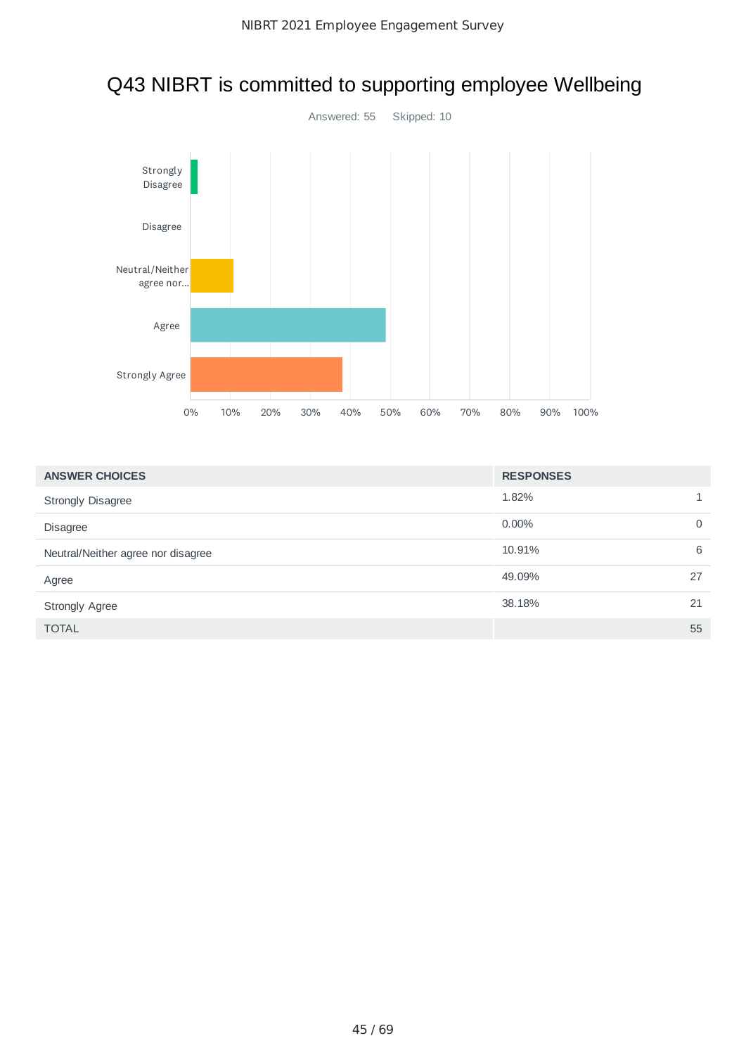# Q43 NIBRT is committed to supporting employee Wellbeing

Answered: 55 Skipped: 10

| ANSWER CHOICES | RESPONSES | |
|---|---|---|
| Strongly Disagree | 1.82% | 1 |
| Disagree | 0.00% | 0 |
| Neutral/Neither agree nor disagree | 10.91% | 6 |
| Agree | 49.09% | 27 |
| Strongly Agree | 38.18% | 21 |
| TOTAL | | 55 |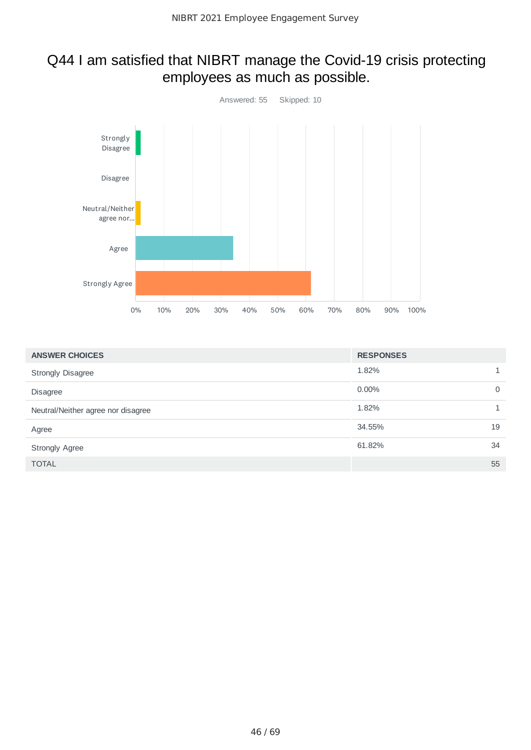# Q44 I am satisfied that NIBRT manage the Covid-19 crisis protecting employees as much as possible.

Answered: 55 Skipped: 10

| ANSWER CHOICES | RESPONSES | |
|---|---|---|
| Strongly Disagree | 1.82% | 1 |
| Disagree | 0.00% | 0 |
| Neutral/Neither agree nor disagree | 1.82% | 1 |
| Agree | 34.55% | 19 |
| Strongly Agree | 61.82% | 34 |
| TOTAL | | 55 |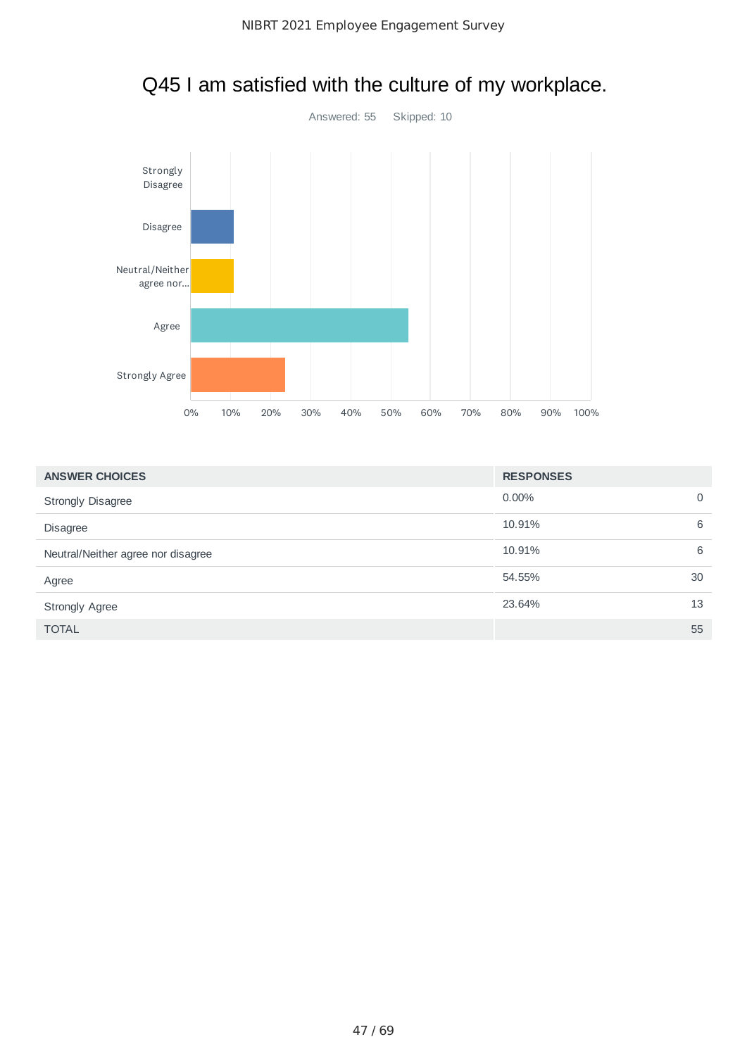# Q45 I am satisfied with the culture of my workplace.

Answered: 55 Skipped: 10

| ANSWER CHOICES | RESPONSES | |
|---|---|---|
| Strongly Disagree | 0.00% | 0 |
| Disagree | 10.91% | 6 |
| Neutral/Neither agree nor disagree | 10.91% | 6 |
| Agree | 54.55% | 30 |
| Strongly Agree | 23.64% | 13 |
| TOTAL | | 55 |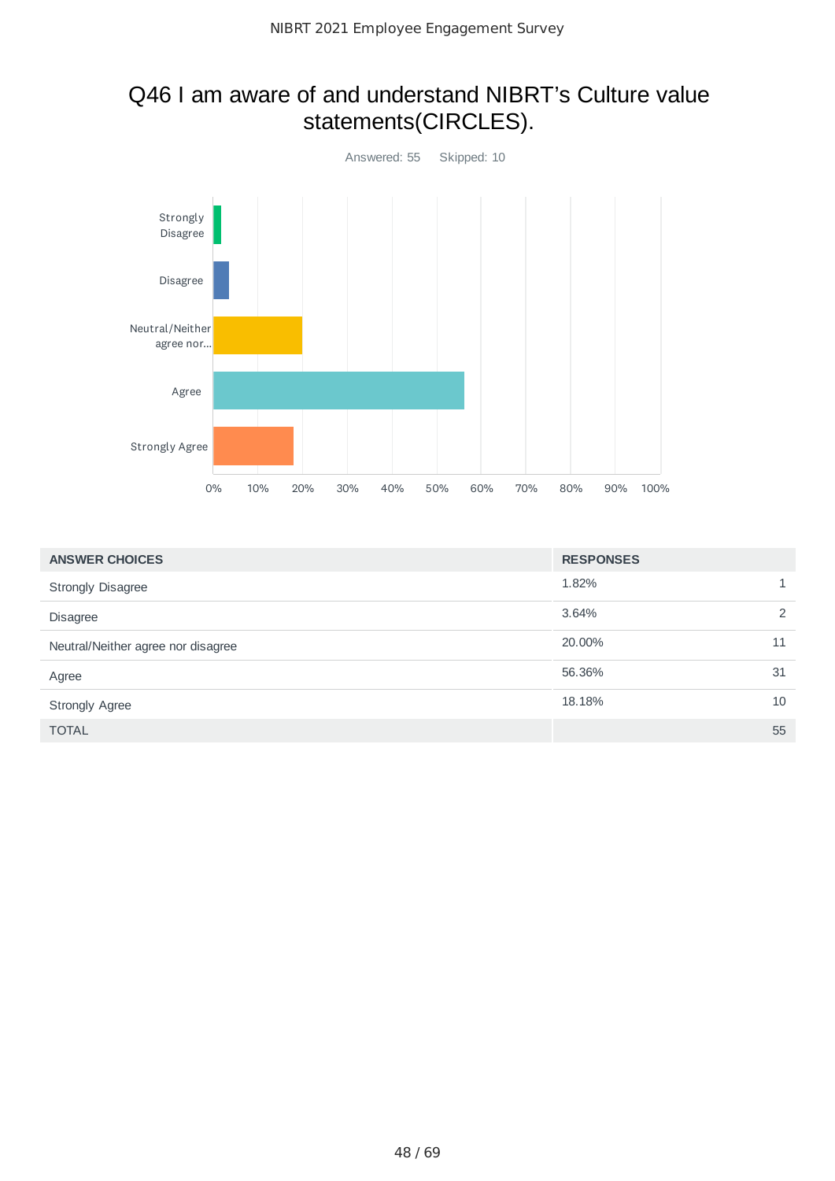# Q46 I am aware of and understand NIBRT's Culture value statements(CIRCLES).

Answered: 55    Skipped: 10

| ANSWER CHOICES | RESPONSES | |
|---|---|---|
| Strongly Disagree | 1.82% | 1 |
| Disagree | 3.64% | 2 |
| Neutral/Neither agree nor disagree | 20.00% | 11 |
| Agree | 56.36% | 31 |
| Strongly Agree | 18.18% | 10 |
| TOTAL | | 55 |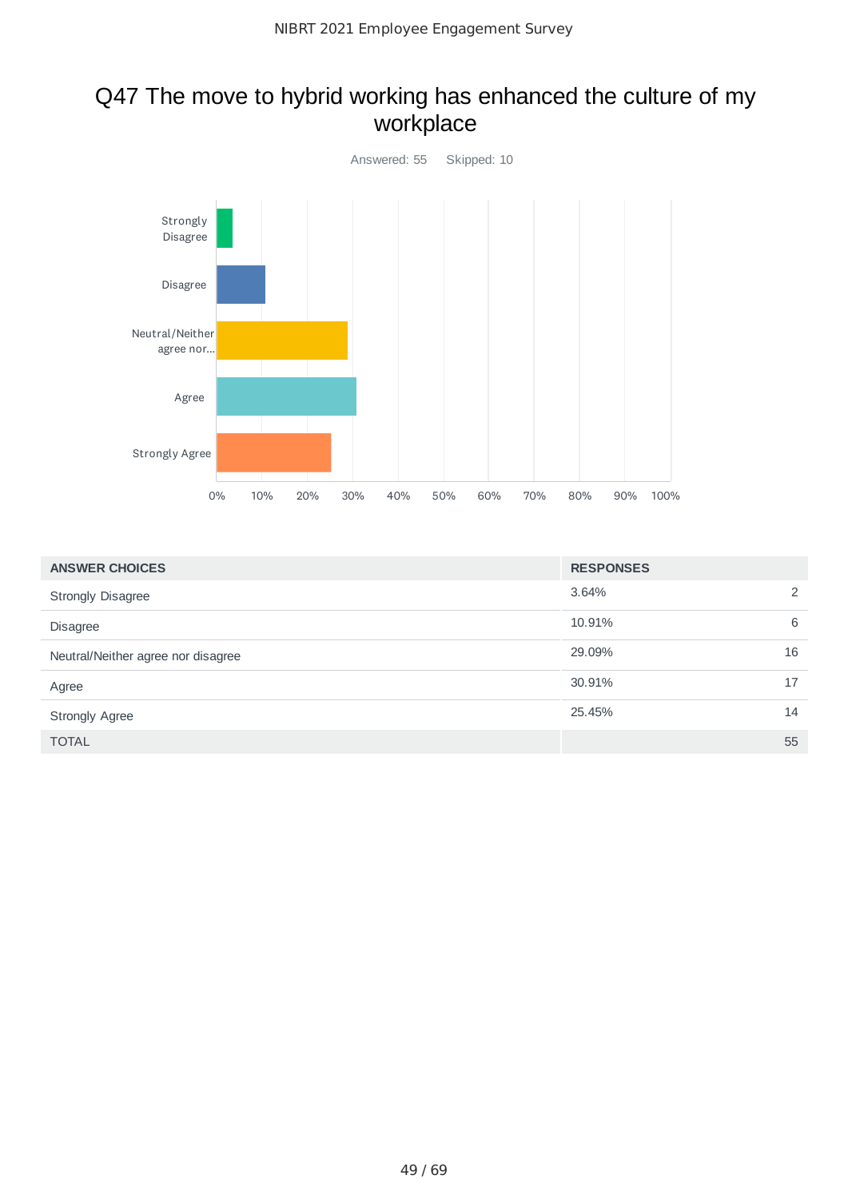# Q47 The move to hybrid working has enhanced the culture of my workplace

Answered: 55 Skipped: 10

| ANSWER CHOICES | RESPONSES | |
|---|---|---|
| Strongly Disagree | 3.64% | 2 |
| Disagree | 10.91% | 6 |
| Neutral/Neither agree nor disagree | 29.09% | 16 |
| Agree | 30.91% | 17 |
| Strongly Agree | 25.45% | 14 |
| TOTAL | | 55 |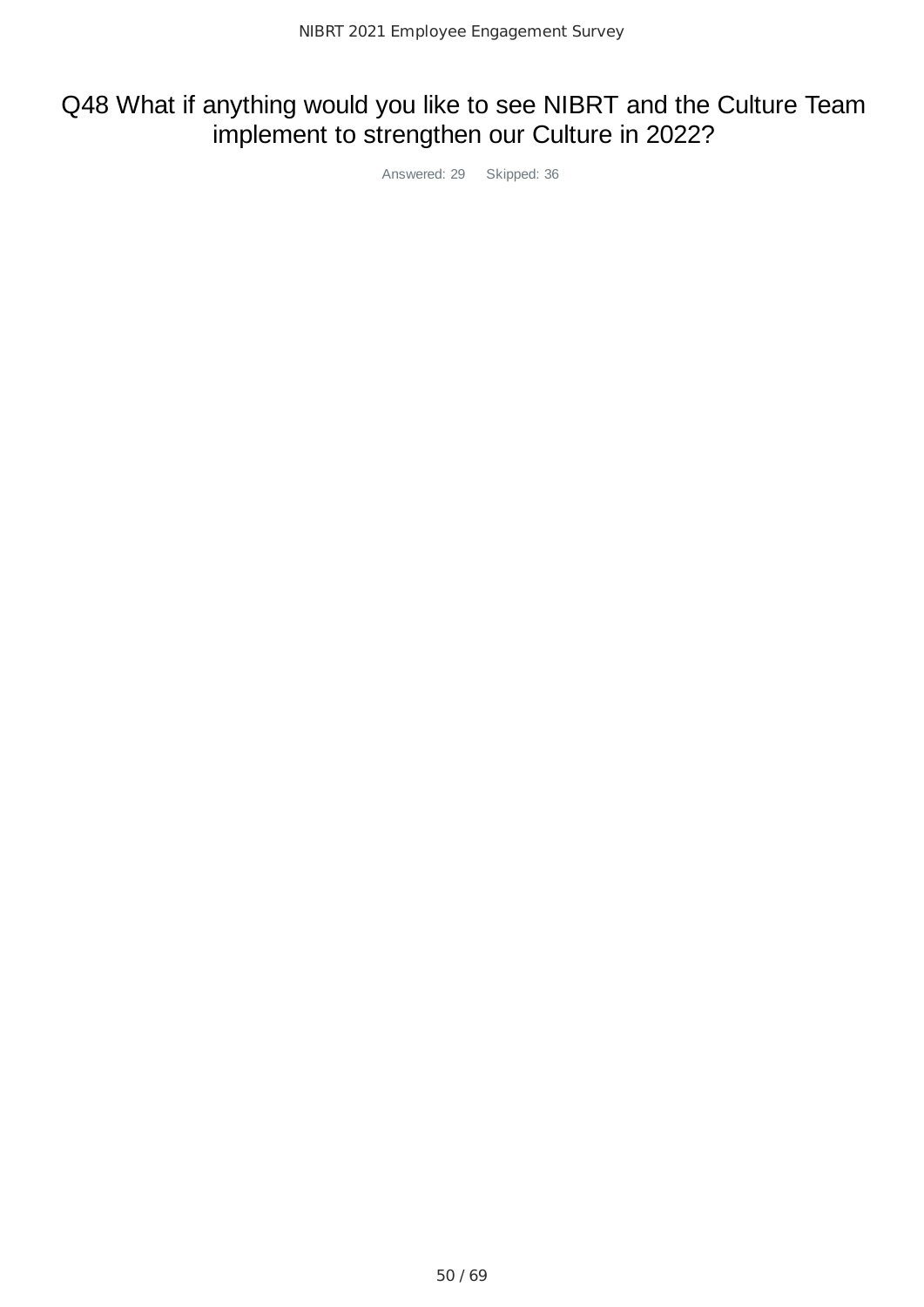# Q48 What if anything would you like to see NIBRT and the Culture Team implement to strengthen our Culture in 2022?

Answered: 29 Skipped: 36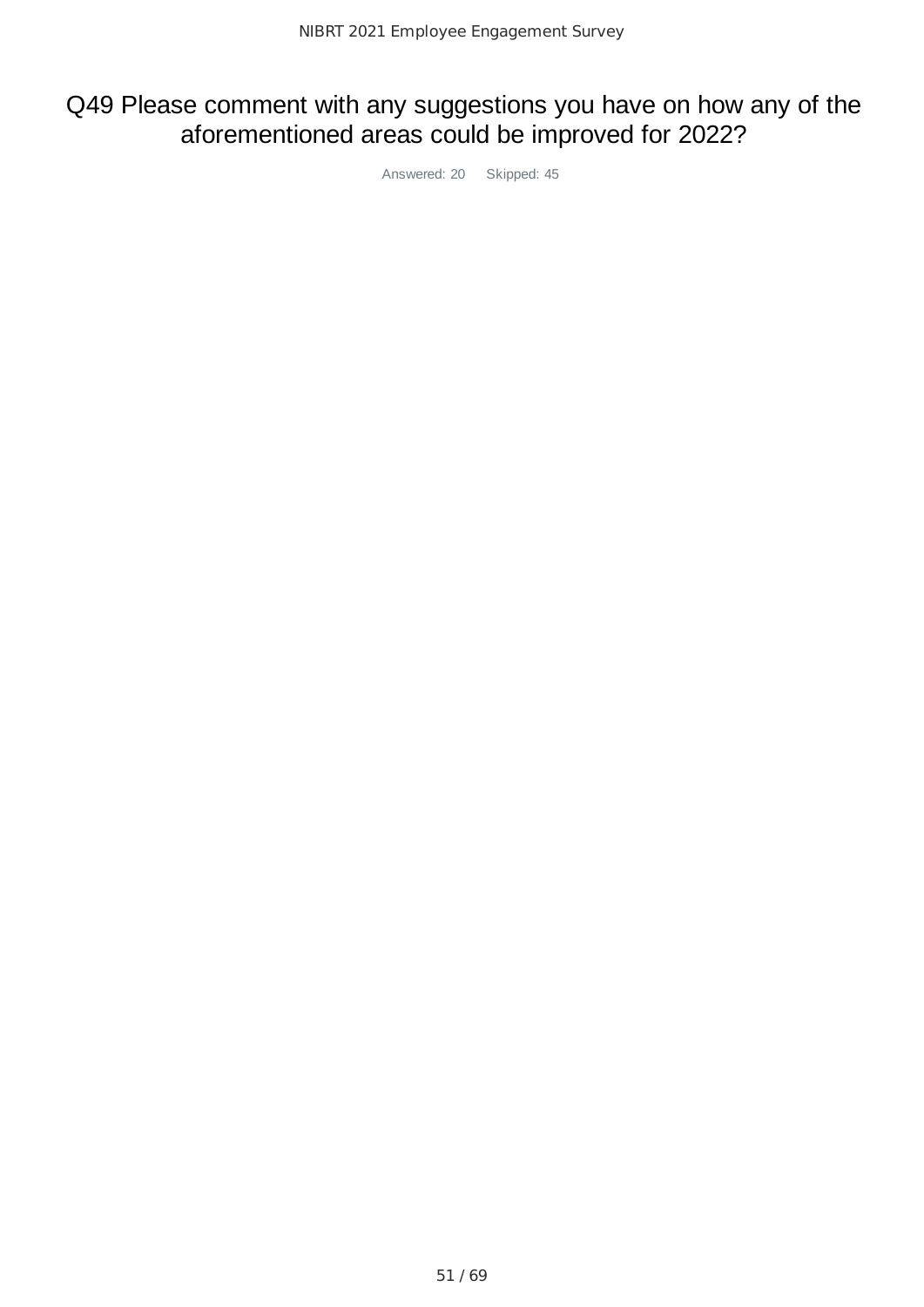# Q49 Please comment with any suggestions you have on how any of the aforementioned areas could be improved for 2022?

Answered: 20  Skipped: 45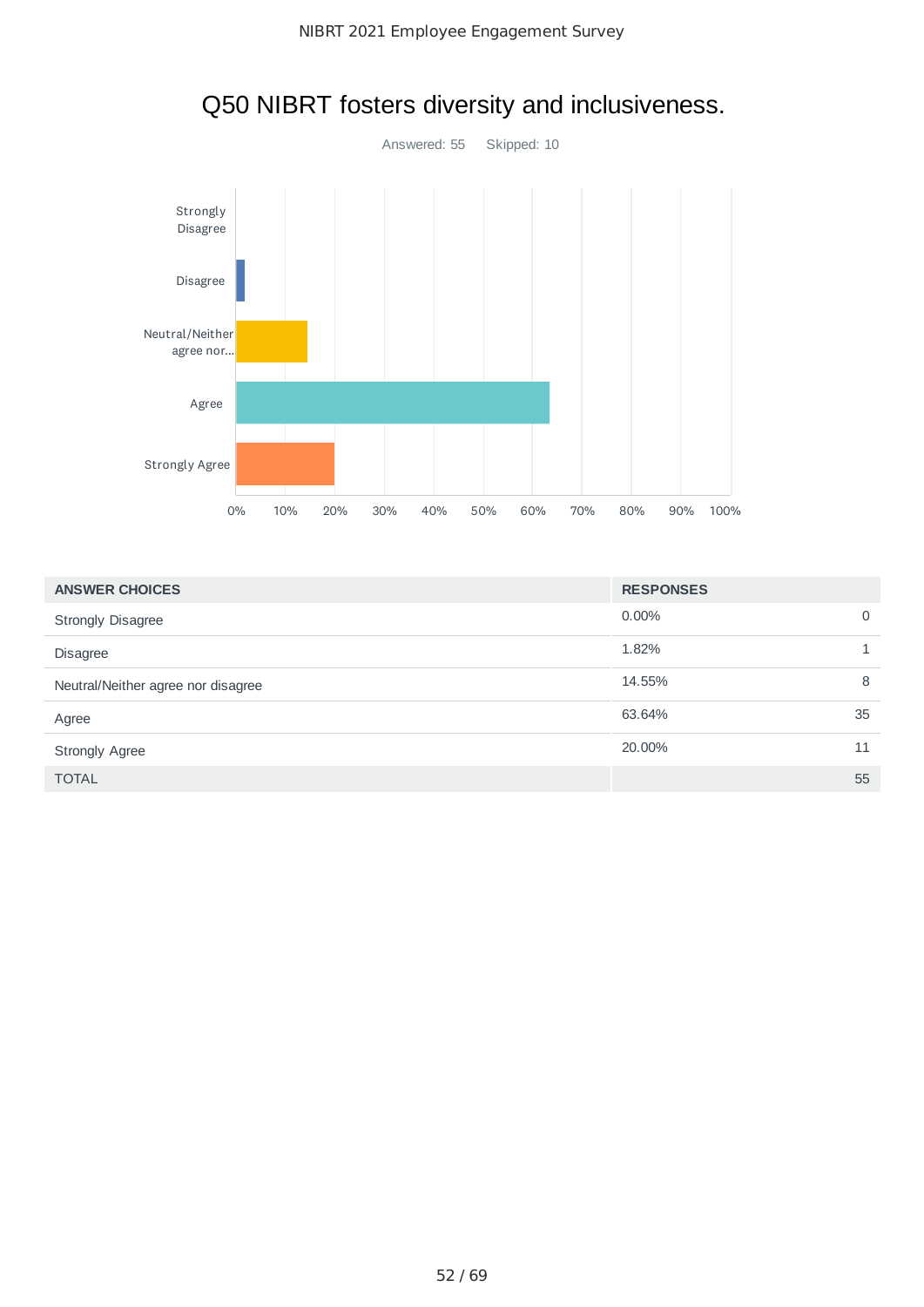# Q50 NIBRT fosters diversity and inclusiveness.

Answered: 55 Skipped: 10

| ANSWER CHOICES | RESPONSES | |
|---|---|---|
| Strongly Disagree | 0.00% | 0 |
| Disagree | 1.82% | 1 |
| Neutral/Neither agree nor disagree | 14.55% | 8 |
| Agree | 63.64% | 35 |
| Strongly Agree | 20.00% | 11 |
| TOTAL | | 55 |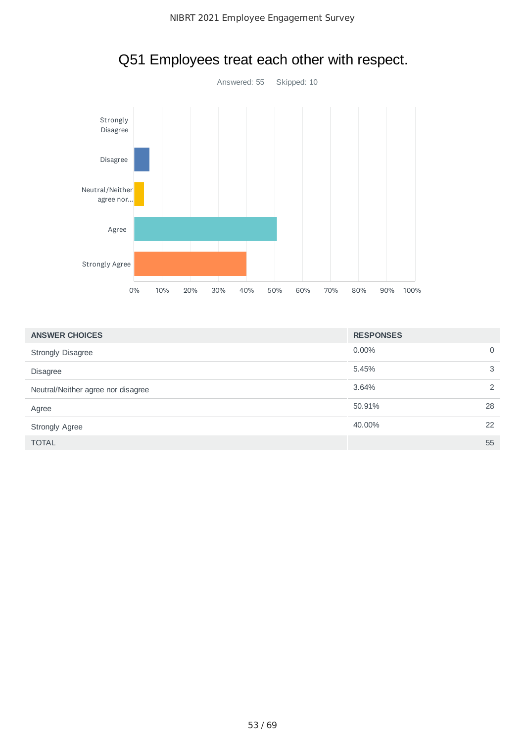# Q51 Employees treat each other with respect.

Answered: 55 Skipped: 10

| ANSWER CHOICES | RESPONSES | |
|---|---|---|
| Strongly Disagree | 0.00% | 0 |
| Disagree | 5.45% | 3 |
| Neutral/Neither agree nor disagree | 3.64% | 2 |
| Agree | 50.91% | 28 |
| Strongly Agree | 40.00% | 22 |
| TOTAL | | 55 |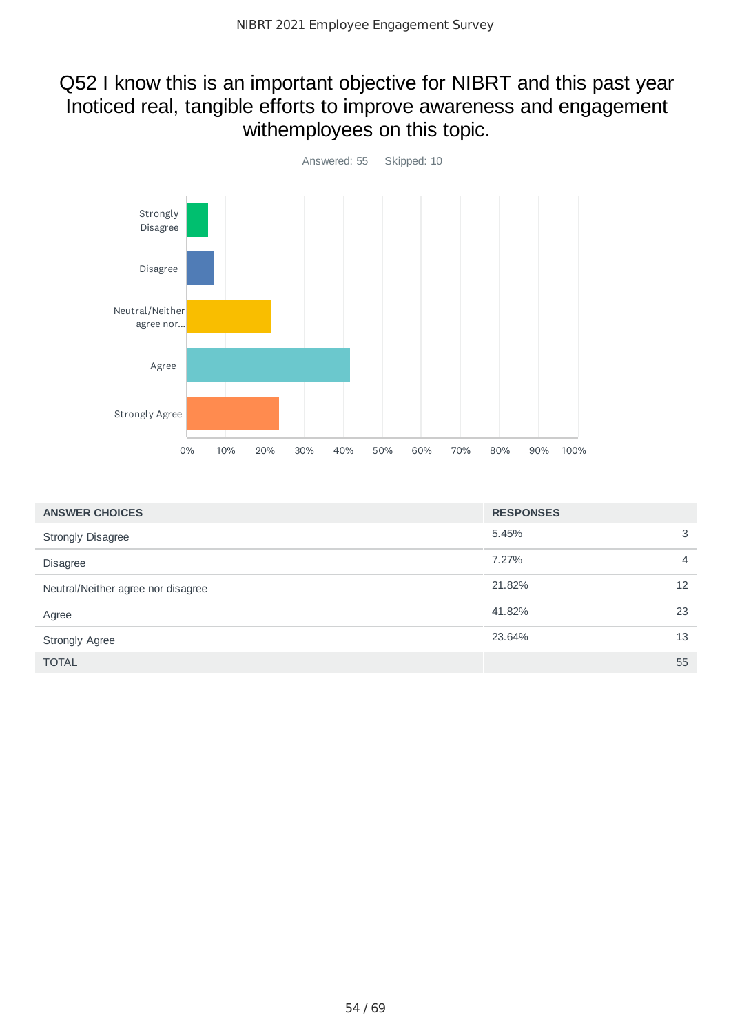# Q52 I know this is an important objective for NIBRT and this past year Inoticed real, tangible efforts to improve awareness and engagement withemployees on this topic.

Answered: 55 Skipped: 10

| ANSWER CHOICES | RESPONSES | |
|---|---|---|
| Strongly Disagree | 5.45% | 3 |
| Disagree | 7.27% | 4 |
| Neutral/Neither agree nor disagree | 21.82% | 12 |
| Agree | 41.82% | 23 |
| Strongly Agree | 23.64% | 13 |
| TOTAL | | 55 |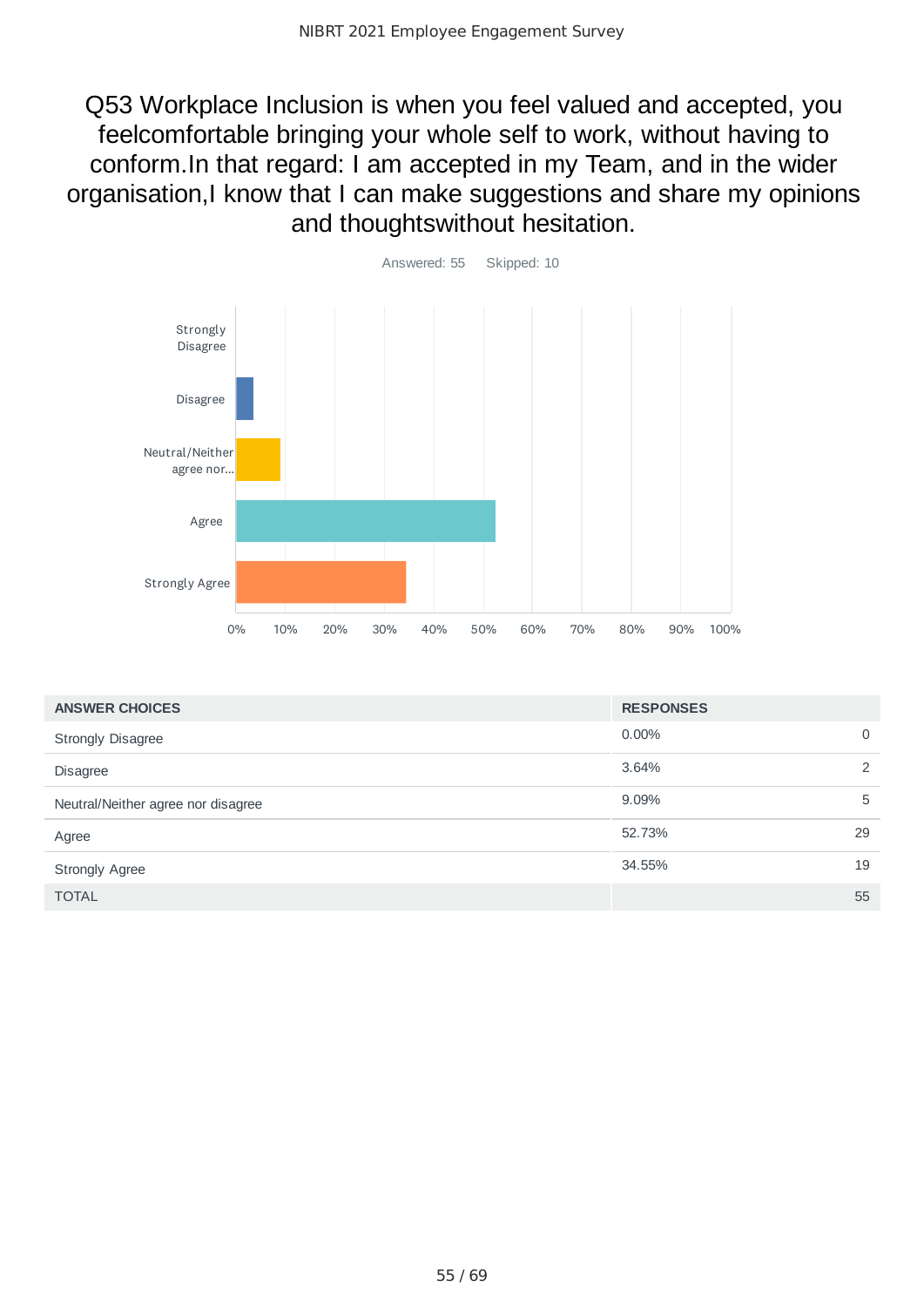# Q53 Workplace Inclusion is when you feel valued and accepted, you feelcomfortable bringing your whole self to work, without having to conform.In that regard: I am accepted in my Team, and in the wider organisation,I know that I can make suggestions and share my opinions and thoughtswithout hesitation.

Answered: 55 Skipped: 10

| ANSWER CHOICES | RESPONSES | |
|---|---|---|
| Strongly Disagree | 0.00% | 0 |
| Disagree | 3.64% | 2 |
| Neutral/Neither agree nor disagree | 9.09% | 5 |
| Agree | 52.73% | 29 |
| Strongly Agree | 34.55% | 19 |
| TOTAL | | 55 |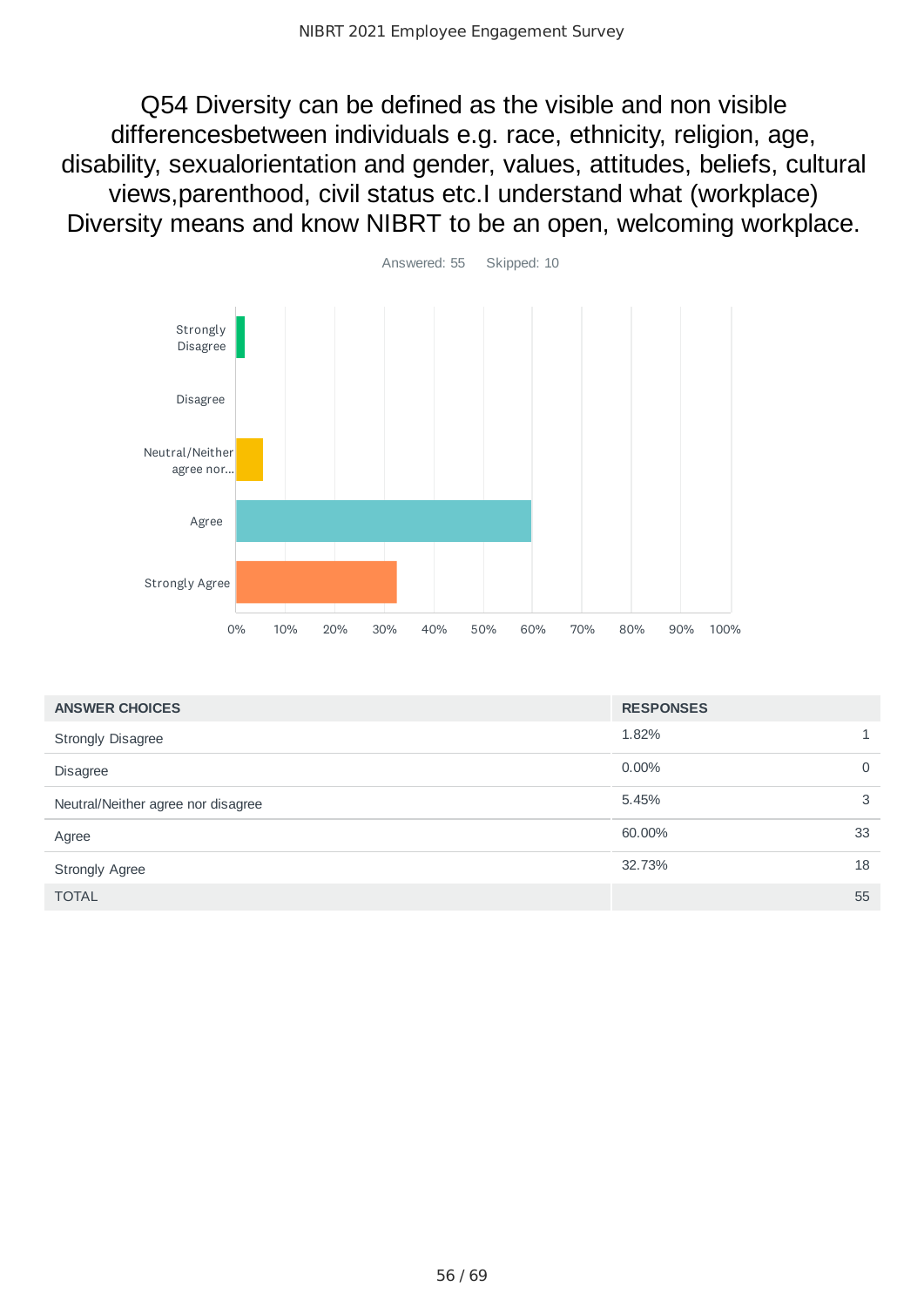## Q54 Diversity can be defined as the visible and non visible differencesbetween individuals e.g. race, ethnicity, religion, age, disability, sexualorientation and gender, values, attitudes, beliefs, cultural views,parenthood, civil status etc.I understand what (workplace) Diversity means and know NIBRT to be an open, welcoming workplace.

Answered: 55 Skipped: 10

| ANSWER CHOICES | RESPONSES | |
|---|---|---|
| Strongly Disagree | 1.82% | 1 |
| Disagree | 0.00% | 0 |
| Neutral/Neither agree nor disagree | 5.45% | 3 |
| Agree | 60.00% | 33 |
| Strongly Agree | 32.73% | 18 |
| TOTAL | | 55 |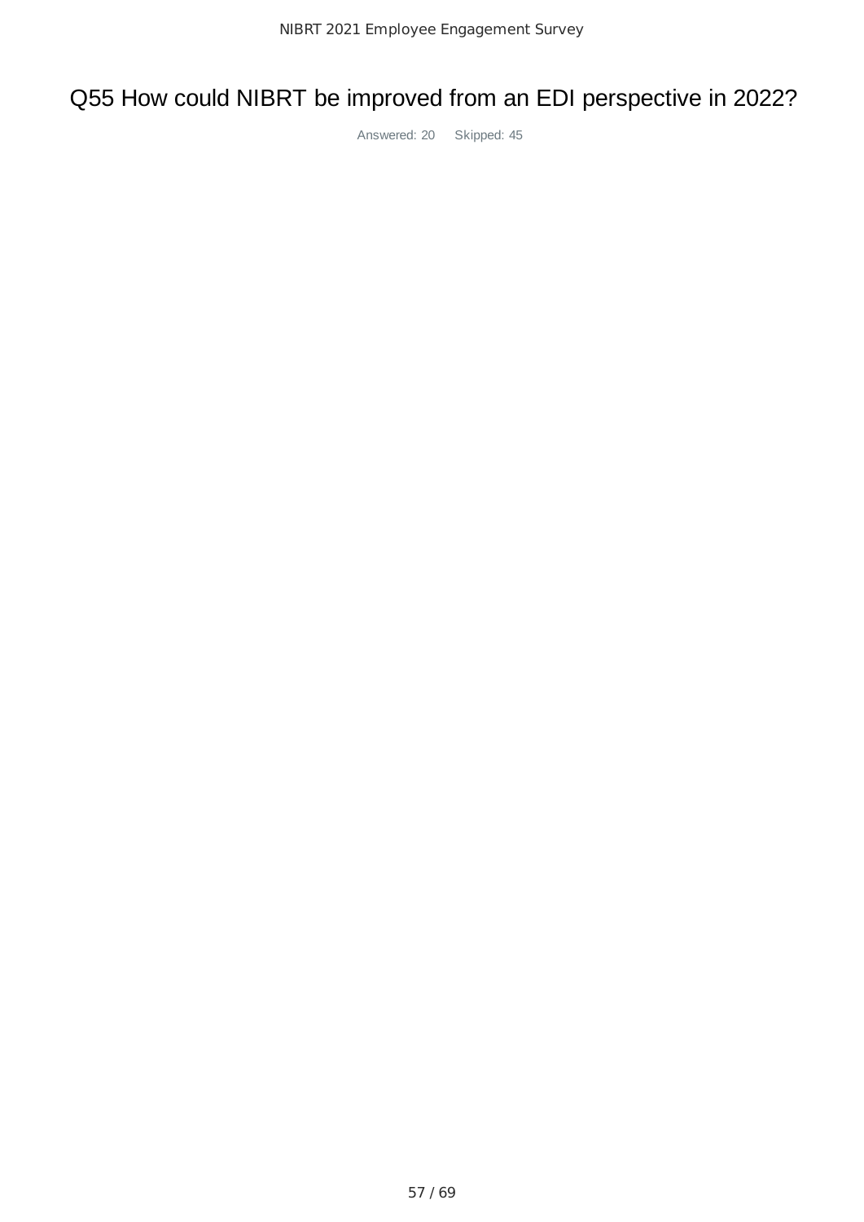# Q55 How could NIBRT be improved from an EDI perspective in 2022?

Answered: 20    Skipped: 45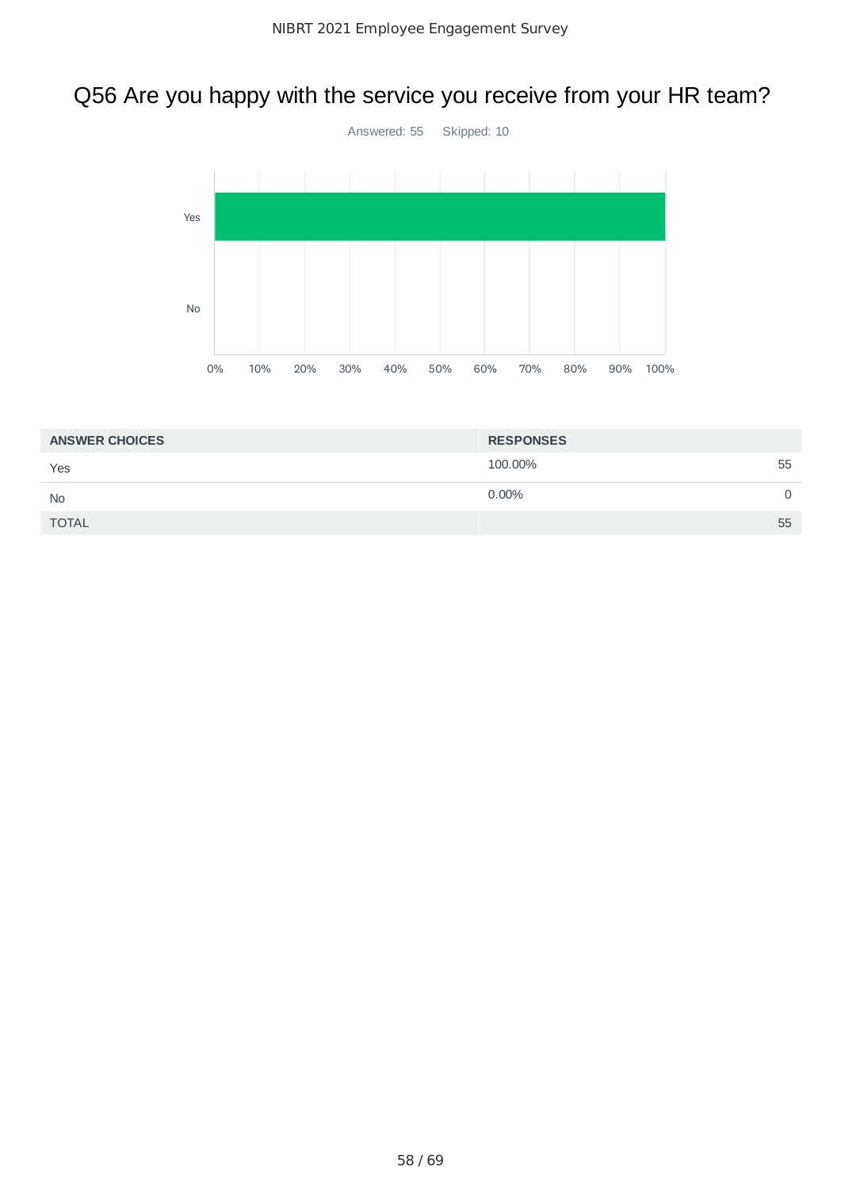# Q56 Are you happy with the service you receive from your HR team?

Answered: 55 Skipped: 10

| ANSWER CHOICES | RESPONSES | |
|---|---|---|
| Yes | 100.00% | 55 |
| No | 0.00% | 0 |
| TOTAL | | 55 |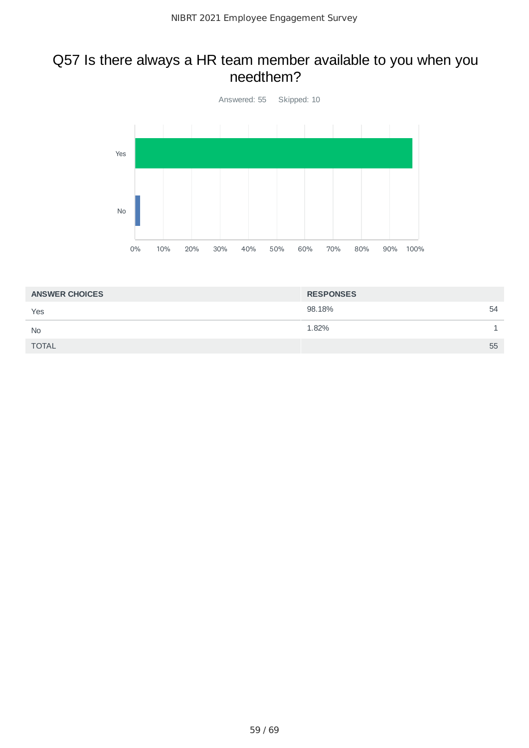## Q57 Is there always a HR team member available to you when you needthem?

Answered: 55 Skipped: 10

| ANSWER CHOICES | RESPONSES | |
|---|---|---|
| Yes | 98.18% | 54 |
| No | 1.82% | 1 |
| TOTAL | | 55 |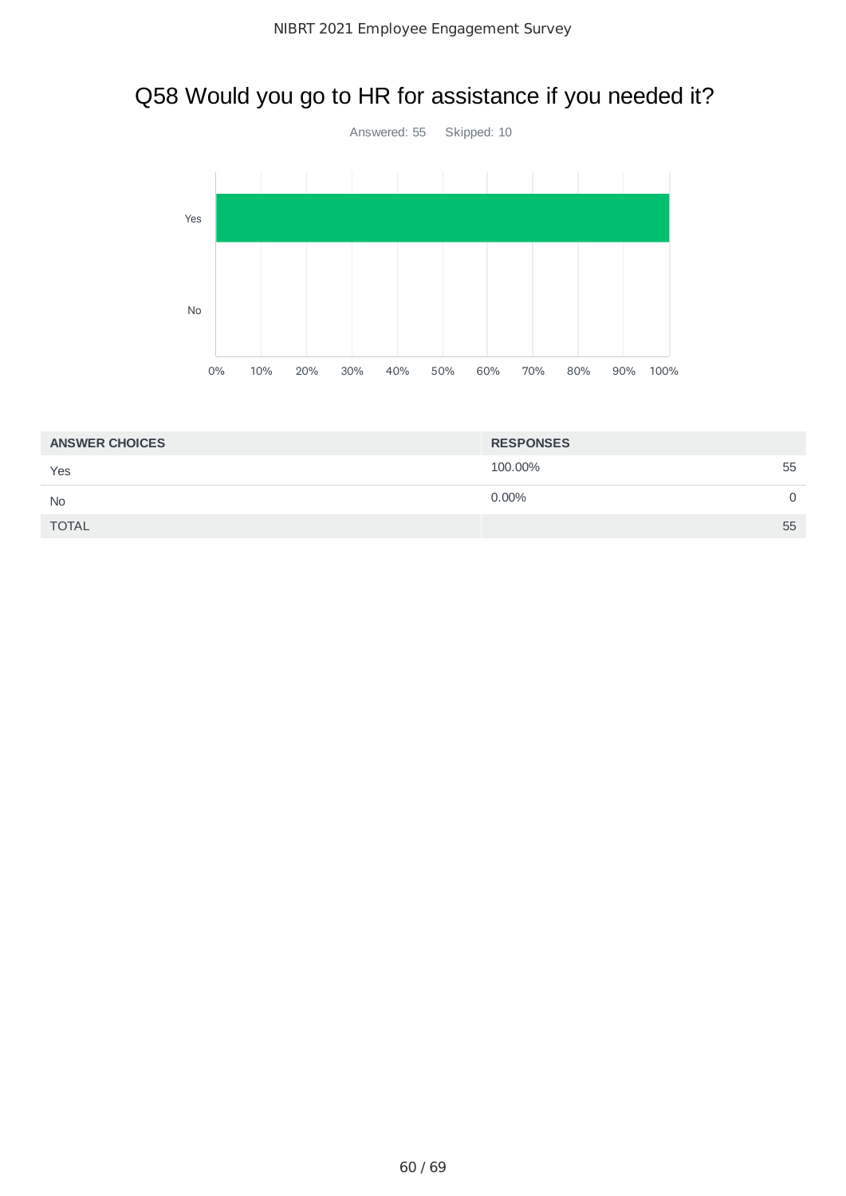# Q58 Would you go to HR for assistance if you needed it?

Answered: 55 Skipped: 10

| ANSWER CHOICES | RESPONSES | |
|---|---|---|
| Yes | 100.00% | 55 |
| No | 0.00% | 0 |
| TOTAL | | 55 |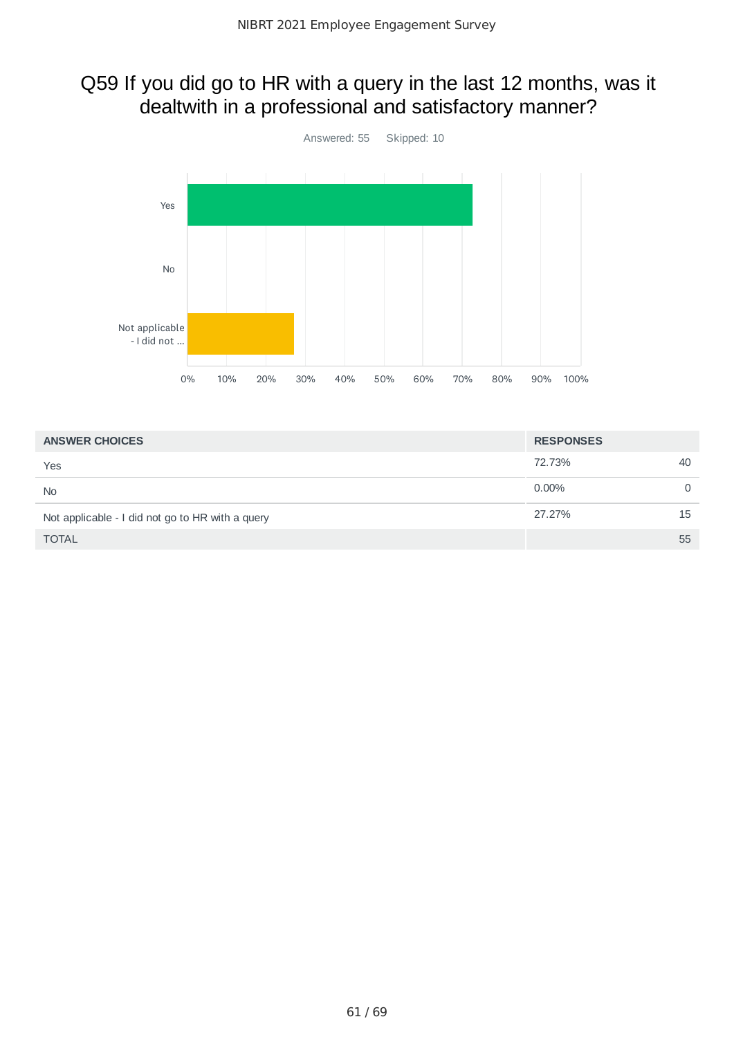# Q59 If you did go to HR with a query in the last 12 months, was it dealtwith in a professional and satisfactory manner?

Answered: 55 Skipped: 10

| ANSWER CHOICES | RESPONSES | |
|---|---|---|
| Yes | 72.73% | 40 |
| No | 0.00% | 0 |
| Not applicable - I did not go to HR with a query | 27.27% | 15 |
| TOTAL | | 55 |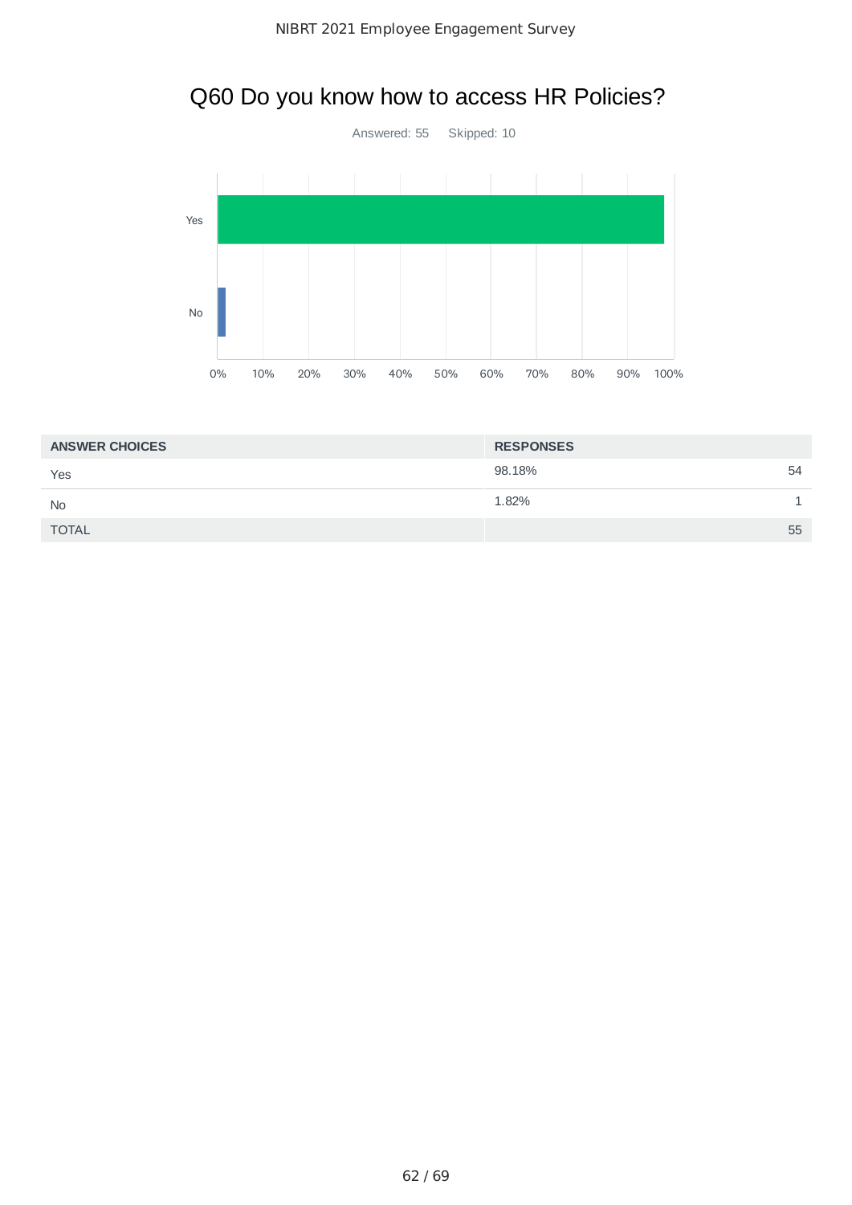# Q60 Do you know how to access HR Policies?

Answered: 55 Skipped: 10

| ANSWER CHOICES | RESPONSES | |
|---|---|---|
| Yes | 98.18% | 54 |
| No | 1.82% | 1 |
| TOTAL | | 55 |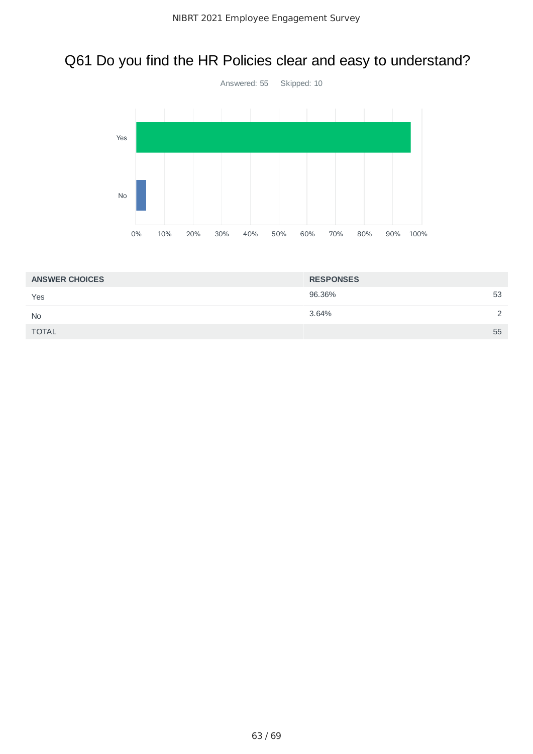# Q61 Do you find the HR Policies clear and easy to understand?

Answered: 55 Skipped: 10

| ANSWER CHOICES | RESPONSES | |
|---|---|---|
| Yes | 96.36% | 53 |
| No | 3.64% | 2 |
| TOTAL | | 55 |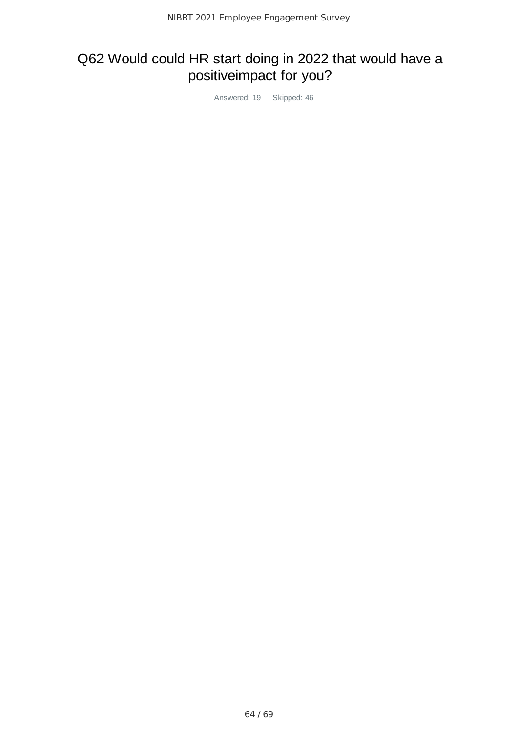## Q62 Would could HR start doing in 2022 that would have a positiveimpact for you?

Answered: 19    Skipped: 46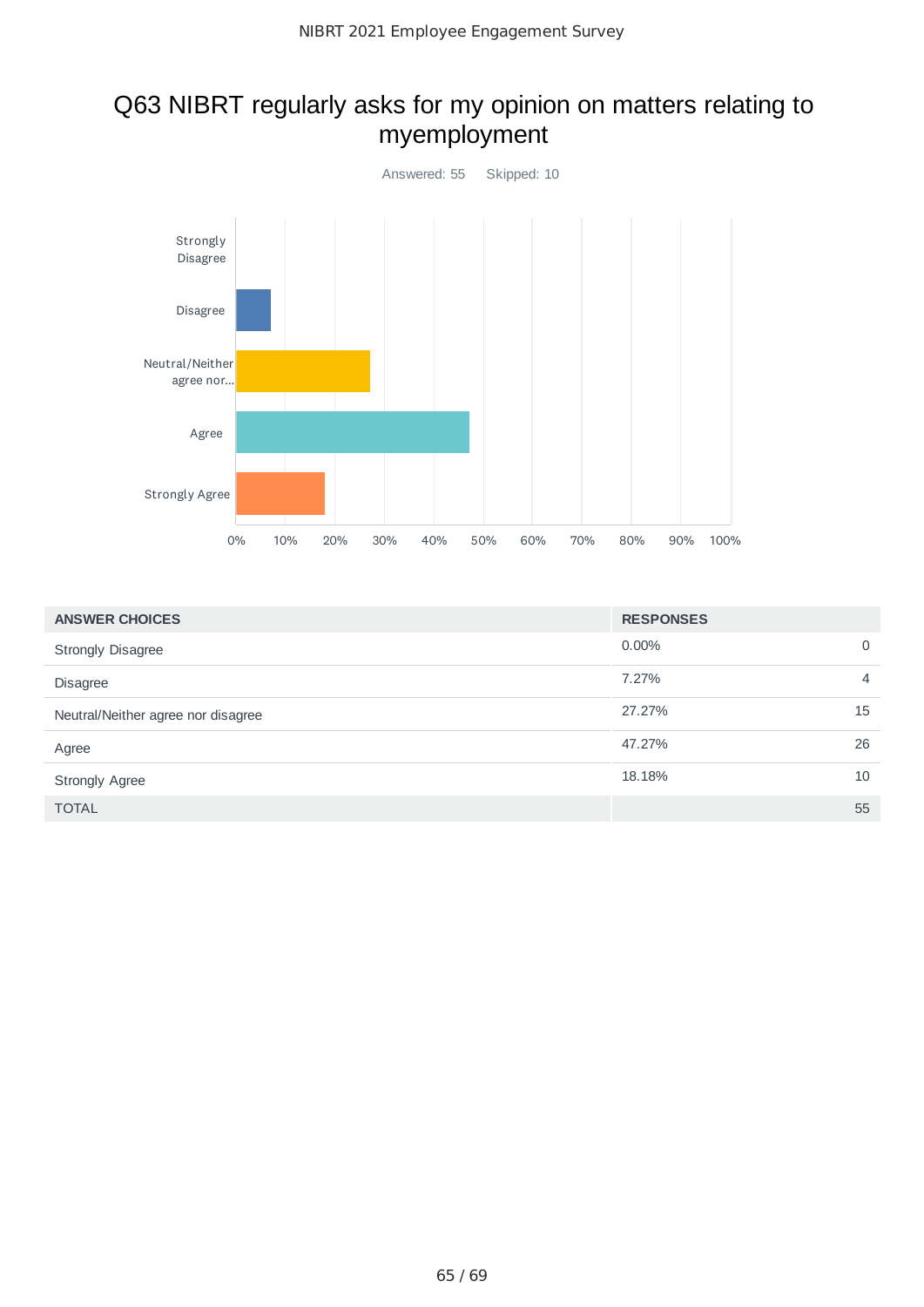# Q63 NIBRT regularly asks for my opinion on matters relating to myemployment

Answered: 55    Skipped: 10

| ANSWER CHOICES | RESPONSES | |
|---|---|---|
| Strongly Disagree | 0.00% | 0 |
| Disagree | 7.27% | 4 |
| Neutral/Neither agree nor disagree | 27.27% | 15 |
| Agree | 47.27% | 26 |
| Strongly Agree | 18.18% | 10 |
| TOTAL | | 55 |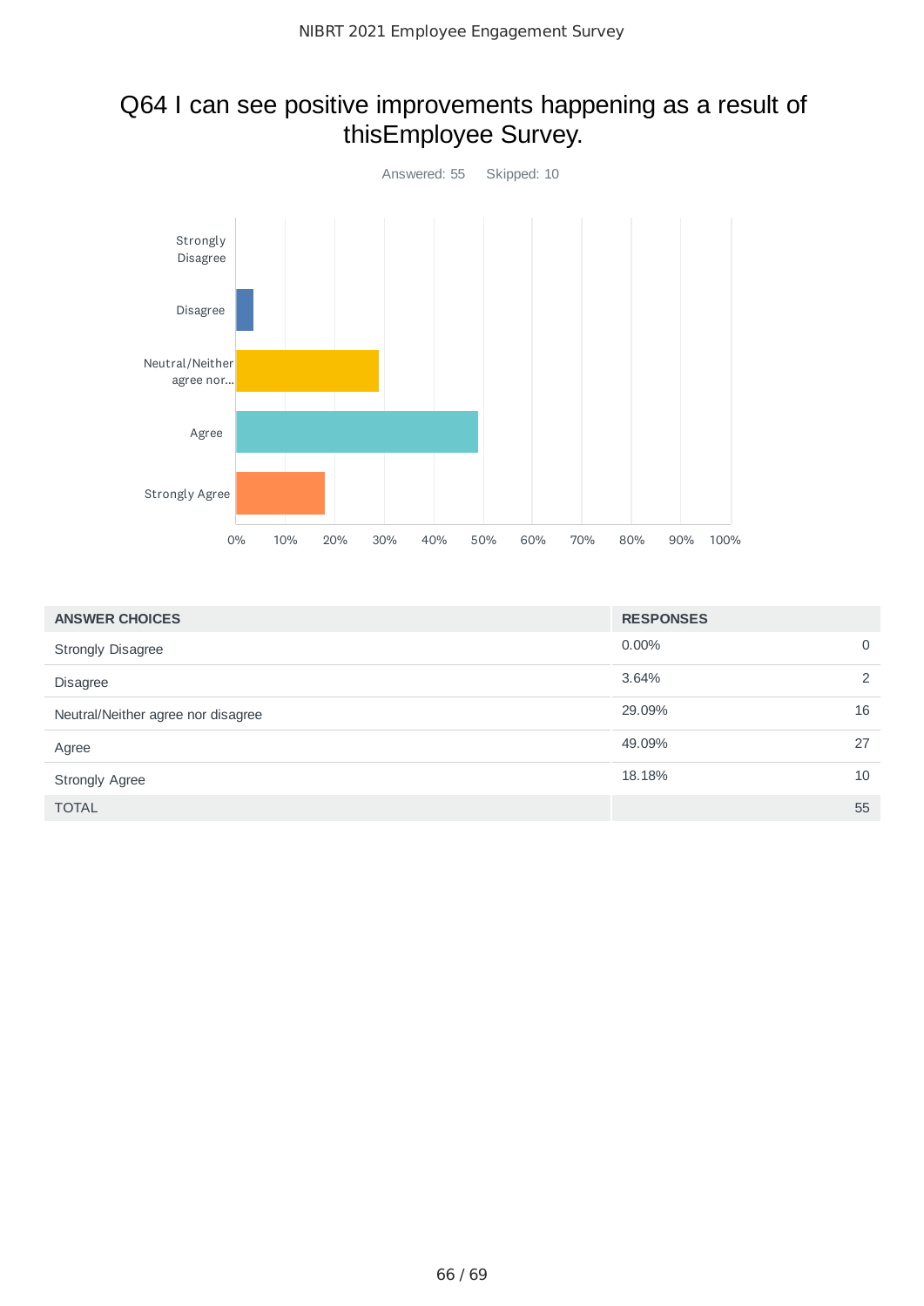# Q64 I can see positive improvements happening as a result of thisEmployee Survey.

Answered: 55 Skipped: 10

| ANSWER CHOICES | RESPONSES | |
|---|---|---|
| Strongly Disagree | 0.00% | 0 |
| Disagree | 3.64% | 2 |
| Neutral/Neither agree nor disagree | 29.09% | 16 |
| Agree | 49.09% | 27 |
| Strongly Agree | 18.18% | 10 |
| TOTAL | | 55 |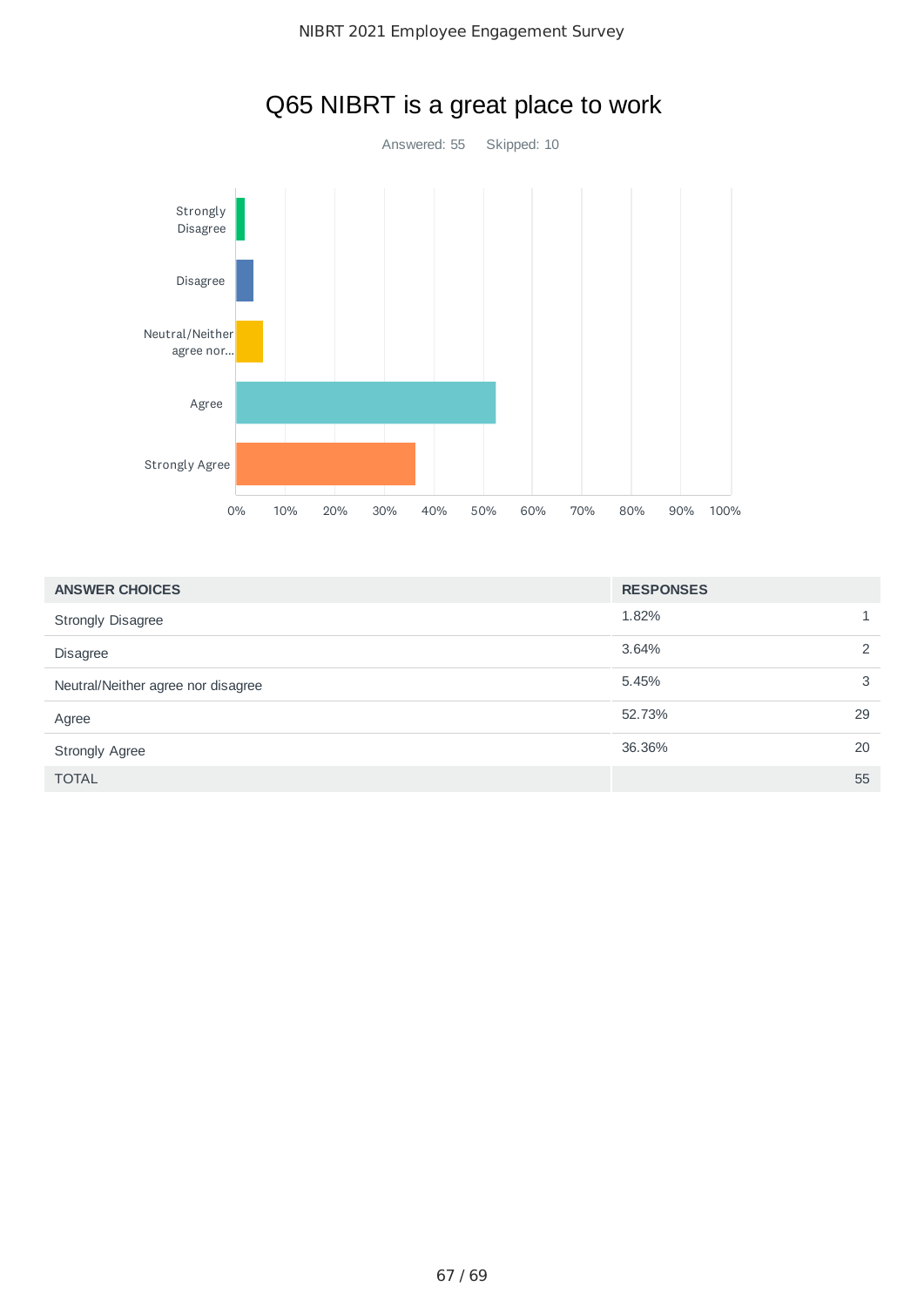## Q65 NIBRT is a great place to work

Answered: 55 Skipped: 10

| ANSWER CHOICES | RESPONSES | |
|---|---|---|
| Strongly Disagree | 1.82% | 1 |
| Disagree | 3.64% | 2 |
| Neutral/Neither agree nor disagree | 5.45% | 3 |
| Agree | 52.73% | 29 |
| Strongly Agree | 36.36% | 20 |
| TOTAL | | 55 |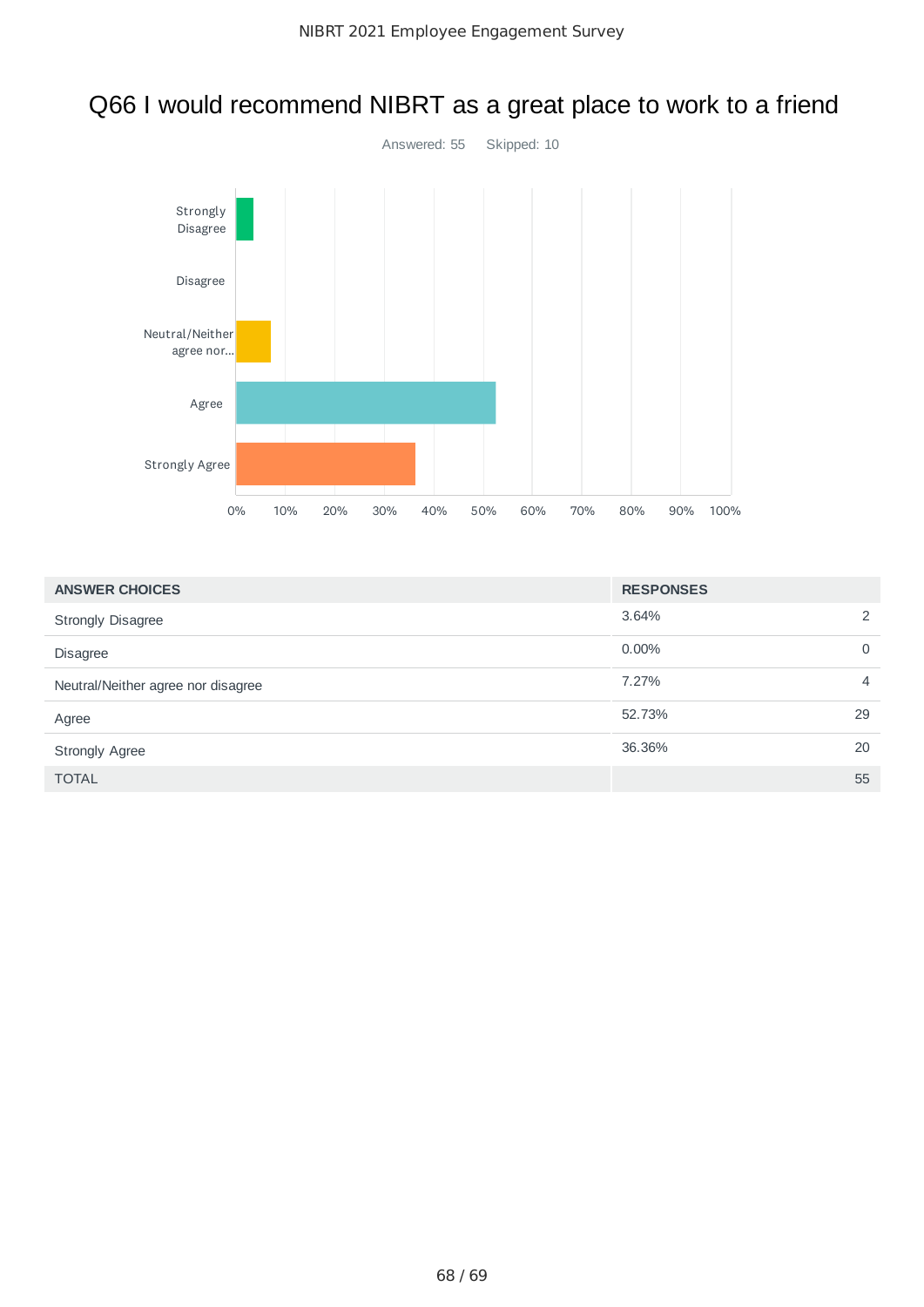# Q66 I would recommend NIBRT as a great place to work to a friend

Answered: 55    Skipped: 10

| ANSWER CHOICES | RESPONSES | |
|---|---|---|
| Strongly Disagree | 3.64% | 2 |
| Disagree | 0.00% | 0 |
| Neutral/Neither agree nor disagree | 7.27% | 4 |
| Agree | 52.73% | 29 |
| Strongly Agree | 36.36% | 20 |
| TOTAL | | 55 |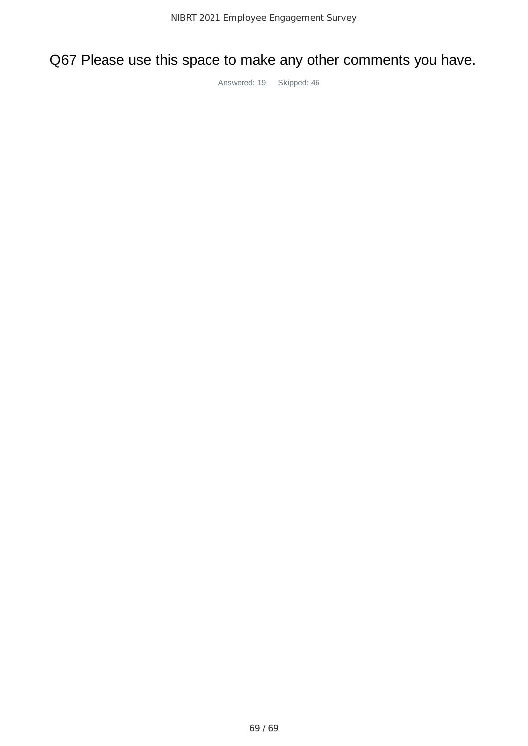# Q67 Please use this space to make any other comments you have.

Answered: 19    Skipped: 46